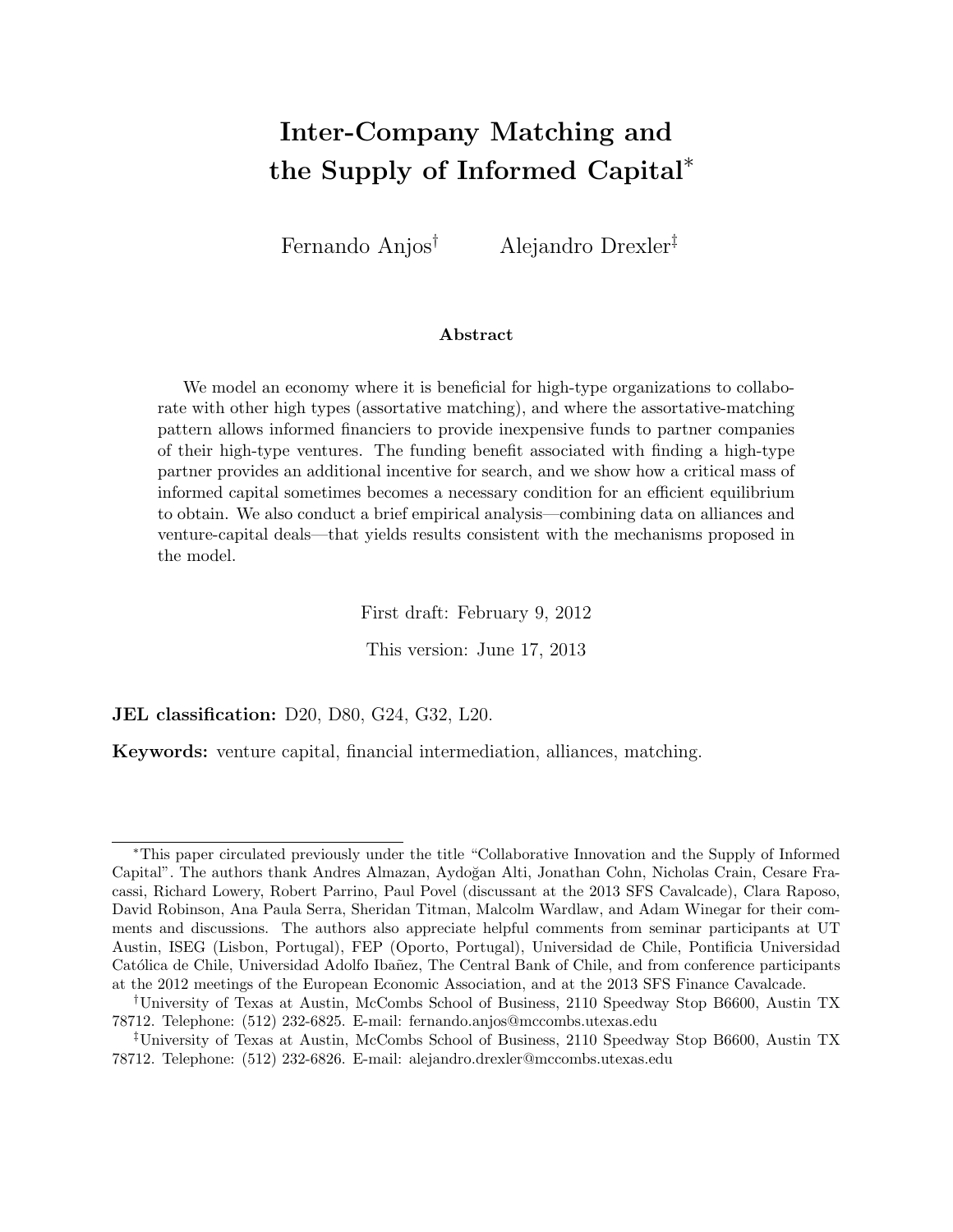# Inter-Company Matching and the Supply of Informed Capital[*]

Fernando Anjos[†] Alejandro Drexler[‡]

### Abstract

We model an economy where it is beneficial for high-type organizations to collaborate with other high types (assortative matching), and where the assortative-matching pattern allows informed financiers to provide inexpensive funds to partner companies of their high-type ventures. The funding benefit associated with finding a high-type partner provides an additional incentive for search, and we show how a critical mass of informed capital sometimes becomes a necessary condition for an efficient equilibrium to obtain. We also conduct a brief empirical analysis—combining data on alliances and venture-capital deals—that yields results consistent with the mechanisms proposed in the model.

First draft: February 9, 2012

This version: June 17, 2013

**JEL classification:** D20, D80, G24, G32, L20.

**Keywords:** venture capital, financial intermediation, alliances, matching.

---

[*]This paper circulated previously under the title "Collaborative Innovation and the Supply of Informed Capital". The authors thank Andres Almazan, Aydoğan Alti, Jonathan Cohn, Nicholas Crain, Cesare Fracassi, Richard Lowery, Robert Parrino, Paul Povel (discussant at the 2013 SFS Cavalcade), Clara Raposo, David Robinson, Ana Paula Serra, Sheridan Titman, Malcolm Wardlaw, and Adam Winegar for their comments and discussions. The authors also appreciate helpful comments from seminar participants at UT Austin, ISEG (Lisbon, Portugal), FEP (Oporto, Portugal), Universidad de Chile, Pontificia Universidad Católica de Chile, Universidad Adolfo Ibañez, The Central Bank of Chile, and from conference participants at the 2012 meetings of the European Economic Association, and at the 2013 SFS Finance Cavalcade.

[†]University of Texas at Austin, McCombs School of Business, 2110 Speedway Stop B6600, Austin TX 78712. Telephone: (512) 232-6825. E-mail: fernando.anjos@mccombs.utexas.edu

[‡]University of Texas at Austin, McCombs School of Business, 2110 Speedway Stop B6600, Austin TX 78712. Telephone: (512) 232-6826. E-mail: alejandro.drexler@mccombs.utexas.edu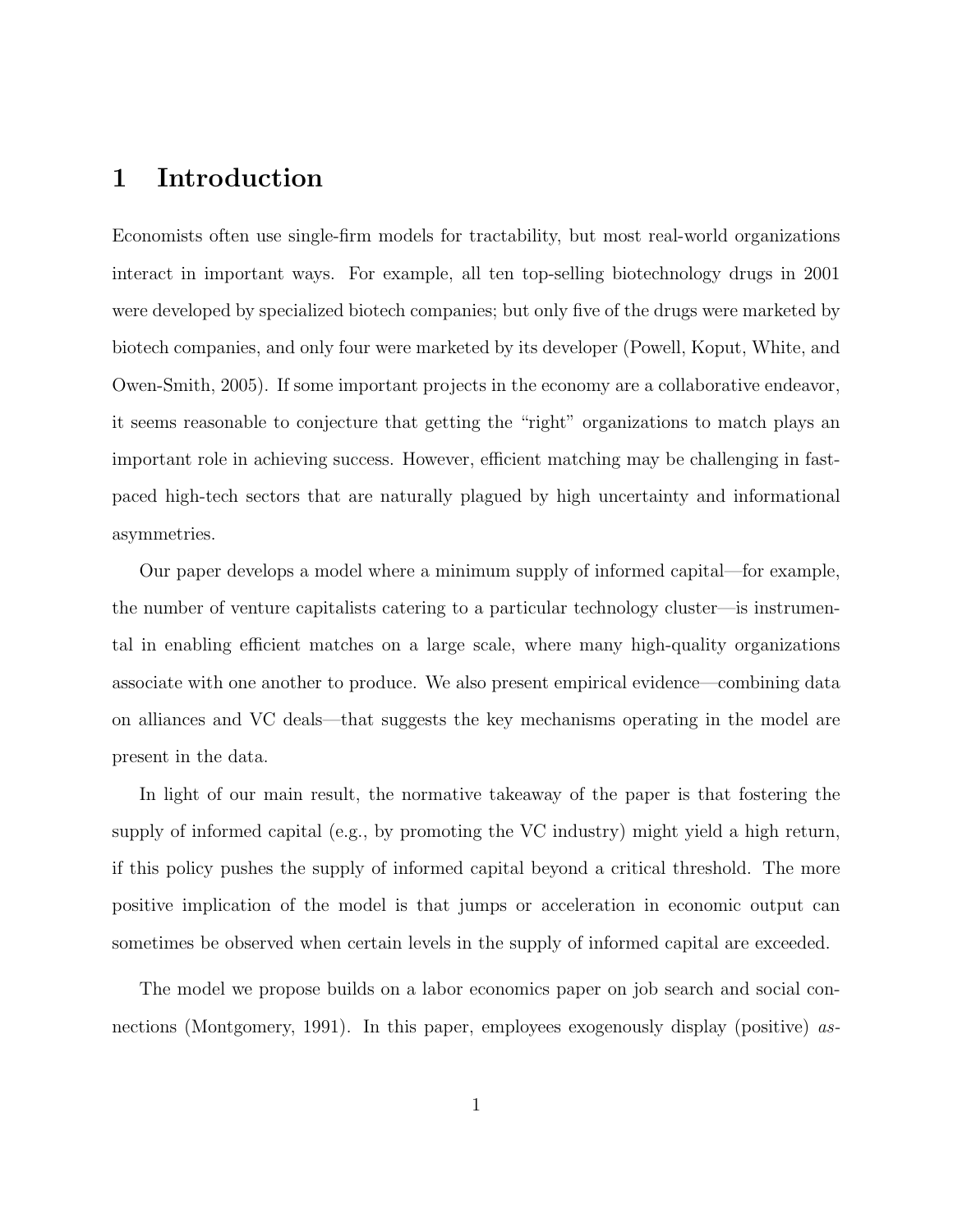# 1 Introduction

Economists often use single-firm models for tractability, but most real-world organizations interact in important ways. For example, all ten top-selling biotechnology drugs in 2001 were developed by specialized biotech companies; but only five of the drugs were marketed by biotech companies, and only four were marketed by its developer (Powell, Koput, White, and Owen-Smith, 2005). If some important projects in the economy are a collaborative endeavor, it seems reasonable to conjecture that getting the "right" organizations to match plays an important role in achieving success. However, efficient matching may be challenging in fast-paced high-tech sectors that are naturally plagued by high uncertainty and informational asymmetries.

Our paper develops a model where a minimum supply of informed capital—for example, the number of venture capitalists catering to a particular technology cluster—is instrumental in enabling efficient matches on a large scale, where many high-quality organizations associate with one another to produce. We also present empirical evidence—combining data on alliances and VC deals—that suggests the key mechanisms operating in the model are present in the data.

In light of our main result, the normative takeaway of the paper is that fostering the supply of informed capital (e.g., by promoting the VC industry) might yield a high return, if this policy pushes the supply of informed capital beyond a critical threshold. The more positive implication of the model is that jumps or acceleration in economic output can sometimes be observed when certain levels in the supply of informed capital are exceeded.

The model we propose builds on a labor economics paper on job search and social connections (Montgomery, 1991). In this paper, employees exogenously display (positive) *as-*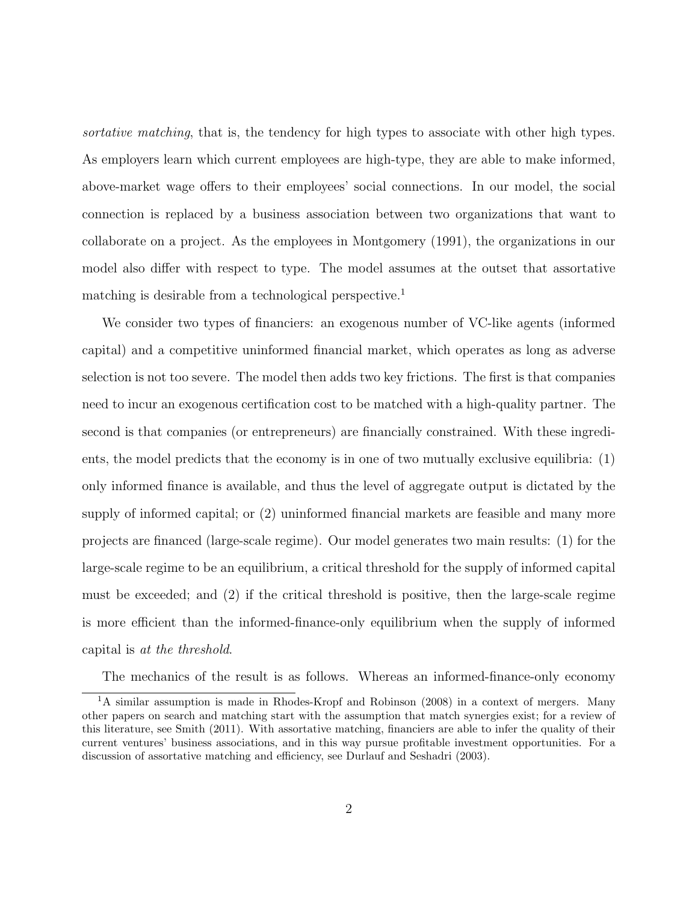*sortative matching*, that is, the tendency for high types to associate with other high types. As employers learn which current employees are high-type, they are able to make informed, above-market wage offers to their employees' social connections. In our model, the social connection is replaced by a business association between two organizations that want to collaborate on a project. As the employees in Montgomery (1991), the organizations in our model also differ with respect to type. The model assumes at the outset that assortative matching is desirable from a technological perspective.[1]

We consider two types of financiers: an exogenous number of VC-like agents (informed capital) and a competitive uninformed financial market, which operates as long as adverse selection is not too severe. The model then adds two key frictions. The first is that companies need to incur an exogenous certification cost to be matched with a high-quality partner. The second is that companies (or entrepreneurs) are financially constrained. With these ingredients, the model predicts that the economy is in one of two mutually exclusive equilibria: (1) only informed finance is available, and thus the level of aggregate output is dictated by the supply of informed capital; or (2) uninformed financial markets are feasible and many more projects are financed (large-scale regime). Our model generates two main results: (1) for the large-scale regime to be an equilibrium, a critical threshold for the supply of informed capital must be exceeded; and (2) if the critical threshold is positive, then the large-scale regime is more efficient than the informed-finance-only equilibrium when the supply of informed capital is *at the threshold*.

The mechanics of the result is as follows. Whereas an informed-finance-only economy

[1] A similar assumption is made in Rhodes-Kropf and Robinson (2008) in a context of mergers. Many other papers on search and matching start with the assumption that match synergies exist; for a review of this literature, see Smith (2011). With assortative matching, financiers are able to infer the quality of their current ventures' business associations, and in this way pursue profitable investment opportunities. For a discussion of assortative matching and efficiency, see Durlauf and Seshadri (2003).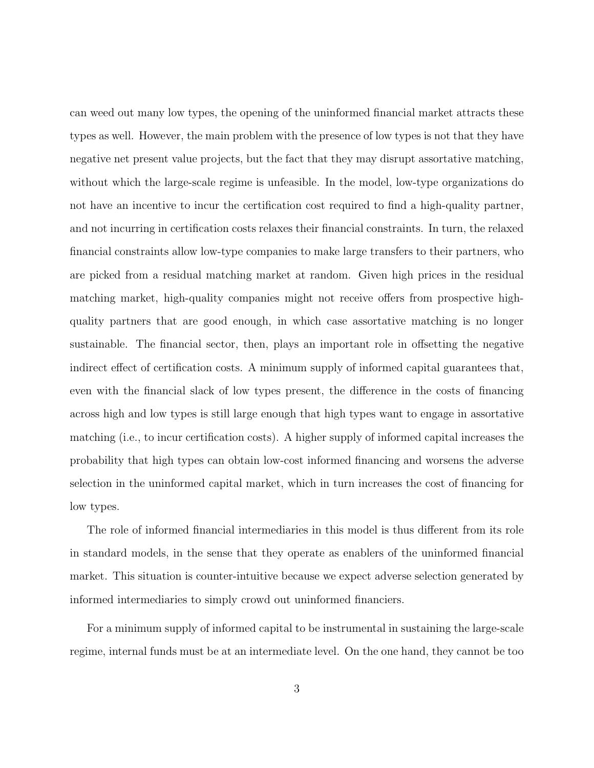can weed out many low types, the opening of the uninformed financial market attracts these types as well. However, the main problem with the presence of low types is not that they have negative net present value projects, but the fact that they may disrupt assortative matching, without which the large-scale regime is unfeasible. In the model, low-type organizations do not have an incentive to incur the certification cost required to find a high-quality partner, and not incurring in certification costs relaxes their financial constraints. In turn, the relaxed financial constraints allow low-type companies to make large transfers to their partners, who are picked from a residual matching market at random. Given high prices in the residual matching market, high-quality companies might not receive offers from prospective high-quality partners that are good enough, in which case assortative matching is no longer sustainable. The financial sector, then, plays an important role in offsetting the negative indirect effect of certification costs. A minimum supply of informed capital guarantees that, even with the financial slack of low types present, the difference in the costs of financing across high and low types is still large enough that high types want to engage in assortative matching (i.e., to incur certification costs). A higher supply of informed capital increases the probability that high types can obtain low-cost informed financing and worsens the adverse selection in the uninformed capital market, which in turn increases the cost of financing for low types.

The role of informed financial intermediaries in this model is thus different from its role in standard models, in the sense that they operate as enablers of the uninformed financial market. This situation is counter-intuitive because we expect adverse selection generated by informed intermediaries to simply crowd out uninformed financiers.

For a minimum supply of informed capital to be instrumental in sustaining the large-scale regime, internal funds must be at an intermediate level. On the one hand, they cannot be too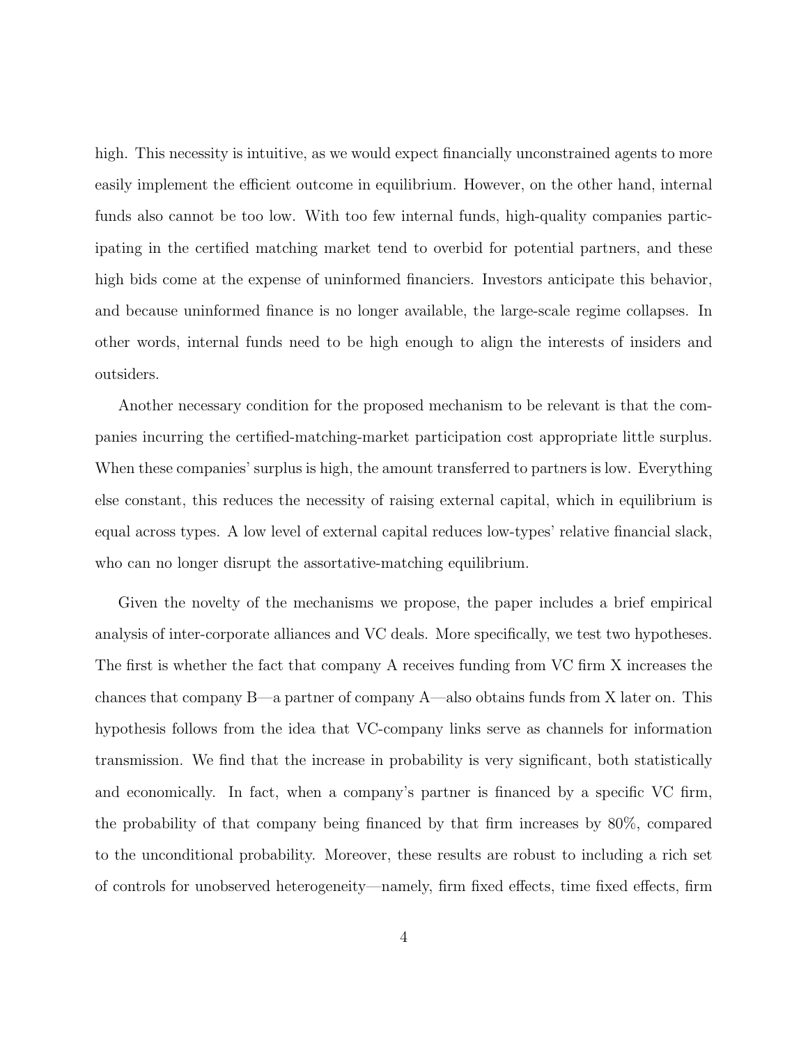high. This necessity is intuitive, as we would expect financially unconstrained agents to more easily implement the efficient outcome in equilibrium. However, on the other hand, internal funds also cannot be too low. With too few internal funds, high-quality companies participating in the certified matching market tend to overbid for potential partners, and these high bids come at the expense of uninformed financiers. Investors anticipate this behavior, and because uninformed finance is no longer available, the large-scale regime collapses. In other words, internal funds need to be high enough to align the interests of insiders and outsiders.

Another necessary condition for the proposed mechanism to be relevant is that the companies incurring the certified-matching-market participation cost appropriate little surplus. When these companies' surplus is high, the amount transferred to partners is low. Everything else constant, this reduces the necessity of raising external capital, which in equilibrium is equal across types. A low level of external capital reduces low-types' relative financial slack, who can no longer disrupt the assortative-matching equilibrium.

Given the novelty of the mechanisms we propose, the paper includes a brief empirical analysis of inter-corporate alliances and VC deals. More specifically, we test two hypotheses. The first is whether the fact that company A receives funding from VC firm X increases the chances that company B—a partner of company A—also obtains funds from X later on. This hypothesis follows from the idea that VC-company links serve as channels for information transmission. We find that the increase in probability is very significant, both statistically and economically. In fact, when a company's partner is financed by a specific VC firm, the probability of that company being financed by that firm increases by 80%, compared to the unconditional probability. Moreover, these results are robust to including a rich set of controls for unobserved heterogeneity—namely, firm fixed effects, time fixed effects, firm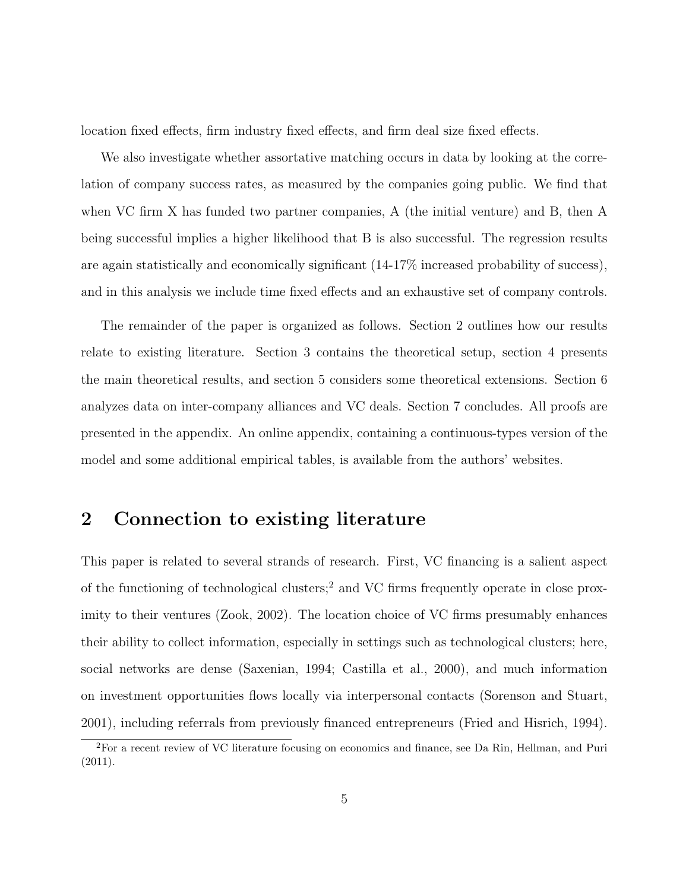location fixed effects, firm industry fixed effects, and firm deal size fixed effects.

We also investigate whether assortative matching occurs in data by looking at the correlation of company success rates, as measured by the companies going public. We find that when VC firm X has funded two partner companies, A (the initial venture) and B, then A being successful implies a higher likelihood that B is also successful. The regression results are again statistically and economically significant (14-17% increased probability of success), and in this analysis we include time fixed effects and an exhaustive set of company controls.

The remainder of the paper is organized as follows. Section 2 outlines how our results relate to existing literature. Section 3 contains the theoretical setup, section 4 presents the main theoretical results, and section 5 considers some theoretical extensions. Section 6 analyzes data on inter-company alliances and VC deals. Section 7 concludes. All proofs are presented in the appendix. An online appendix, containing a continuous-types version of the model and some additional empirical tables, is available from the authors' websites.

## 2 Connection to existing literature

This paper is related to several strands of research. First, VC financing is a salient aspect of the functioning of technological clusters;[2] and VC firms frequently operate in close proximity to their ventures (Zook, 2002). The location choice of VC firms presumably enhances their ability to collect information, especially in settings such as technological clusters; here, social networks are dense (Saxenian, 1994; Castilla et al., 2000), and much information on investment opportunities flows locally via interpersonal contacts (Sorenson and Stuart, 2001), including referrals from previously financed entrepreneurs (Fried and Hisrich, 1994).

[2] For a recent review of VC literature focusing on economics and finance, see Da Rin, Hellman, and Puri (2011).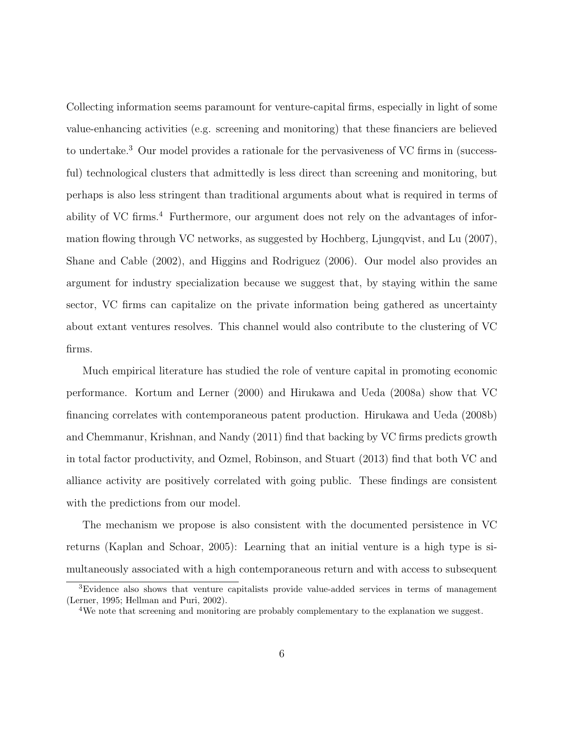Collecting information seems paramount for venture-capital firms, especially in light of some value-enhancing activities (e.g. screening and monitoring) that these financiers are believed to undertake.[3] Our model provides a rationale for the pervasiveness of VC firms in (successful) technological clusters that admittedly is less direct than screening and monitoring, but perhaps is also less stringent than traditional arguments about what is required in terms of ability of VC firms.[4] Furthermore, our argument does not rely on the advantages of information flowing through VC networks, as suggested by Hochberg, Ljungqvist, and Lu (2007), Shane and Cable (2002), and Higgins and Rodriguez (2006). Our model also provides an argument for industry specialization because we suggest that, by staying within the same sector, VC firms can capitalize on the private information being gathered as uncertainty about extant ventures resolves. This channel would also contribute to the clustering of VC firms.

Much empirical literature has studied the role of venture capital in promoting economic performance. Kortum and Lerner (2000) and Hirukawa and Ueda (2008a) show that VC financing correlates with contemporaneous patent production. Hirukawa and Ueda (2008b) and Chemmanur, Krishnan, and Nandy (2011) find that backing by VC firms predicts growth in total factor productivity, and Ozmel, Robinson, and Stuart (2013) find that both VC and alliance activity are positively correlated with going public. These findings are consistent with the predictions from our model.

The mechanism we propose is also consistent with the documented persistence in VC returns (Kaplan and Schoar, 2005): Learning that an initial venture is a high type is simultaneously associated with a high contemporaneous return and with access to subsequent

[3]Evidence also shows that venture capitalists provide value-added services in terms of management (Lerner, 1995; Hellman and Puri, 2002).

[4]We note that screening and monitoring are probably complementary to the explanation we suggest.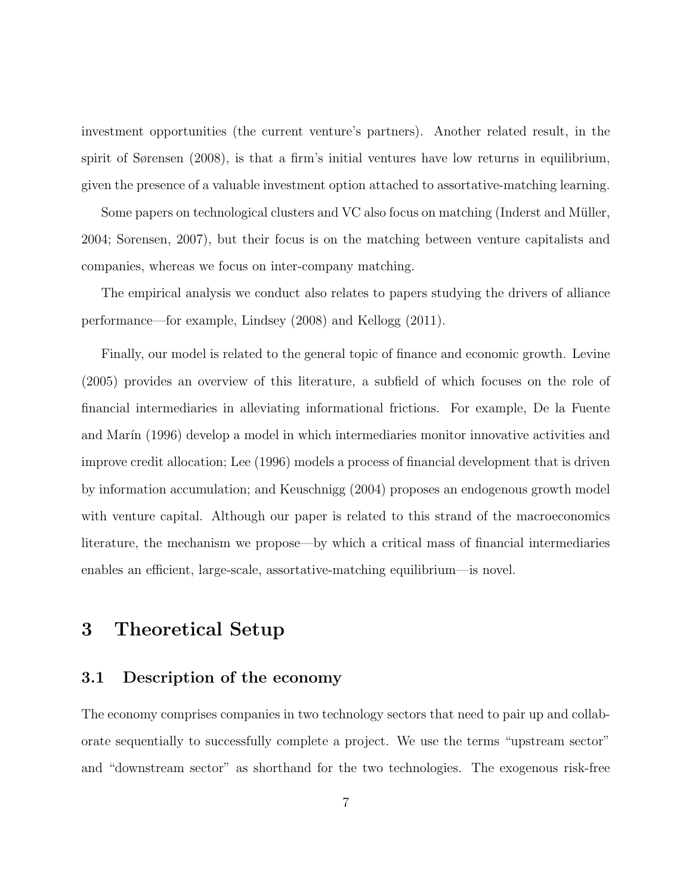investment opportunities (the current venture's partners). Another related result, in the spirit of Sørensen (2008), is that a firm's initial ventures have low returns in equilibrium, given the presence of a valuable investment option attached to assortative-matching learning.

Some papers on technological clusters and VC also focus on matching (Inderst and Müller, 2004; Sorensen, 2007), but their focus is on the matching between venture capitalists and companies, whereas we focus on inter-company matching.

The empirical analysis we conduct also relates to papers studying the drivers of alliance performance—for example, Lindsey (2008) and Kellogg (2011).

Finally, our model is related to the general topic of finance and economic growth. Levine (2005) provides an overview of this literature, a subfield of which focuses on the role of financial intermediaries in alleviating informational frictions. For example, De la Fuente and Marín (1996) develop a model in which intermediaries monitor innovative activities and improve credit allocation; Lee (1996) models a process of financial development that is driven by information accumulation; and Keuschnigg (2004) proposes an endogenous growth model with venture capital. Although our paper is related to this strand of the macroeconomics literature, the mechanism we propose—by which a critical mass of financial intermediaries enables an efficient, large-scale, assortative-matching equilibrium—is novel.

# 3 Theoretical Setup

## 3.1 Description of the economy

The economy comprises companies in two technology sectors that need to pair up and collaborate sequentially to successfully complete a project. We use the terms "upstream sector" and "downstream sector" as shorthand for the two technologies. The exogenous risk-free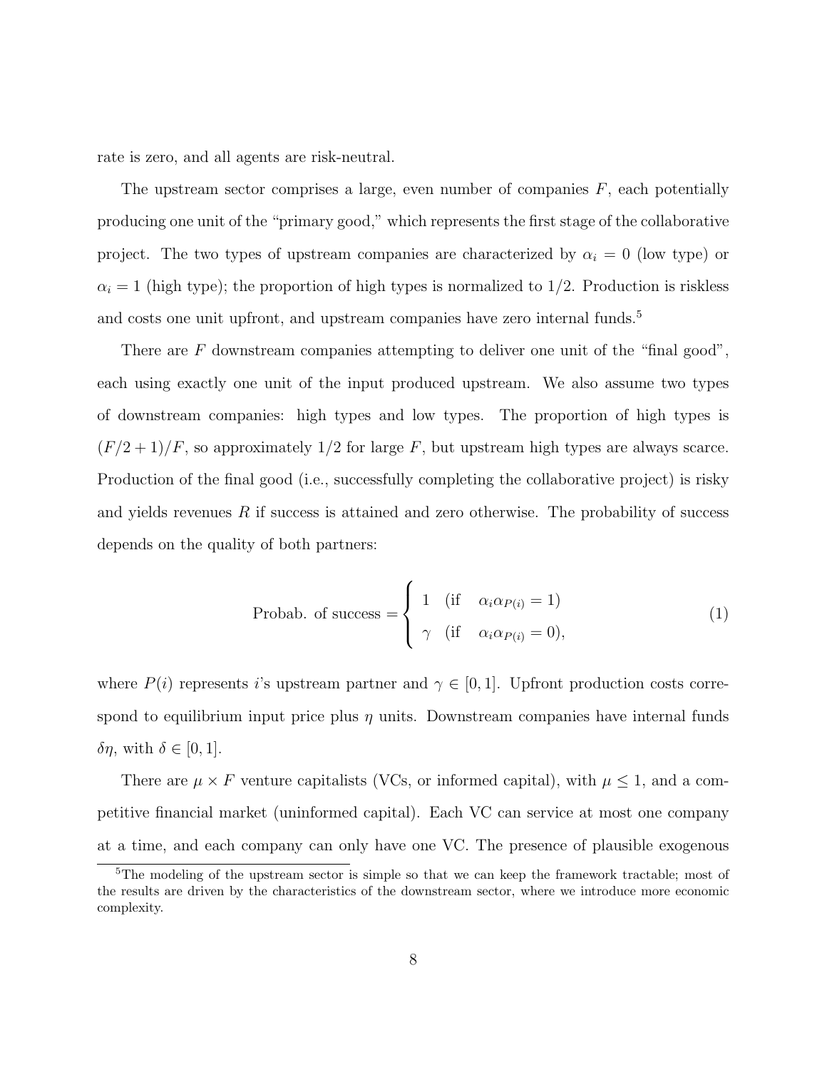rate is zero, and all agents are risk-neutral.

The upstream sector comprises a large, even number of companies $F$, each potentially producing one unit of the "primary good," which represents the first stage of the collaborative project. The two types of upstream companies are characterized by $\alpha_i = 0$ (low type) or $\alpha_i = 1$ (high type); the proportion of high types is normalized to 1/2. Production is riskless and costs one unit upfront, and upstream companies have zero internal funds.[5]

There are $F$ downstream companies attempting to deliver one unit of the "final good", each using exactly one unit of the input produced upstream. We also assume two types of downstream companies: high types and low types. The proportion of high types is $(F/2+1)/F$, so approximately 1/2 for large $F$, but upstream high types are always scarce. Production of the final good (i.e., successfully completing the collaborative project) is risky and yields revenues $R$ if success is attained and zero otherwise. The probability of success depends on the quality of both partners:

$$\text{Probab. of success} = \begin{cases} 1 & (\text{if} \quad \alpha_i \alpha_{P(i)} = 1) \\ \gamma & (\text{if} \quad \alpha_i \alpha_{P(i)} = 0), \end{cases} \tag{1}$$

where $P(i)$ represents $i$'s upstream partner and $\gamma \in [0,1]$. Upfront production costs correspond to equilibrium input price plus $\eta$ units. Downstream companies have internal funds $\delta\eta$, with $\delta \in [0,1]$.

There are $\mu \times F$ venture capitalists (VCs, or informed capital), with $\mu \leq 1$, and a competitive financial market (uninformed capital). Each VC can service at most one company at a time, and each company can only have one VC. The presence of plausible exogenous

[5] The modeling of the upstream sector is simple so that we can keep the framework tractable; most of the results are driven by the characteristics of the downstream sector, where we introduce more economic complexity.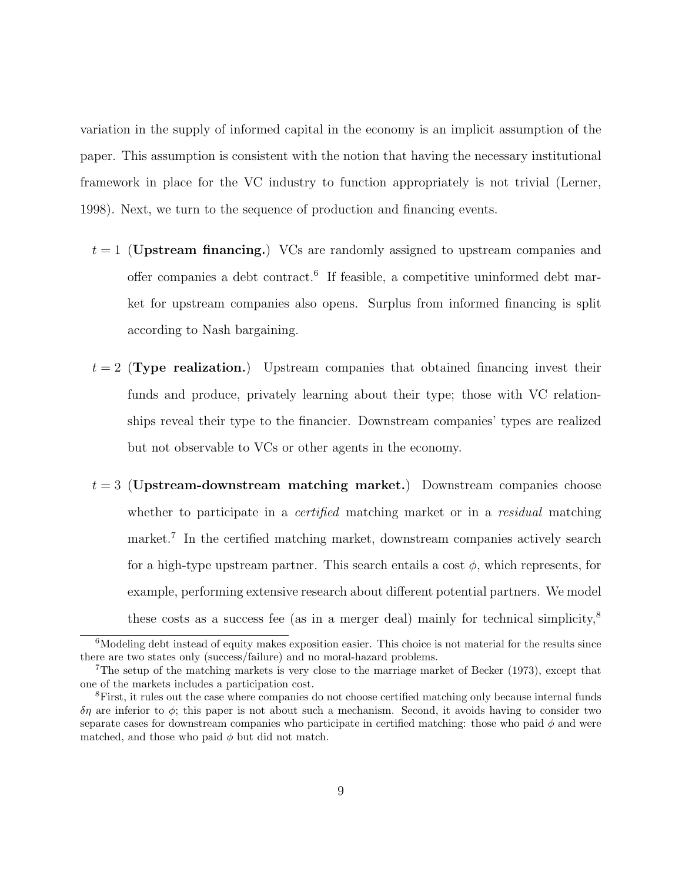variation in the supply of informed capital in the economy is an implicit assumption of the paper. This assumption is consistent with the notion that having the necessary institutional framework in place for the VC industry to function appropriately is not trivial (Lerner, 1998). Next, we turn to the sequence of production and financing events.

- $t = 1$ (**Upstream financing.**) VCs are randomly assigned to upstream companies and offer companies a debt contract.[6] If feasible, a competitive uninformed debt market for upstream companies also opens. Surplus from informed financing is split according to Nash bargaining.

- $t = 2$ (**Type realization.**) Upstream companies that obtained financing invest their funds and produce, privately learning about their type; those with VC relationships reveal their type to the financier. Downstream companies' types are realized but not observable to VCs or other agents in the economy.

- $t = 3$ (**Upstream-downstream matching market.**) Downstream companies choose whether to participate in a *certified* matching market or in a *residual* matching market.[7] In the certified matching market, downstream companies actively search for a high-type upstream partner. This search entails a cost $\phi$, which represents, for example, performing extensive research about different potential partners. We model these costs as a success fee (as in a merger deal) mainly for technical simplicity,[8]

[6] Modeling debt instead of equity makes exposition easier. This choice is not material for the results since there are two states only (success/failure) and no moral-hazard problems.

[7] The setup of the matching markets is very close to the marriage market of Becker (1973), except that one of the markets includes a participation cost.

[8] First, it rules out the case where companies do not choose certified matching only because internal funds $\delta\eta$ are inferior to $\phi$; this paper is not about such a mechanism. Second, it avoids having to consider two separate cases for downstream companies who participate in certified matching: those who paid $\phi$ and were matched, and those who paid $\phi$ but did not match.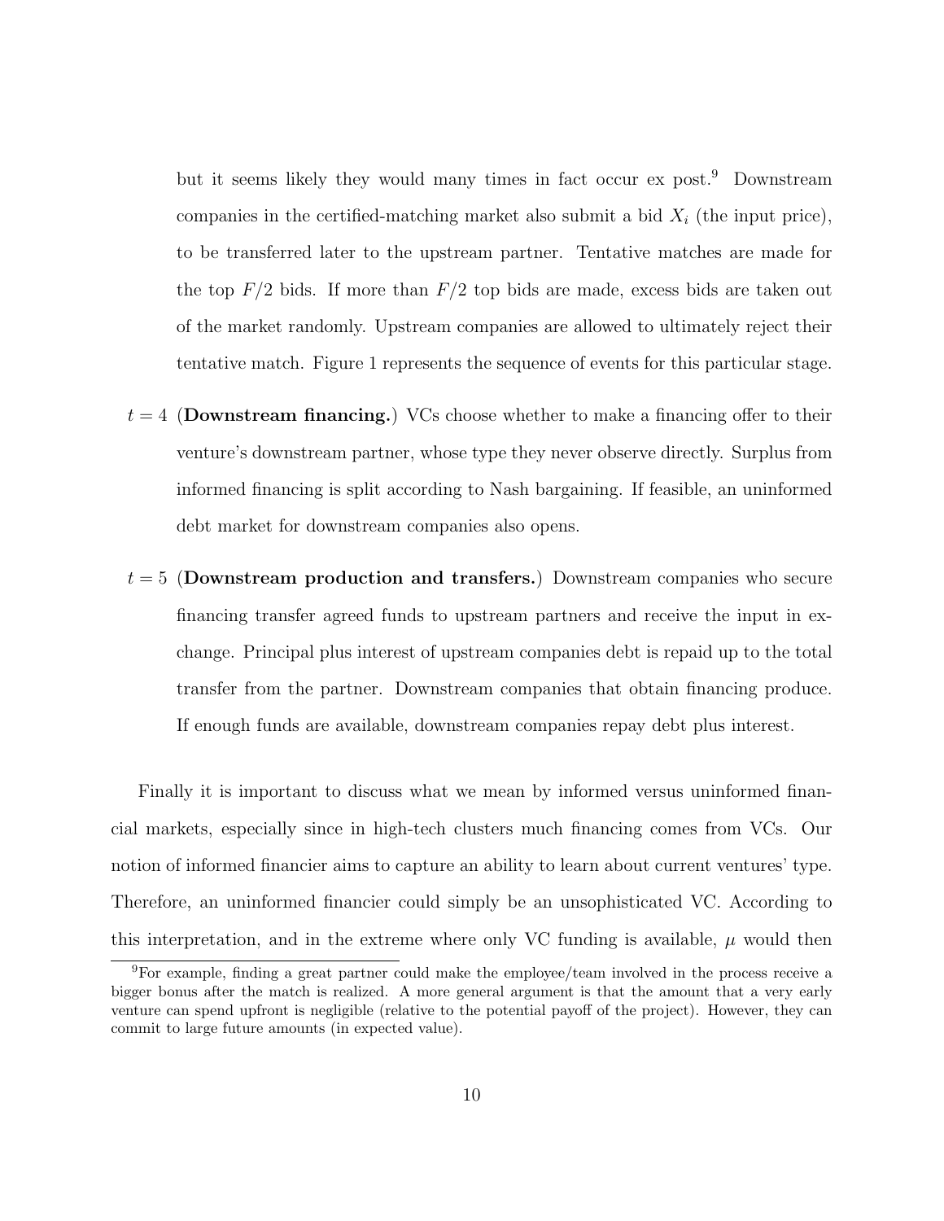but it seems likely they would many times in fact occur ex post.[9] Downstream companies in the certified-matching market also submit a bid $X_i$ (the input price), to be transferred later to the upstream partner. Tentative matches are made for the top $F/2$ bids. If more than $F/2$ top bids are made, excess bids are taken out of the market randomly. Upstream companies are allowed to ultimately reject their tentative match. Figure 1 represents the sequence of events for this particular stage.

$t = 4$ (**Downstream financing.**) VCs choose whether to make a financing offer to their venture's downstream partner, whose type they never observe directly. Surplus from informed financing is split according to Nash bargaining. If feasible, an uninformed debt market for downstream companies also opens.

$t = 5$ (**Downstream production and transfers.**) Downstream companies who secure financing transfer agreed funds to upstream partners and receive the input in exchange. Principal plus interest of upstream companies debt is repaid up to the total transfer from the partner. Downstream companies that obtain financing produce. If enough funds are available, downstream companies repay debt plus interest.

Finally it is important to discuss what we mean by informed versus uninformed financial markets, especially since in high-tech clusters much financing comes from VCs. Our notion of informed financier aims to capture an ability to learn about current ventures' type. Therefore, an uninformed financier could simply be an unsophisticated VC. According to this interpretation, and in the extreme where only VC funding is available, $\mu$ would then

[9]For example, finding a great partner could make the employee/team involved in the process receive a bigger bonus after the match is realized. A more general argument is that the amount that a very early venture can spend upfront is negligible (relative to the potential payoff of the project). However, they can commit to large future amounts (in expected value).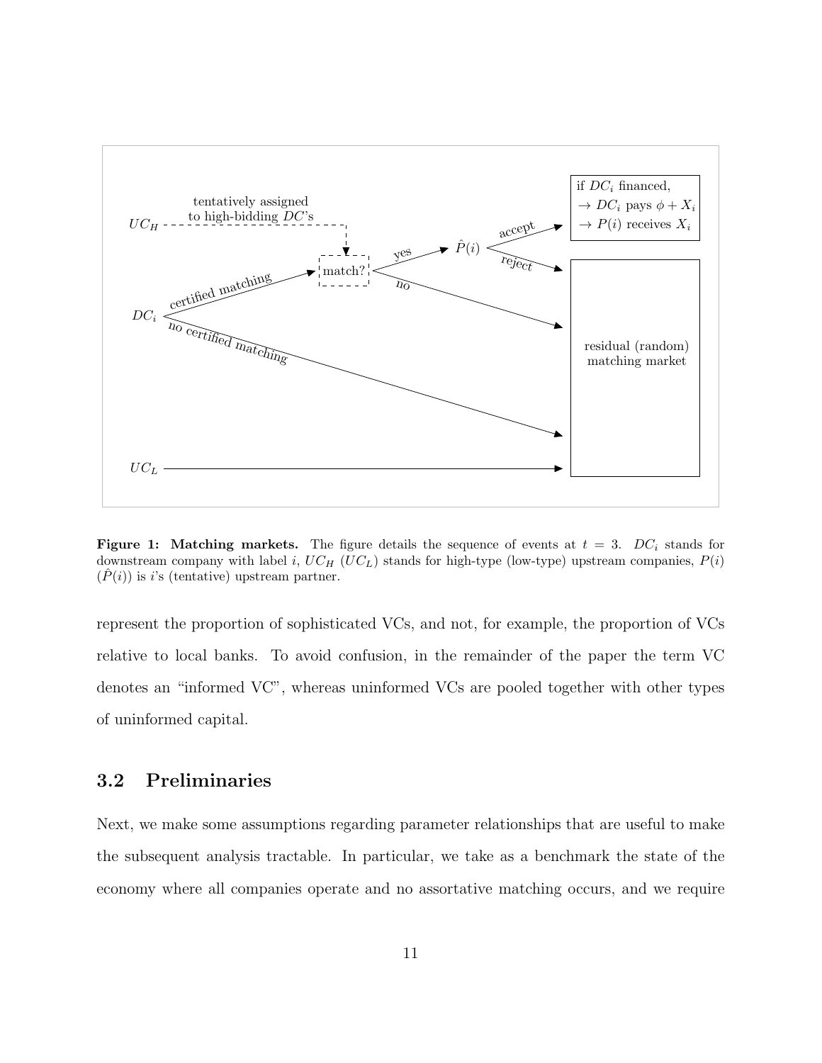**Figure 1: Matching markets.** The figure details the sequence of events at $t = 3$. $DC_i$ stands for downstream company with label $i$, $UC_H$ ($UC_L$) stands for high-type (low-type) upstream companies, $P(i)$ ($\hat{P}(i)$) is $i$'s (tentative) upstream partner.

represent the proportion of sophisticated VCs, and not, for example, the proportion of VCs relative to local banks. To avoid confusion, in the remainder of the paper the term VC denotes an "informed VC", whereas uninformed VCs are pooled together with other types of uninformed capital.

## 3.2 Preliminaries

Next, we make some assumptions regarding parameter relationships that are useful to make the subsequent analysis tractable. In particular, we take as a benchmark the state of the economy where all companies operate and no assortative matching occurs, and we require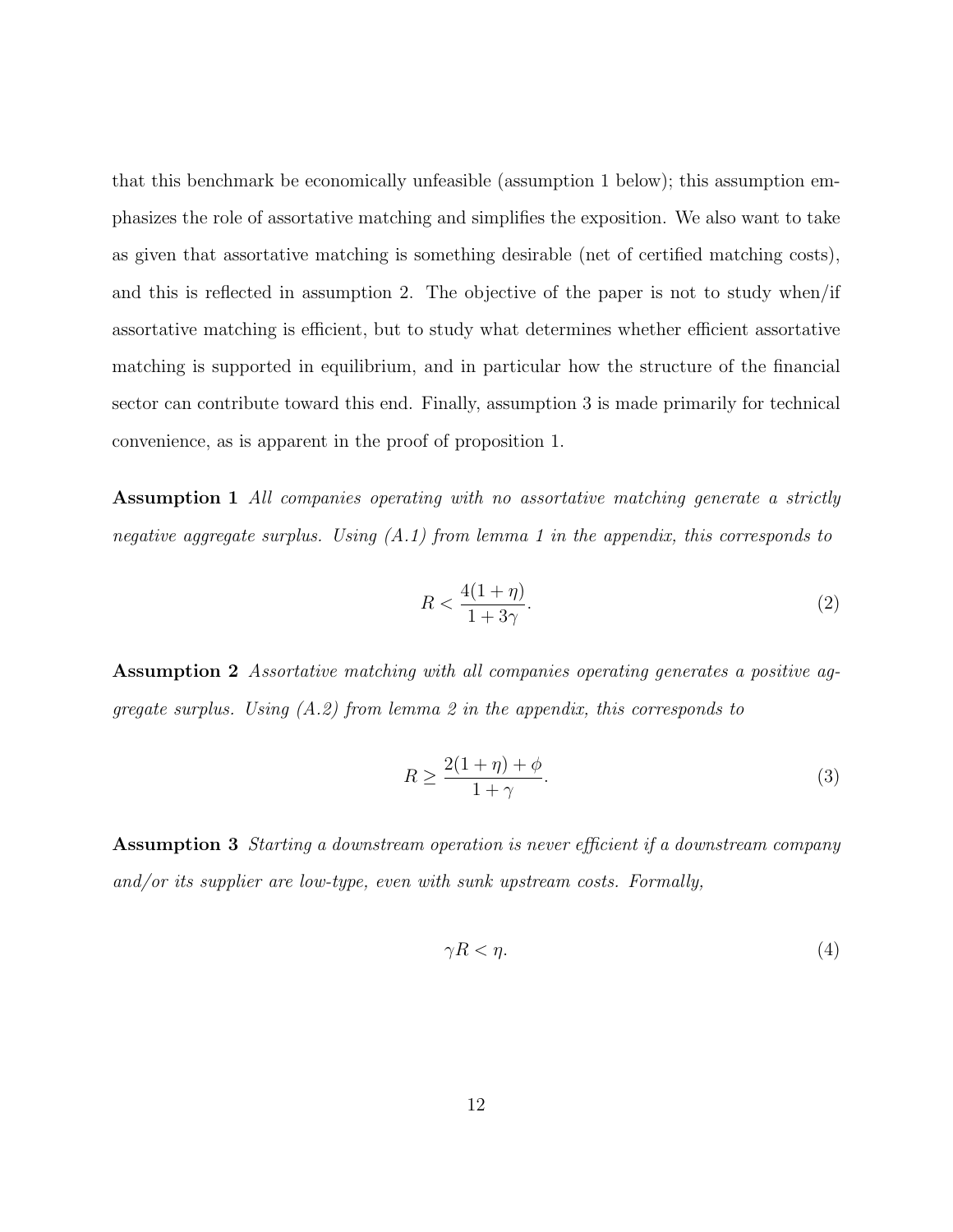that this benchmark be economically unfeasible (assumption 1 below); this assumption emphasizes the role of assortative matching and simplifies the exposition. We also want to take as given that assortative matching is something desirable (net of certified matching costs), and this is reflected in assumption 2. The objective of the paper is not to study when/if assortative matching is efficient, but to study what determines whether efficient assortative matching is supported in equilibrium, and in particular how the structure of the financial sector can contribute toward this end. Finally, assumption 3 is made primarily for technical convenience, as is apparent in the proof of proposition 1.

**Assumption 1** *All companies operating with no assortative matching generate a strictly negative aggregate surplus. Using (A.1) from lemma 1 in the appendix, this corresponds to*

$$R < \frac{4(1+\eta)}{1+3\gamma}. \tag{2}$$

**Assumption 2** *Assortative matching with all companies operating generates a positive aggregate surplus. Using (A.2) from lemma 2 in the appendix, this corresponds to*

$$R \geq \frac{2(1+\eta)+\phi}{1+\gamma}. \tag{3}$$

**Assumption 3** *Starting a downstream operation is never efficient if a downstream company and/or its supplier are low-type, even with sunk upstream costs. Formally,*

$$\gamma R < \eta. \tag{4}$$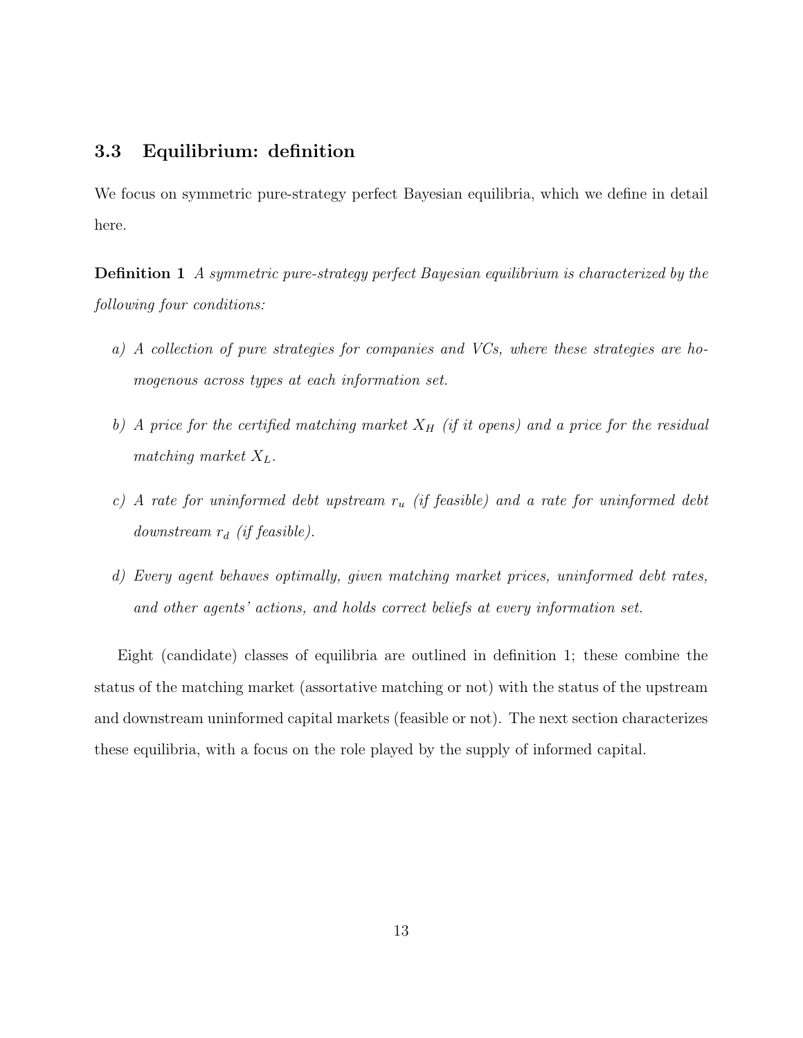### 3.3 Equilibrium: definition

We focus on symmetric pure-strategy perfect Bayesian equilibria, which we define in detail here.

**Definition 1** *A symmetric pure-strategy perfect Bayesian equilibrium is characterized by the following four conditions:*

*a) A collection of pure strategies for companies and VCs, where these strategies are homogenous across types at each information set.*

*b) A price for the certified matching market $X_H$ (if it opens) and a price for the residual matching market $X_L$.*

*c) A rate for uninformed debt upstream $r_u$ (if feasible) and a rate for uninformed debt downstream $r_d$ (if feasible).*

*d) Every agent behaves optimally, given matching market prices, uninformed debt rates, and other agents' actions, and holds correct beliefs at every information set.*

Eight (candidate) classes of equilibria are outlined in definition 1; these combine the status of the matching market (assortative matching or not) with the status of the upstream and downstream uninformed capital markets (feasible or not). The next section characterizes these equilibria, with a focus on the role played by the supply of informed capital.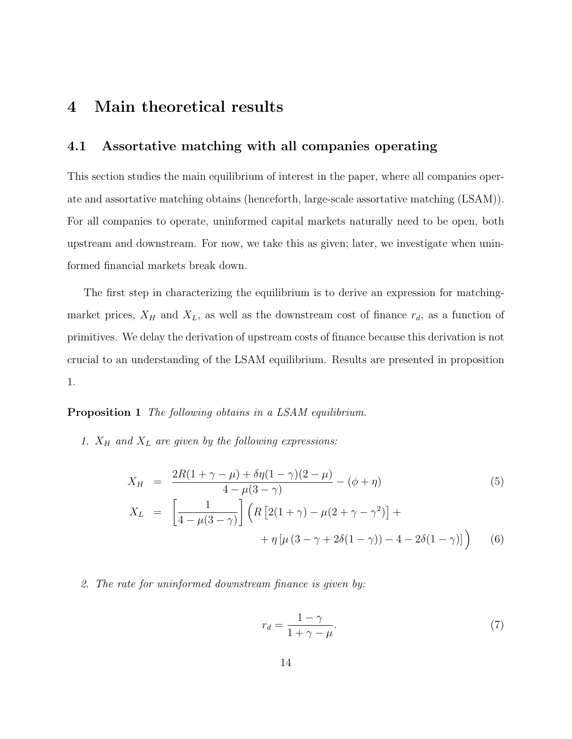# 4 Main theoretical results

## 4.1 Assortative matching with all companies operating

This section studies the main equilibrium of interest in the paper, where all companies operate and assortative matching obtains (henceforth, large-scale assortative matching (LSAM)). For all companies to operate, uninformed capital markets naturally need to be open, both upstream and downstream. For now, we take this as given; later, we investigate when uninformed financial markets break down.

The first step in characterizing the equilibrium is to derive an expression for matching-market prices, $X_H$ and $X_L$, as well as the downstream cost of finance $r_d$, as a function of primitives. We delay the derivation of upstream costs of finance because this derivation is not crucial to an understanding of the LSAM equilibrium. Results are presented in proposition 1.

**Proposition 1** *The following obtains in a LSAM equilibrium.*

1. *$X_H$ and $X_L$ are given by the following expressions:*

$$X_H = \frac{2R(1+\gamma-\mu)+\delta\eta(1-\gamma)(2-\mu)}{4-\mu(3-\gamma)} - (\phi+\eta) \tag{5}$$

$$X_L = \left[\frac{1}{4-\mu(3-\gamma)}\right]\Big(R\left[2(1+\gamma)-\mu(2+\gamma-\gamma^2)\right] + \eta\left[\mu\left(3-\gamma+2\delta(1-\gamma)\right)-4-2\delta(1-\gamma)\right]\Big) \tag{6}$$

2. *The rate for uninformed downstream finance is given by:*

$$r_d = \frac{1-\gamma}{1+\gamma-\mu}. \tag{7}$$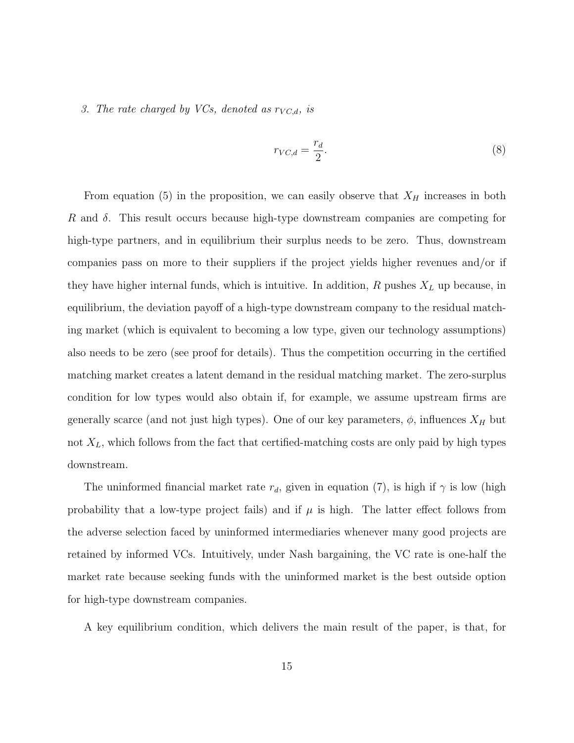3. *The rate charged by VCs, denoted as $r_{VC,d}$, is*

$$r_{VC,d} = \frac{r_d}{2}. \tag{8}$$

From equation (5) in the proposition, we can easily observe that $X_H$ increases in both $R$ and $\delta$. This result occurs because high-type downstream companies are competing for high-type partners, and in equilibrium their surplus needs to be zero. Thus, downstream companies pass on more to their suppliers if the project yields higher revenues and/or if they have higher internal funds, which is intuitive. In addition, $R$ pushes $X_L$ up because, in equilibrium, the deviation payoff of a high-type downstream company to the residual matching market (which is equivalent to becoming a low type, given our technology assumptions) also needs to be zero (see proof for details). Thus the competition occurring in the certified matching market creates a latent demand in the residual matching market. The zero-surplus condition for low types would also obtain if, for example, we assume upstream firms are generally scarce (and not just high types). One of our key parameters, $\phi$, influences $X_H$ but not $X_L$, which follows from the fact that certified-matching costs are only paid by high types downstream.

The uninformed financial market rate $r_d$, given in equation (7), is high if $\gamma$ is low (high probability that a low-type project fails) and if $\mu$ is high. The latter effect follows from the adverse selection faced by uninformed intermediaries whenever many good projects are retained by informed VCs. Intuitively, under Nash bargaining, the VC rate is one-half the market rate because seeking funds with the uninformed market is the best outside option for high-type downstream companies.

A key equilibrium condition, which delivers the main result of the paper, is that, for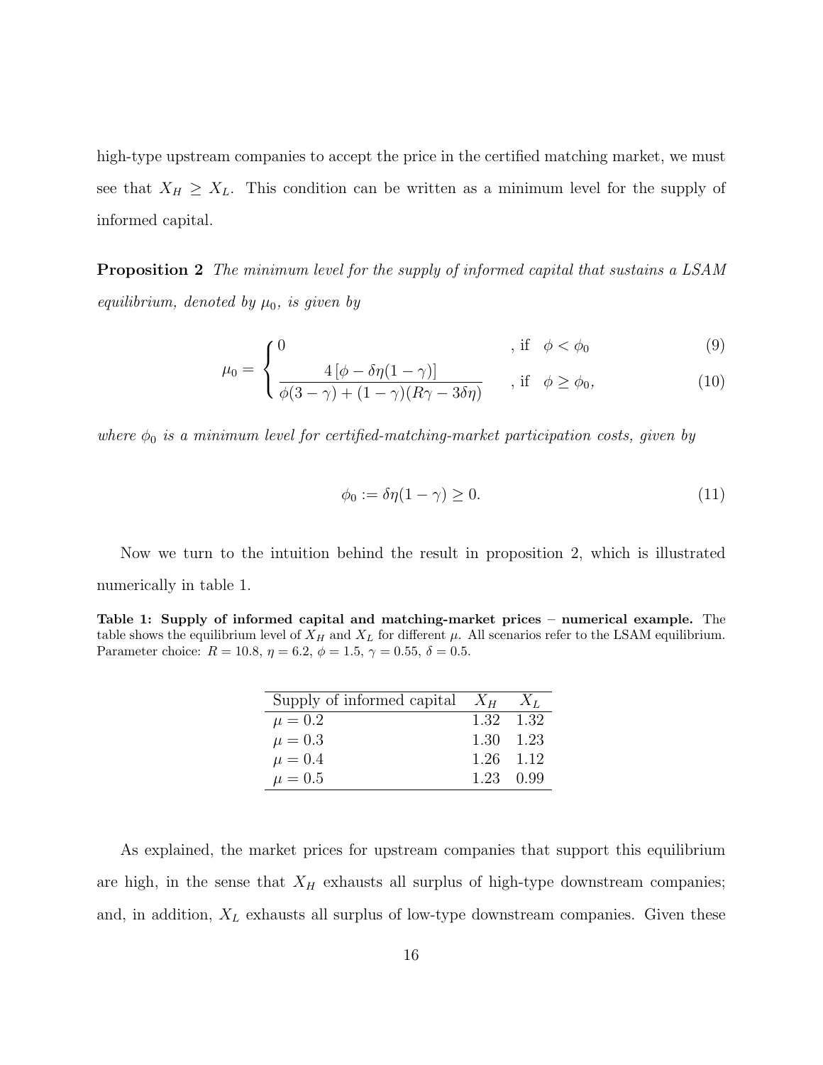high-type upstream companies to accept the price in the certified matching market, we must see that $X_H \geq X_L$. This condition can be written as a minimum level for the supply of informed capital.

**Proposition 2** *The minimum level for the supply of informed capital that sustains a LSAM equilibrium, denoted by $\mu_0$, is given by*

$$
\mu_0 = \begin{cases} 0 & \text{, if} \quad \phi < \phi_0 \qquad (9) \\ \dfrac{4\left[\phi - \delta\eta(1-\gamma)\right]}{\phi(3-\gamma) + (1-\gamma)(R\gamma - 3\delta\eta)} & \text{, if} \quad \phi \geq \phi_0, \qquad (10) \end{cases}
$$

*where $\phi_0$ is a minimum level for certified-matching-market participation costs, given by*

$$
\phi_0 := \delta\eta(1-\gamma) \geq 0. \tag{11}
$$

Now we turn to the intuition behind the result in proposition 2, which is illustrated numerically in table 1.

**Table 1: Supply of informed capital and matching-market prices – numerical example.** The table shows the equilibrium level of $X_H$ and $X_L$ for different $\mu$. All scenarios refer to the LSAM equilibrium. Parameter choice: $R = 10.8$, $\eta = 6.2$, $\phi = 1.5$, $\gamma = 0.55$, $\delta = 0.5$.

| Supply of informed capital | $X_H$ | $X_L$ |
|---|---|---|
| $\mu = 0.2$ | 1.32 | 1.32 |
| $\mu = 0.3$ | 1.30 | 1.23 |
| $\mu = 0.4$ | 1.26 | 1.12 |
| $\mu = 0.5$ | 1.23 | 0.99 |

As explained, the market prices for upstream companies that support this equilibrium are high, in the sense that $X_H$ exhausts all surplus of high-type downstream companies; and, in addition, $X_L$ exhausts all surplus of low-type downstream companies. Given these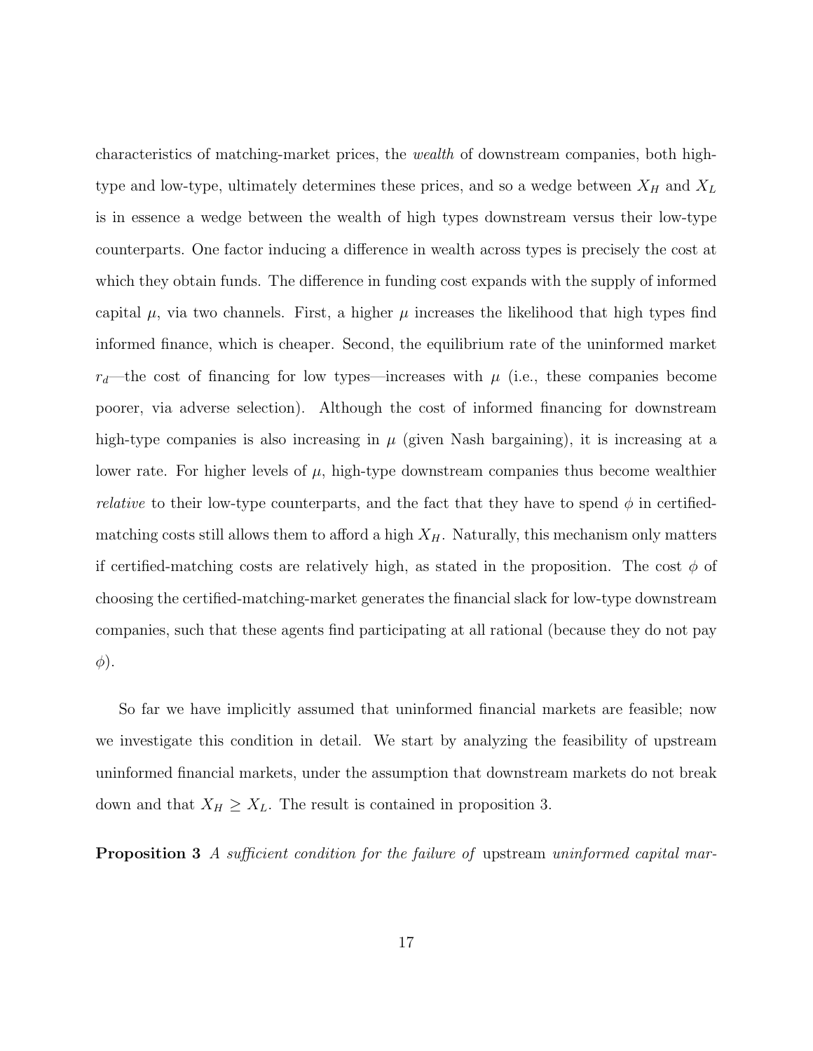characteristics of matching-market prices, the *wealth* of downstream companies, both high-type and low-type, ultimately determines these prices, and so a wedge between $X_H$ and $X_L$ is in essence a wedge between the wealth of high types downstream versus their low-type counterparts. One factor inducing a difference in wealth across types is precisely the cost at which they obtain funds. The difference in funding cost expands with the supply of informed capital $\mu$, via two channels. First, a higher $\mu$ increases the likelihood that high types find informed finance, which is cheaper. Second, the equilibrium rate of the uninformed market $r_d$—the cost of financing for low types—increases with $\mu$ (i.e., these companies become poorer, via adverse selection). Although the cost of informed financing for downstream high-type companies is also increasing in $\mu$ (given Nash bargaining), it is increasing at a lower rate. For higher levels of $\mu$, high-type downstream companies thus become wealthier *relative* to their low-type counterparts, and the fact that they have to spend $\phi$ in certified-matching costs still allows them to afford a high $X_H$. Naturally, this mechanism only matters if certified-matching costs are relatively high, as stated in the proposition. The cost $\phi$ of choosing the certified-matching-market generates the financial slack for low-type downstream companies, such that these agents find participating at all rational (because they do not pay $\phi$).

So far we have implicitly assumed that uninformed financial markets are feasible; now we investigate this condition in detail. We start by analyzing the feasibility of upstream uninformed financial markets, under the assumption that downstream markets do not break down and that $X_H \geq X_L$. The result is contained in proposition 3.

**Proposition 3** *A sufficient condition for the failure of* upstream *uninformed capital mar-*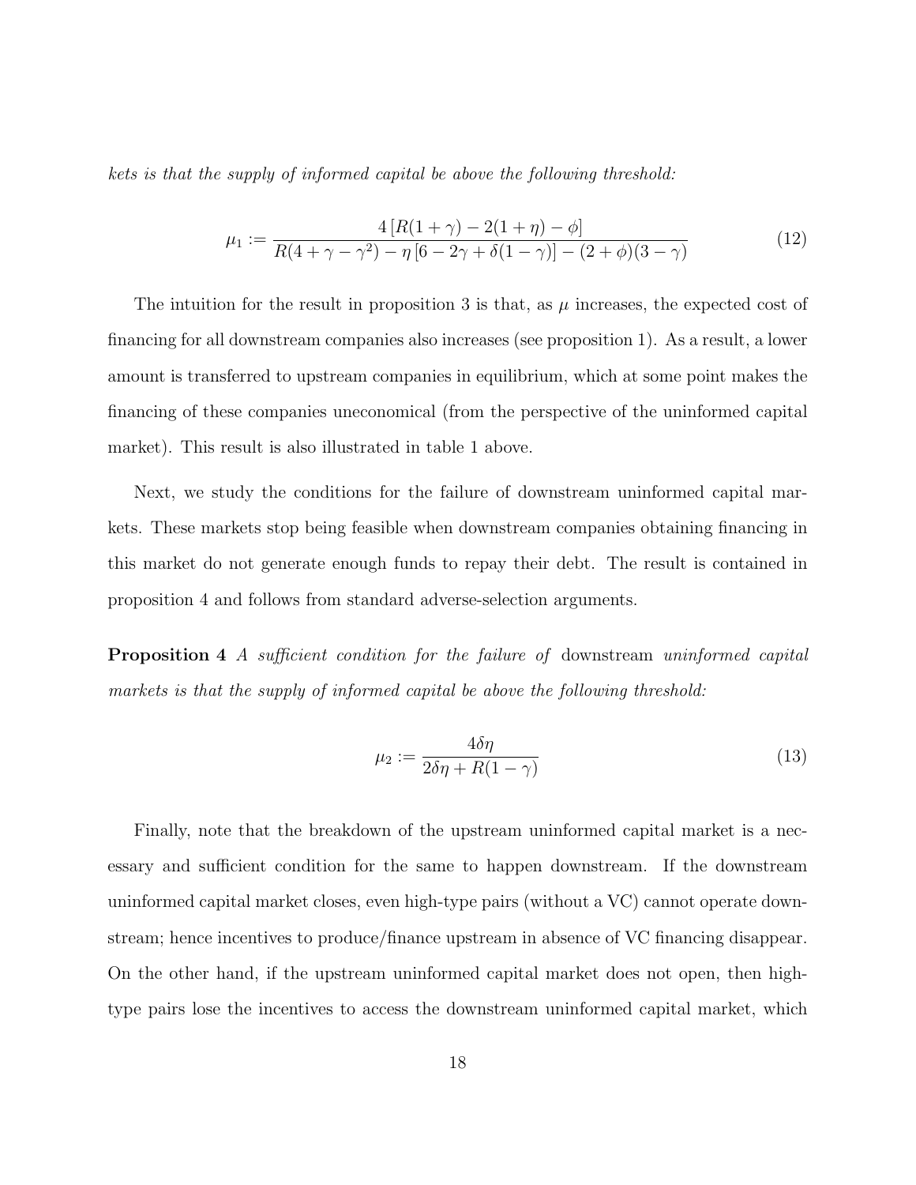*kets is that the supply of informed capital be above the following threshold:*

$$\mu_1 := \frac{4\left[R(1+\gamma) - 2(1+\eta) - \phi\right]}{R(4+\gamma-\gamma^2) - \eta\left[6 - 2\gamma + \delta(1-\gamma)\right] - (2+\phi)(3-\gamma)} \tag{12}$$

The intuition for the result in proposition 3 is that, as $\mu$ increases, the expected cost of financing for all downstream companies also increases (see proposition 1). As a result, a lower amount is transferred to upstream companies in equilibrium, which at some point makes the financing of these companies uneconomical (from the perspective of the uninformed capital market). This result is also illustrated in table 1 above.

Next, we study the conditions for the failure of downstream uninformed capital markets. These markets stop being feasible when downstream companies obtaining financing in this market do not generate enough funds to repay their debt. The result is contained in proposition 4 and follows from standard adverse-selection arguments.

**Proposition 4** *A sufficient condition for the failure of* downstream *uninformed capital markets is that the supply of informed capital be above the following threshold:*

$$\mu_2 := \frac{4\delta\eta}{2\delta\eta + R(1-\gamma)} \tag{13}$$

Finally, note that the breakdown of the upstream uninformed capital market is a necessary and sufficient condition for the same to happen downstream. If the downstream uninformed capital market closes, even high-type pairs (without a VC) cannot operate downstream; hence incentives to produce/finance upstream in absence of VC financing disappear. On the other hand, if the upstream uninformed capital market does not open, then high-type pairs lose the incentives to access the downstream uninformed capital market, which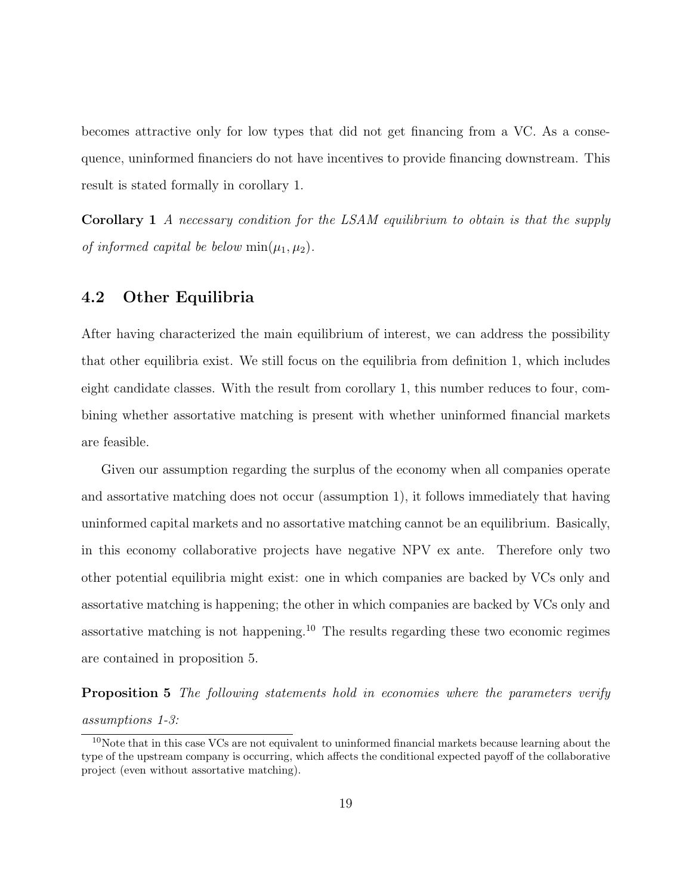becomes attractive only for low types that did not get financing from a VC. As a consequence, uninformed financiers do not have incentives to provide financing downstream. This result is stated formally in corollary 1.

**Corollary 1** *A necessary condition for the LSAM equilibrium to obtain is that the supply of informed capital be below* $\min(\mu_1, \mu_2)$.

## 4.2 Other Equilibria

After having characterized the main equilibrium of interest, we can address the possibility that other equilibria exist. We still focus on the equilibria from definition 1, which includes eight candidate classes. With the result from corollary 1, this number reduces to four, combining whether assortative matching is present with whether uninformed financial markets are feasible.

Given our assumption regarding the surplus of the economy when all companies operate and assortative matching does not occur (assumption 1), it follows immediately that having uninformed capital markets and no assortative matching cannot be an equilibrium. Basically, in this economy collaborative projects have negative NPV ex ante. Therefore only two other potential equilibria might exist: one in which companies are backed by VCs only and assortative matching is happening; the other in which companies are backed by VCs only and assortative matching is not happening.[10] The results regarding these two economic regimes are contained in proposition 5.

**Proposition 5** *The following statements hold in economies where the parameters verify assumptions 1-3:*

[10] Note that in this case VCs are not equivalent to uninformed financial markets because learning about the type of the upstream company is occurring, which affects the conditional expected payoff of the collaborative project (even without assortative matching).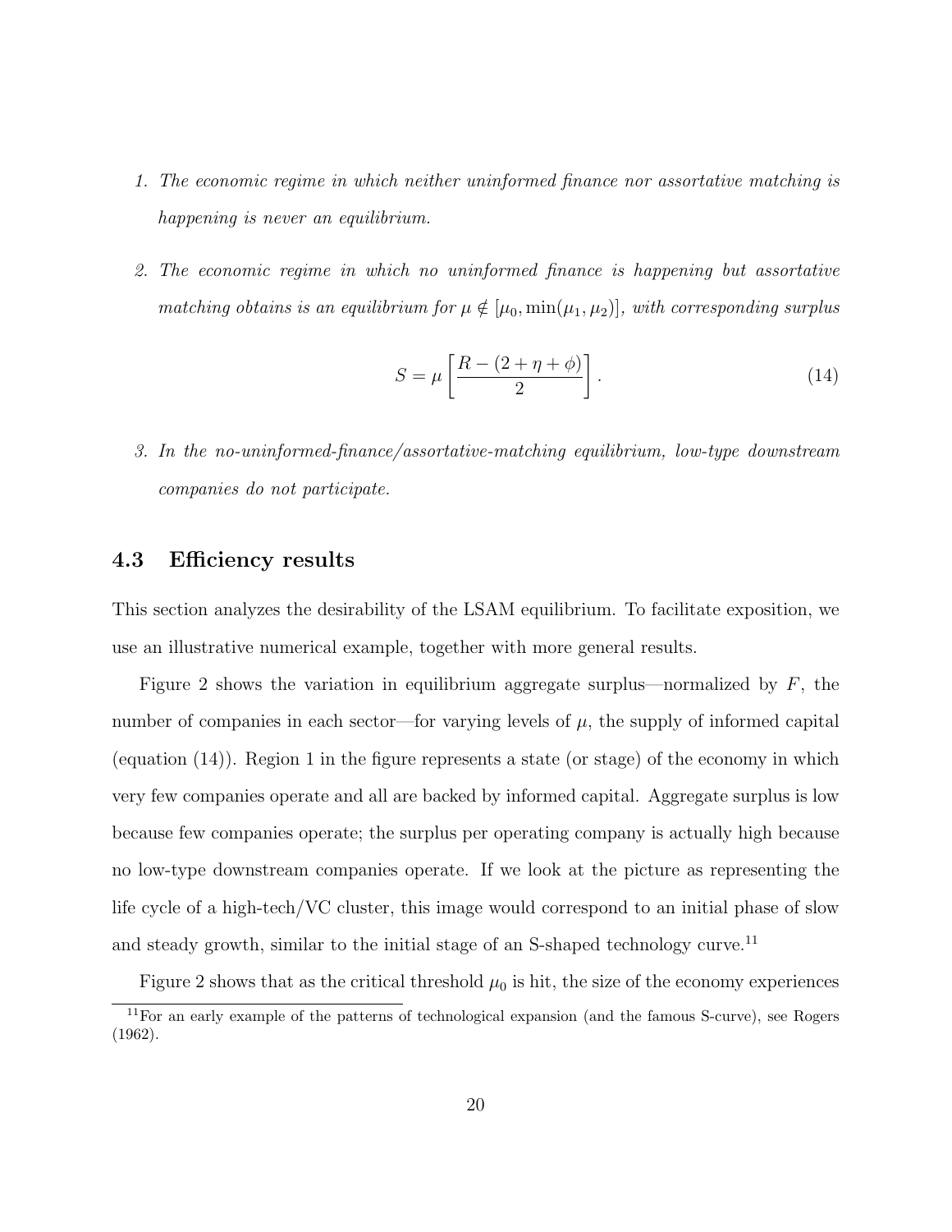1. *The economic regime in which neither uninformed finance nor assortative matching is happening is never an equilibrium.*

2. *The economic regime in which no uninformed finance is happening but assortative matching obtains is an equilibrium for $\mu \notin [\mu_0, \min(\mu_1, \mu_2)]$, with corresponding surplus*

$$S = \mu \left[ \frac{R - (2 + \eta + \phi)}{2} \right]. \tag{14}$$

3. *In the no-uninformed-finance/assortative-matching equilibrium, low-type downstream companies do not participate.*

### 4.3 Efficiency results

This section analyzes the desirability of the LSAM equilibrium. To facilitate exposition, we use an illustrative numerical example, together with more general results.

Figure 2 shows the variation in equilibrium aggregate surplus—normalized by $F$, the number of companies in each sector—for varying levels of $\mu$, the supply of informed capital (equation (14)). Region 1 in the figure represents a state (or stage) of the economy in which very few companies operate and all are backed by informed capital. Aggregate surplus is low because few companies operate; the surplus per operating company is actually high because no low-type downstream companies operate. If we look at the picture as representing the life cycle of a high-tech/VC cluster, this image would correspond to an initial phase of slow and steady growth, similar to the initial stage of an S-shaped technology curve.[11]

Figure 2 shows that as the critical threshold $\mu_0$ is hit, the size of the economy experiences

[11]For an early example of the patterns of technological expansion (and the famous S-curve), see Rogers (1962).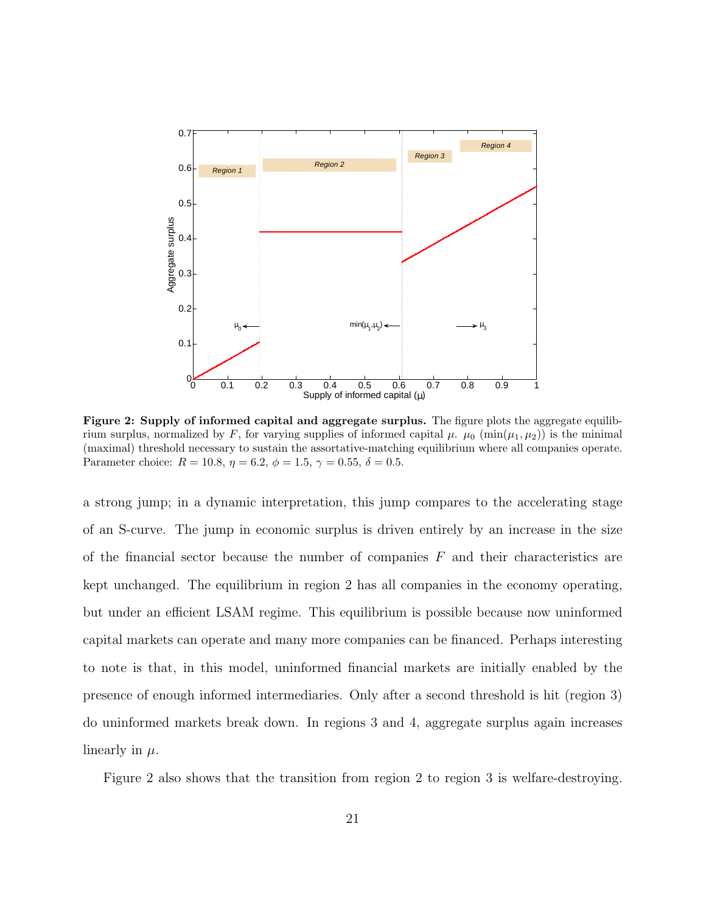**Figure 2: Supply of informed capital and aggregate surplus.** The figure plots the aggregate equilibrium surplus, normalized by $F$, for varying supplies of informed capital $\mu$. $\mu_0$ ($\min(\mu_1, \mu_2)$) is the minimal (maximal) threshold necessary to sustain the assortative-matching equilibrium where all companies operate. Parameter choice: $R = 10.8$, $\eta = 6.2$, $\phi = 1.5$, $\gamma = 0.55$, $\delta = 0.5$.

a strong jump; in a dynamic interpretation, this jump compares to the accelerating stage of an S-curve. The jump in economic surplus is driven entirely by an increase in the size of the financial sector because the number of companies $F$ and their characteristics are kept unchanged. The equilibrium in region 2 has all companies in the economy operating, but under an efficient LSAM regime. This equilibrium is possible because now uninformed capital markets can operate and many more companies can be financed. Perhaps interesting to note is that, in this model, uninformed financial markets are initially enabled by the presence of enough informed intermediaries. Only after a second threshold is hit (region 3) do uninformed markets break down. In regions 3 and 4, aggregate surplus again increases linearly in $\mu$.

Figure 2 also shows that the transition from region 2 to region 3 is welfare-destroying.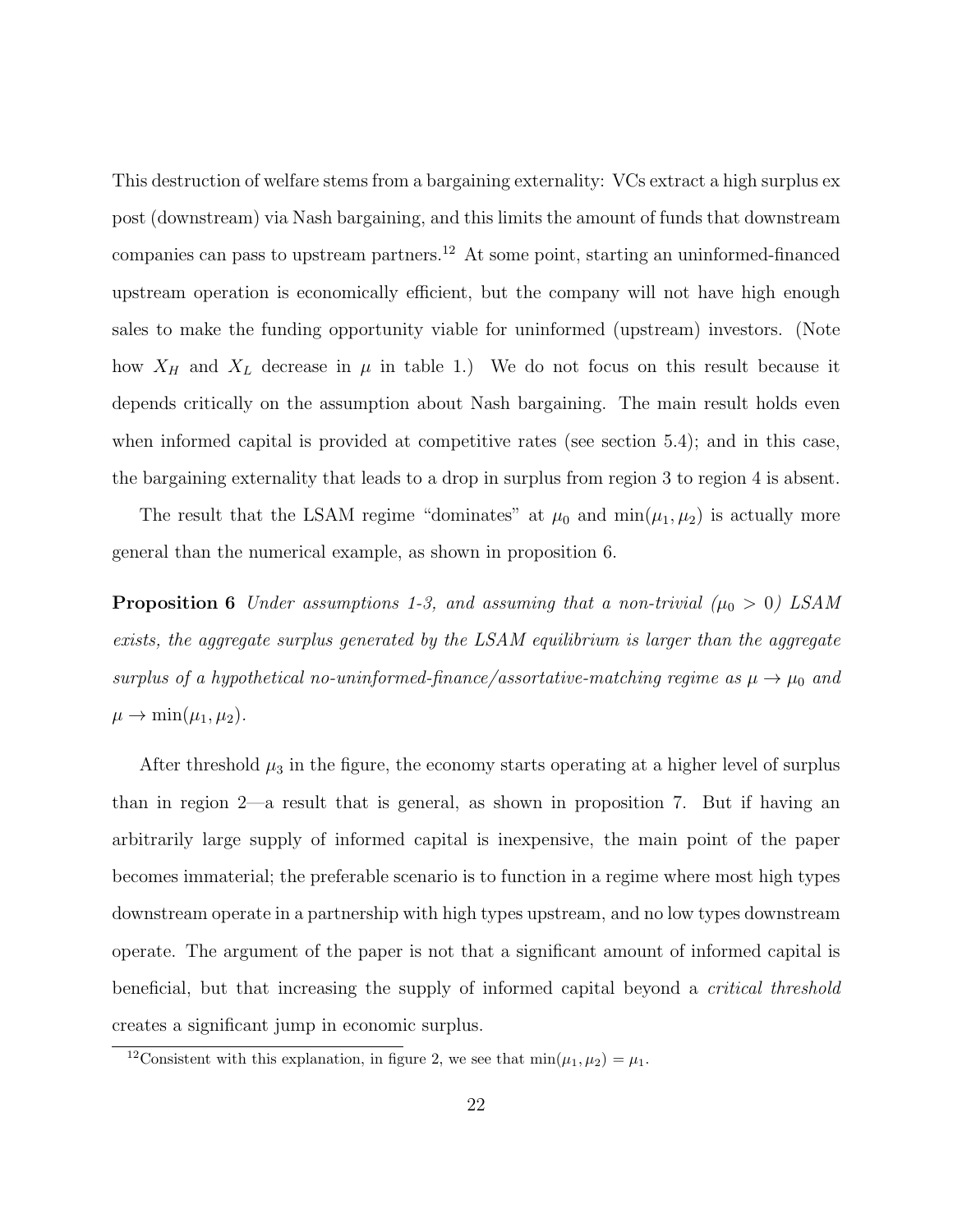This destruction of welfare stems from a bargaining externality: VCs extract a high surplus ex post (downstream) via Nash bargaining, and this limits the amount of funds that downstream companies can pass to upstream partners.[12] At some point, starting an uninformed-financed upstream operation is economically efficient, but the company will not have high enough sales to make the funding opportunity viable for uninformed (upstream) investors. (Note how $X_H$ and $X_L$ decrease in $\mu$ in table 1.) We do not focus on this result because it depends critically on the assumption about Nash bargaining. The main result holds even when informed capital is provided at competitive rates (see section 5.4); and in this case, the bargaining externality that leads to a drop in surplus from region 3 to region 4 is absent.

The result that the LSAM regime "dominates" at $\mu_0$ and $\min(\mu_1, \mu_2)$ is actually more general than the numerical example, as shown in proposition 6.

**Proposition 6** *Under assumptions 1-3, and assuming that a non-trivial ($\mu_0 > 0$) LSAM exists, the aggregate surplus generated by the LSAM equilibrium is larger than the aggregate surplus of a hypothetical no-uninformed-finance/assortative-matching regime as $\mu \to \mu_0$ and $\mu \to \min(\mu_1, \mu_2)$.*

After threshold $\mu_3$ in the figure, the economy starts operating at a higher level of surplus than in region 2—a result that is general, as shown in proposition 7. But if having an arbitrarily large supply of informed capital is inexpensive, the main point of the paper becomes immaterial; the preferable scenario is to function in a regime where most high types downstream operate in a partnership with high types upstream, and no low types downstream operate. The argument of the paper is not that a significant amount of informed capital is beneficial, but that increasing the supply of informed capital beyond a *critical threshold* creates a significant jump in economic surplus.

[12]Consistent with this explanation, in figure 2, we see that $\min(\mu_1, \mu_2) = \mu_1$.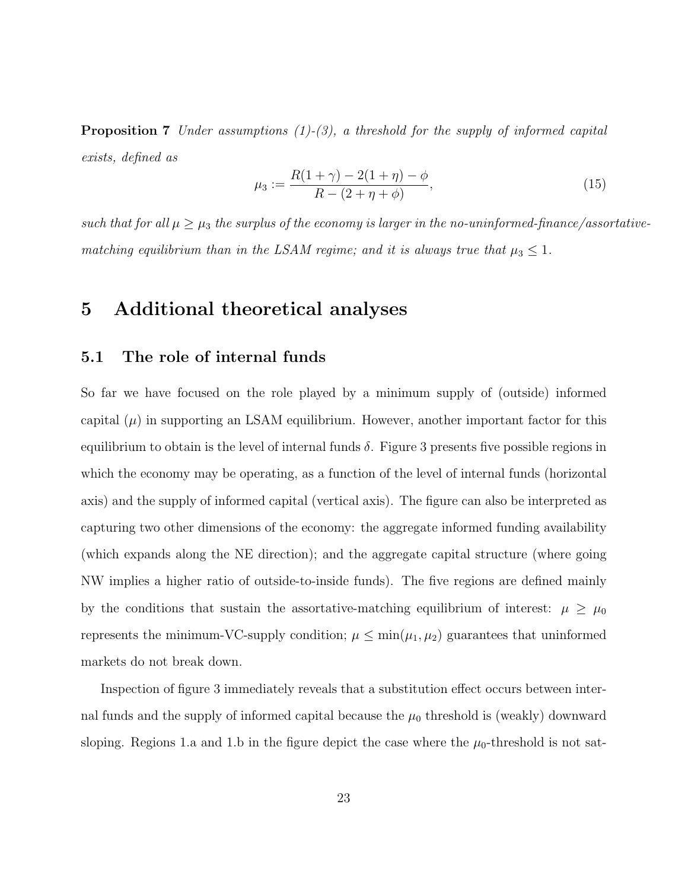**Proposition 7** *Under assumptions (1)-(3), a threshold for the supply of informed capital exists, defined as*

$$\mu_3 := \frac{R(1+\gamma) - 2(1+\eta) - \phi}{R - (2+\eta+\phi)}, \tag{15}$$

*such that for all $\mu \geq \mu_3$ the surplus of the economy is larger in the no-uninformed-finance/assortative-matching equilibrium than in the LSAM regime; and it is always true that $\mu_3 \leq 1$.*

# 5 Additional theoretical analyses

## 5.1 The role of internal funds

So far we have focused on the role played by a minimum supply of (outside) informed capital ($\mu$) in supporting an LSAM equilibrium. However, another important factor for this equilibrium to obtain is the level of internal funds $\delta$. Figure 3 presents five possible regions in which the economy may be operating, as a function of the level of internal funds (horizontal axis) and the supply of informed capital (vertical axis). The figure can also be interpreted as capturing two other dimensions of the economy: the aggregate informed funding availability (which expands along the NE direction); and the aggregate capital structure (where going NW implies a higher ratio of outside-to-inside funds). The five regions are defined mainly by the conditions that sustain the assortative-matching equilibrium of interest: $\mu \geq \mu_0$ represents the minimum-VC-supply condition; $\mu \leq \min(\mu_1, \mu_2)$ guarantees that uninformed markets do not break down.

Inspection of figure 3 immediately reveals that a substitution effect occurs between internal funds and the supply of informed capital because the $\mu_0$ threshold is (weakly) downward sloping. Regions 1.a and 1.b in the figure depict the case where the $\mu_0$-threshold is not sat-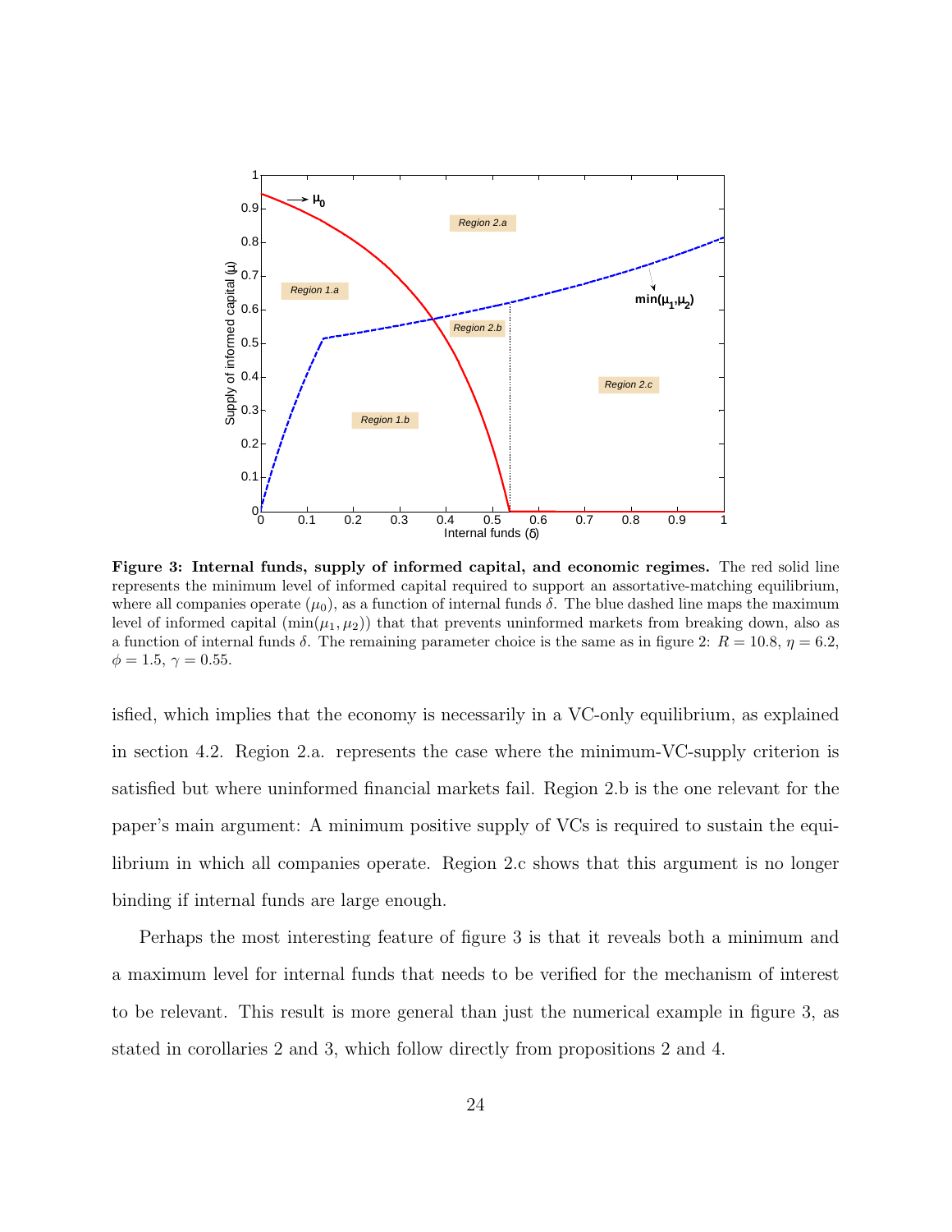**Figure 3: Internal funds, supply of informed capital, and economic regimes.** The red solid line represents the minimum level of informed capital required to support an assortative-matching equilibrium, where all companies operate ($\mu_0$), as a function of internal funds $\delta$. The blue dashed line maps the maximum level of informed capital ($\min(\mu_1, \mu_2)$) that that prevents uninformed markets from breaking down, also as a function of internal funds $\delta$. The remaining parameter choice is the same as in figure 2: $R = 10.8$, $\eta = 6.2$, $\phi = 1.5$, $\gamma = 0.55$.

isfied, which implies that the economy is necessarily in a VC-only equilibrium, as explained in section 4.2. Region 2.a. represents the case where the minimum-VC-supply criterion is satisfied but where uninformed financial markets fail. Region 2.b is the one relevant for the paper's main argument: A minimum positive supply of VCs is required to sustain the equilibrium in which all companies operate. Region 2.c shows that this argument is no longer binding if internal funds are large enough.

Perhaps the most interesting feature of figure 3 is that it reveals both a minimum and a maximum level for internal funds that needs to be verified for the mechanism of interest to be relevant. This result is more general than just the numerical example in figure 3, as stated in corollaries 2 and 3, which follow directly from propositions 2 and 4.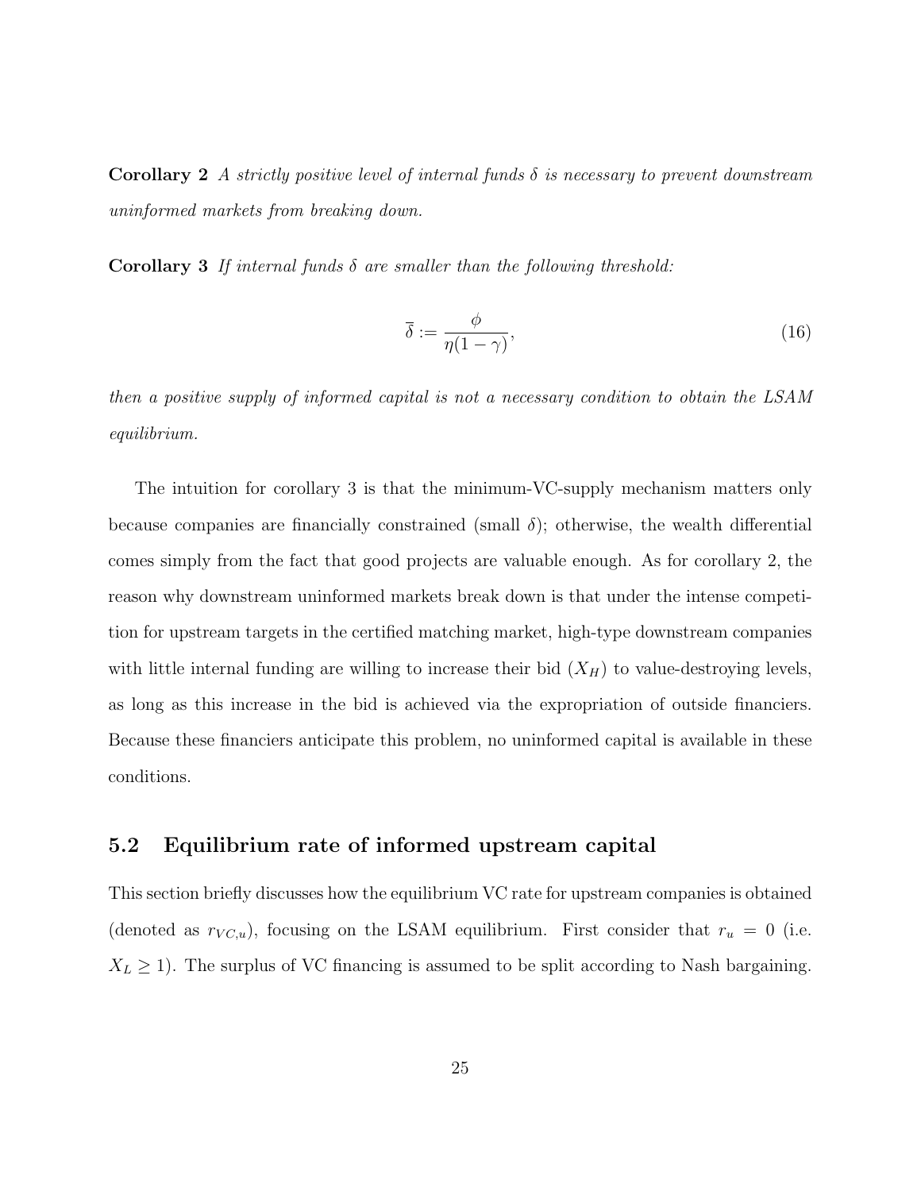**Corollary 2** *A strictly positive level of internal funds $\delta$ is necessary to prevent downstream uninformed markets from breaking down.*

**Corollary 3** *If internal funds $\delta$ are smaller than the following threshold:*

$$\overline{\delta} := \frac{\phi}{\eta(1-\gamma)}, \tag{16}$$

*then a positive supply of informed capital is not a necessary condition to obtain the LSAM equilibrium.*

The intuition for corollary 3 is that the minimum-VC-supply mechanism matters only because companies are financially constrained (small $\delta$); otherwise, the wealth differential comes simply from the fact that good projects are valuable enough. As for corollary 2, the reason why downstream uninformed markets break down is that under the intense competition for upstream targets in the certified matching market, high-type downstream companies with little internal funding are willing to increase their bid ($X_H$) to value-destroying levels, as long as this increase in the bid is achieved via the expropriation of outside financiers. Because these financiers anticipate this problem, no uninformed capital is available in these conditions.

## 5.2 Equilibrium rate of informed upstream capital

This section briefly discusses how the equilibrium VC rate for upstream companies is obtained (denoted as $r_{VC,u}$), focusing on the LSAM equilibrium. First consider that $r_u = 0$ (i.e. $X_L \geq 1$). The surplus of VC financing is assumed to be split according to Nash bargaining.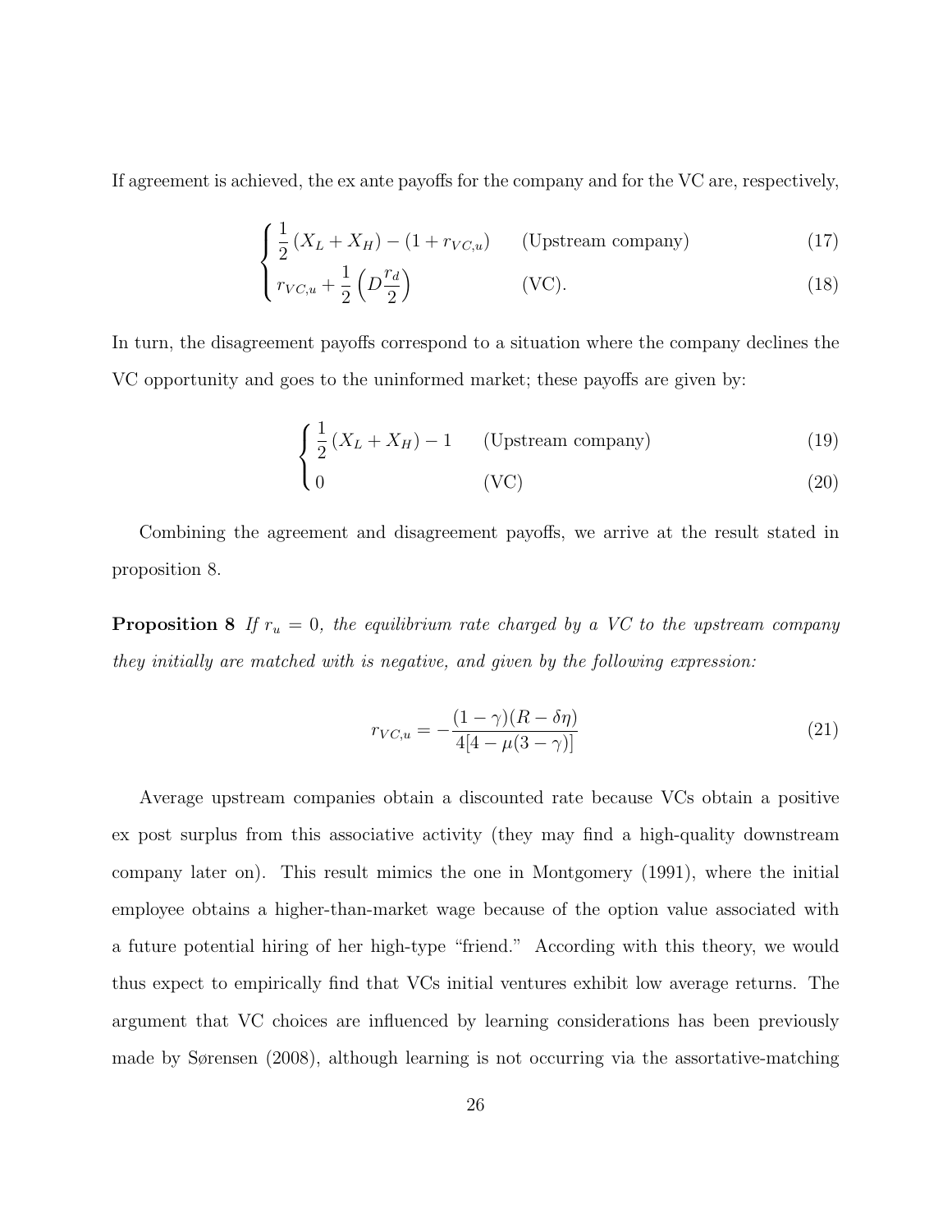If agreement is achieved, the ex ante payoffs for the company and for the VC are, respectively,

$$
\begin{cases}
\frac{1}{2}\left(X_L + X_H\right) - (1 + r_{VC,u}) & \text{(Upstream company)} \quad (17) \\
r_{VC,u} + \frac{1}{2}\left(D\frac{r_d}{2}\right) & \text{(VC).} \quad (18)
\end{cases}
$$

In turn, the disagreement payoffs correspond to a situation where the company declines the VC opportunity and goes to the uninformed market; these payoffs are given by:

$$
\begin{cases}
\frac{1}{2}\left(X_L + X_H\right) - 1 & \text{(Upstream company)} \quad (19) \\
0 & \text{(VC)} \quad (20)
\end{cases}
$$

Combining the agreement and disagreement payoffs, we arrive at the result stated in proposition 8.

**Proposition 8** *If $r_u = 0$, the equilibrium rate charged by a VC to the upstream company they initially are matched with is negative, and given by the following expression:*

$$
r_{VC,u} = -\frac{(1-\gamma)(R-\delta\eta)}{4[4-\mu(3-\gamma)]} \tag{21}
$$

Average upstream companies obtain a discounted rate because VCs obtain a positive ex post surplus from this associative activity (they may find a high-quality downstream company later on). This result mimics the one in Montgomery (1991), where the initial employee obtains a higher-than-market wage because of the option value associated with a future potential hiring of her high-type "friend." According with this theory, we would thus expect to empirically find that VCs initial ventures exhibit low average returns. The argument that VC choices are influenced by learning considerations has been previously made by Sørensen (2008), although learning is not occurring via the assortative-matching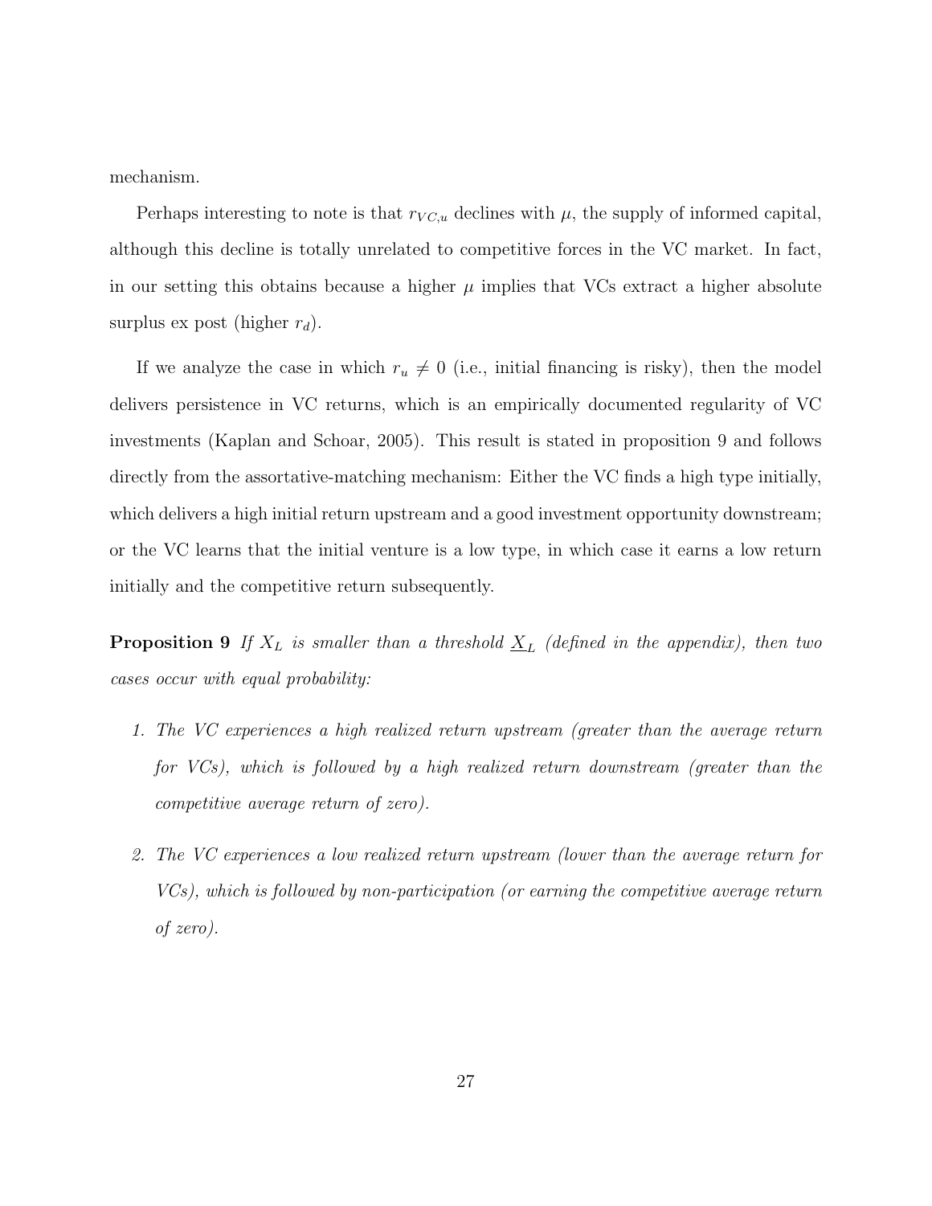mechanism.

Perhaps interesting to note is that $r_{VC,u}$ declines with $\mu$, the supply of informed capital, although this decline is totally unrelated to competitive forces in the VC market. In fact, in our setting this obtains because a higher $\mu$ implies that VCs extract a higher absolute surplus ex post (higher $r_d$).

If we analyze the case in which $r_u \neq 0$ (i.e., initial financing is risky), then the model delivers persistence in VC returns, which is an empirically documented regularity of VC investments (Kaplan and Schoar, 2005). This result is stated in proposition 9 and follows directly from the assortative-matching mechanism: Either the VC finds a high type initially, which delivers a high initial return upstream and a good investment opportunity downstream; or the VC learns that the initial venture is a low type, in which case it earns a low return initially and the competitive return subsequently.

**Proposition 9** *If $X_L$ is smaller than a threshold $\underline{X}_L$ (defined in the appendix), then two cases occur with equal probability:*

1. *The VC experiences a high realized return upstream (greater than the average return for VCs), which is followed by a high realized return downstream (greater than the competitive average return of zero).*

2. *The VC experiences a low realized return upstream (lower than the average return for VCs), which is followed by non-participation (or earning the competitive average return of zero).*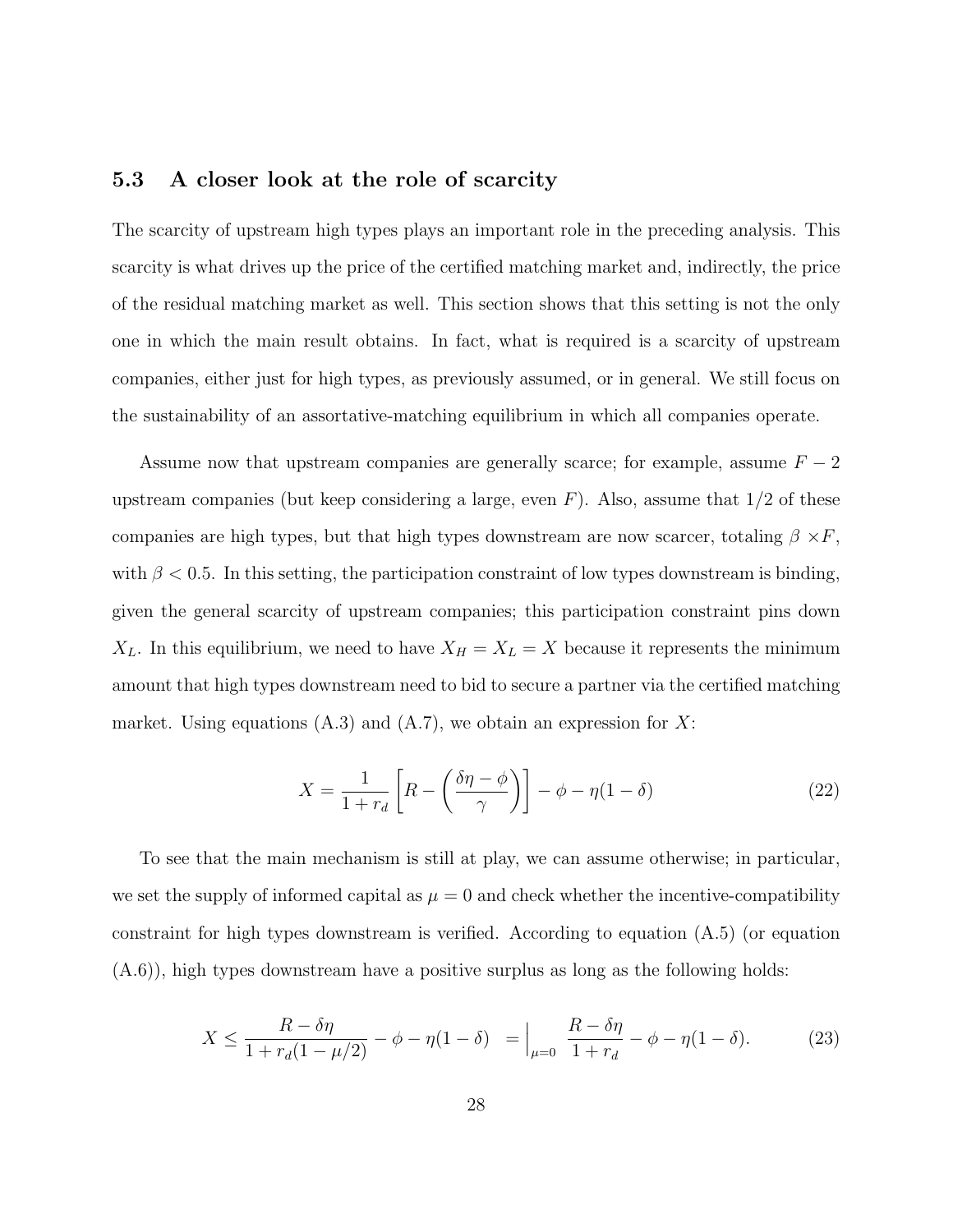### 5.3 A closer look at the role of scarcity

The scarcity of upstream high types plays an important role in the preceding analysis. This scarcity is what drives up the price of the certified matching market and, indirectly, the price of the residual matching market as well. This section shows that this setting is not the only one in which the main result obtains. In fact, what is required is a scarcity of upstream companies, either just for high types, as previously assumed, or in general. We still focus on the sustainability of an assortative-matching equilibrium in which all companies operate.

Assume now that upstream companies are generally scarce; for example, assume $F - 2$ upstream companies (but keep considering a large, even $F$). Also, assume that 1/2 of these companies are high types, but that high types downstream are now scarcer, totaling $\beta \times F$, with $\beta < 0.5$. In this setting, the participation constraint of low types downstream is binding, given the general scarcity of upstream companies; this participation constraint pins down $X_L$. In this equilibrium, we need to have $X_H = X_L = X$ because it represents the minimum amount that high types downstream need to bid to secure a partner via the certified matching market. Using equations (A.3) and (A.7), we obtain an expression for $X$:

$$X = \frac{1}{1 + r_d}\left[R - \left(\frac{\delta\eta - \phi}{\gamma}\right)\right] - \phi - \eta(1 - \delta) \tag{22}$$

To see that the main mechanism is still at play, we can assume otherwise; in particular, we set the supply of informed capital as $\mu = 0$ and check whether the incentive-compatibility constraint for high types downstream is verified. According to equation (A.5) (or equation (A.6)), high types downstream have a positive surplus as long as the following holds:

$$X \leq \frac{R - \delta\eta}{1 + r_d(1 - \mu/2)} - \phi - \eta(1 - \delta) \quad = \Big|_{\mu=0} \; \frac{R - \delta\eta}{1 + r_d} - \phi - \eta(1 - \delta). \tag{23}$$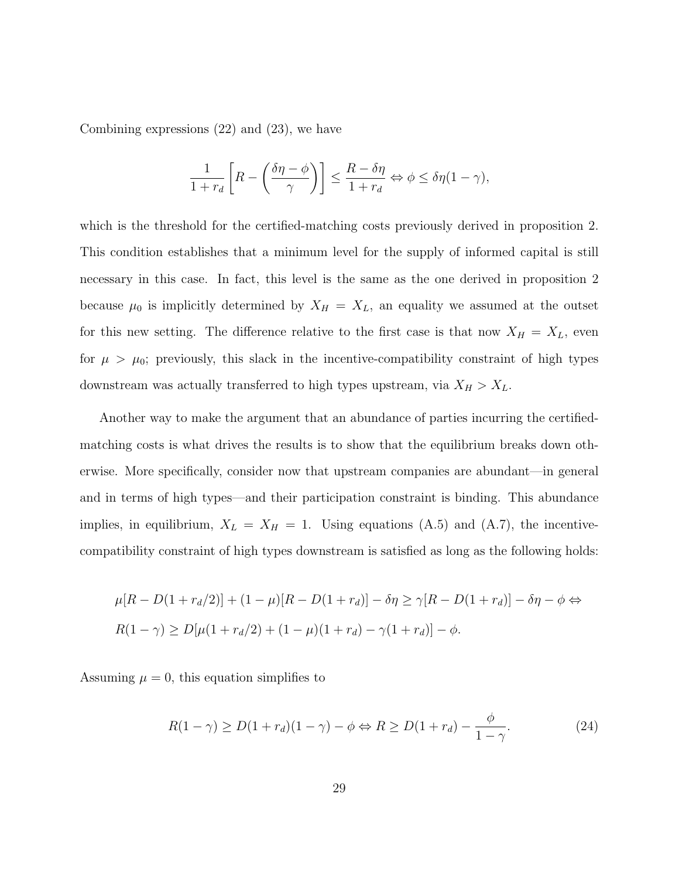Combining expressions (22) and (23), we have

$$\frac{1}{1+r_d}\left[R-\left(\frac{\delta\eta-\phi}{\gamma}\right)\right] \le \frac{R-\delta\eta}{1+r_d} \Leftrightarrow \phi \le \delta\eta(1-\gamma),$$

which is the threshold for the certified-matching costs previously derived in proposition 2. This condition establishes that a minimum level for the supply of informed capital is still necessary in this case. In fact, this level is the same as the one derived in proposition 2 because $\mu_0$ is implicitly determined by $X_H = X_L$, an equality we assumed at the outset for this new setting. The difference relative to the first case is that now $X_H = X_L$, even for $\mu > \mu_0$; previously, this slack in the incentive-compatibility constraint of high types downstream was actually transferred to high types upstream, via $X_H > X_L$.

Another way to make the argument that an abundance of parties incurring the certified-matching costs is what drives the results is to show that the equilibrium breaks down otherwise. More specifically, consider now that upstream companies are abundant—in general and in terms of high types—and their participation constraint is binding. This abundance implies, in equilibrium, $X_L = X_H = 1$. Using equations (A.5) and (A.7), the incentive-compatibility constraint of high types downstream is satisfied as long as the following holds:

$$\mu[R - D(1 + r_d/2)] + (1-\mu)[R - D(1+r_d)] - \delta\eta \ge \gamma[R - D(1+r_d)] - \delta\eta - \phi \Leftrightarrow$$
$$R(1-\gamma) \ge D[\mu(1 + r_d/2) + (1-\mu)(1+r_d) - \gamma(1+r_d)] - \phi.$$

Assuming $\mu = 0$, this equation simplifies to

$$R(1-\gamma) \ge D(1+r_d)(1-\gamma) - \phi \Leftrightarrow R \ge D(1+r_d) - \frac{\phi}{1-\gamma}. \tag{24}$$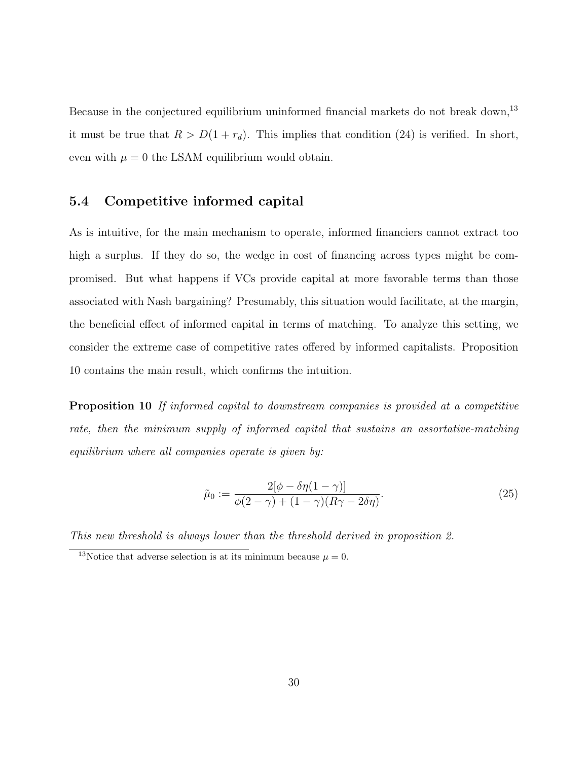Because in the conjectured equilibrium uninformed financial markets do not break down,[13] it must be true that $R > D(1 + r_d)$. This implies that condition (24) is verified. In short, even with $\mu = 0$ the LSAM equilibrium would obtain.

### 5.4 Competitive informed capital

As is intuitive, for the main mechanism to operate, informed financiers cannot extract too high a surplus. If they do so, the wedge in cost of financing across types might be compromised. But what happens if VCs provide capital at more favorable terms than those associated with Nash bargaining? Presumably, this situation would facilitate, at the margin, the beneficial effect of informed capital in terms of matching. To analyze this setting, we consider the extreme case of competitive rates offered by informed capitalists. Proposition 10 contains the main result, which confirms the intuition.

**Proposition 10** *If informed capital to downstream companies is provided at a competitive rate, then the minimum supply of informed capital that sustains an assortative-matching equilibrium where all companies operate is given by:*

$$\tilde{\mu}_0 := \frac{2[\phi - \delta\eta(1-\gamma)]}{\phi(2-\gamma) + (1-\gamma)(R\gamma - 2\delta\eta)}. \tag{25}$$

*This new threshold is always lower than the threshold derived in proposition 2.*

[13] Notice that adverse selection is at its minimum because $\mu = 0$.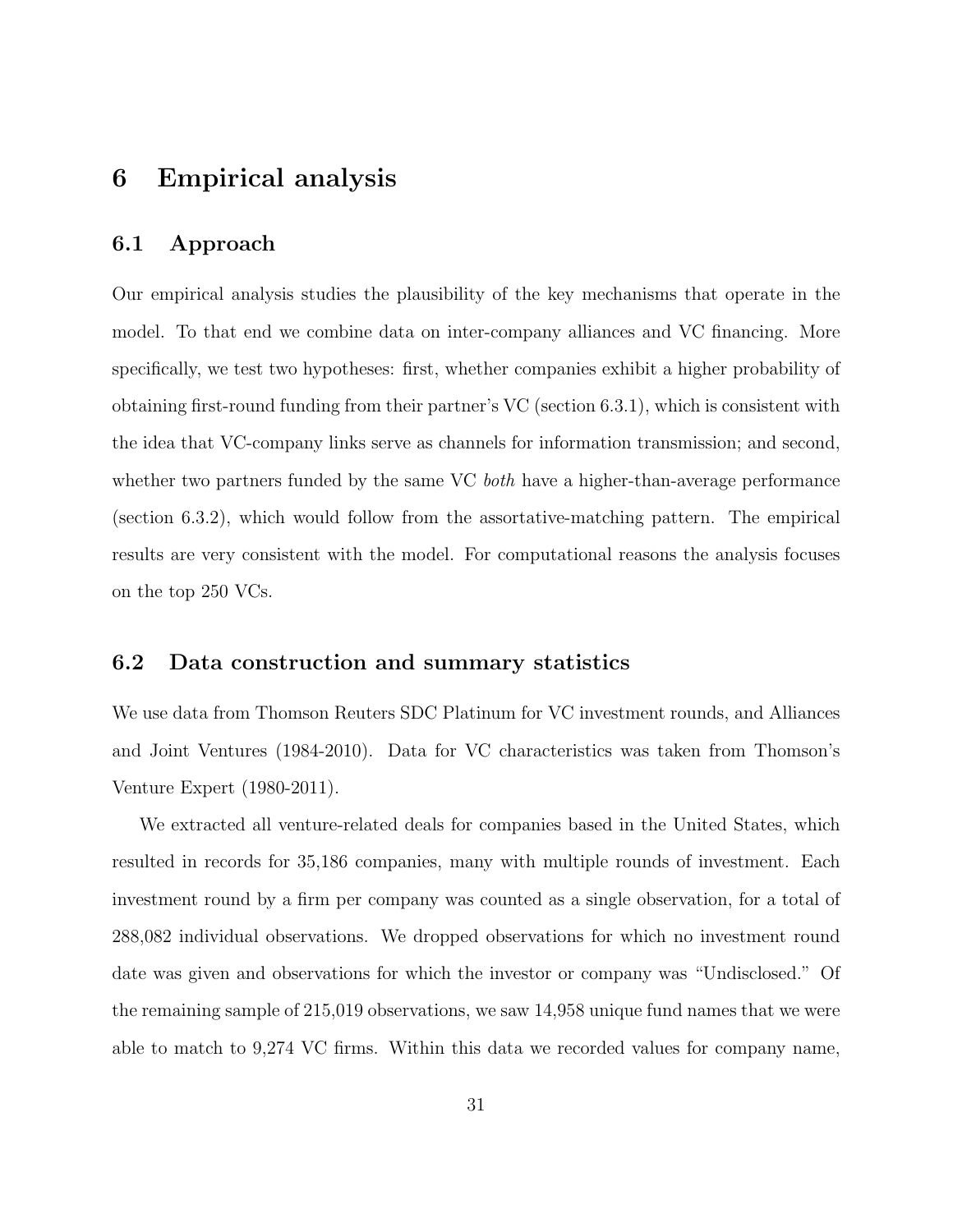# 6 Empirical analysis

## 6.1 Approach

Our empirical analysis studies the plausibility of the key mechanisms that operate in the model. To that end we combine data on inter-company alliances and VC financing. More specifically, we test two hypotheses: first, whether companies exhibit a higher probability of obtaining first-round funding from their partner's VC (section 6.3.1), which is consistent with the idea that VC-company links serve as channels for information transmission; and second, whether two partners funded by the same VC *both* have a higher-than-average performance (section 6.3.2), which would follow from the assortative-matching pattern. The empirical results are very consistent with the model. For computational reasons the analysis focuses on the top 250 VCs.

## 6.2 Data construction and summary statistics

We use data from Thomson Reuters SDC Platinum for VC investment rounds, and Alliances and Joint Ventures (1984-2010). Data for VC characteristics was taken from Thomson's Venture Expert (1980-2011).

We extracted all venture-related deals for companies based in the United States, which resulted in records for 35,186 companies, many with multiple rounds of investment. Each investment round by a firm per company was counted as a single observation, for a total of 288,082 individual observations. We dropped observations for which no investment round date was given and observations for which the investor or company was "Undisclosed." Of the remaining sample of 215,019 observations, we saw 14,958 unique fund names that we were able to match to 9,274 VC firms. Within this data we recorded values for company name,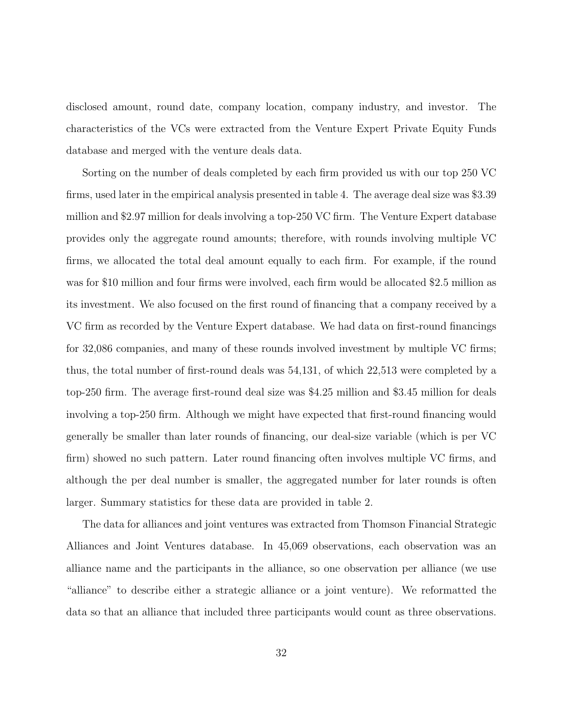disclosed amount, round date, company location, company industry, and investor. The characteristics of the VCs were extracted from the Venture Expert Private Equity Funds database and merged with the venture deals data.

Sorting on the number of deals completed by each firm provided us with our top 250 VC firms, used later in the empirical analysis presented in table 4. The average deal size was $3.39 million and $2.97 million for deals involving a top-250 VC firm. The Venture Expert database provides only the aggregate round amounts; therefore, with rounds involving multiple VC firms, we allocated the total deal amount equally to each firm. For example, if the round was for $10 million and four firms were involved, each firm would be allocated $2.5 million as its investment. We also focused on the first round of financing that a company received by a VC firm as recorded by the Venture Expert database. We had data on first-round financings for 32,086 companies, and many of these rounds involved investment by multiple VC firms; thus, the total number of first-round deals was 54,131, of which 22,513 were completed by a top-250 firm. The average first-round deal size was $4.25 million and $3.45 million for deals involving a top-250 firm. Although we might have expected that first-round financing would generally be smaller than later rounds of financing, our deal-size variable (which is per VC firm) showed no such pattern. Later round financing often involves multiple VC firms, and although the per deal number is smaller, the aggregated number for later rounds is often larger. Summary statistics for these data are provided in table 2.

The data for alliances and joint ventures was extracted from Thomson Financial Strategic Alliances and Joint Ventures database. In 45,069 observations, each observation was an alliance name and the participants in the alliance, so one observation per alliance (we use "alliance" to describe either a strategic alliance or a joint venture). We reformatted the data so that an alliance that included three participants would count as three observations.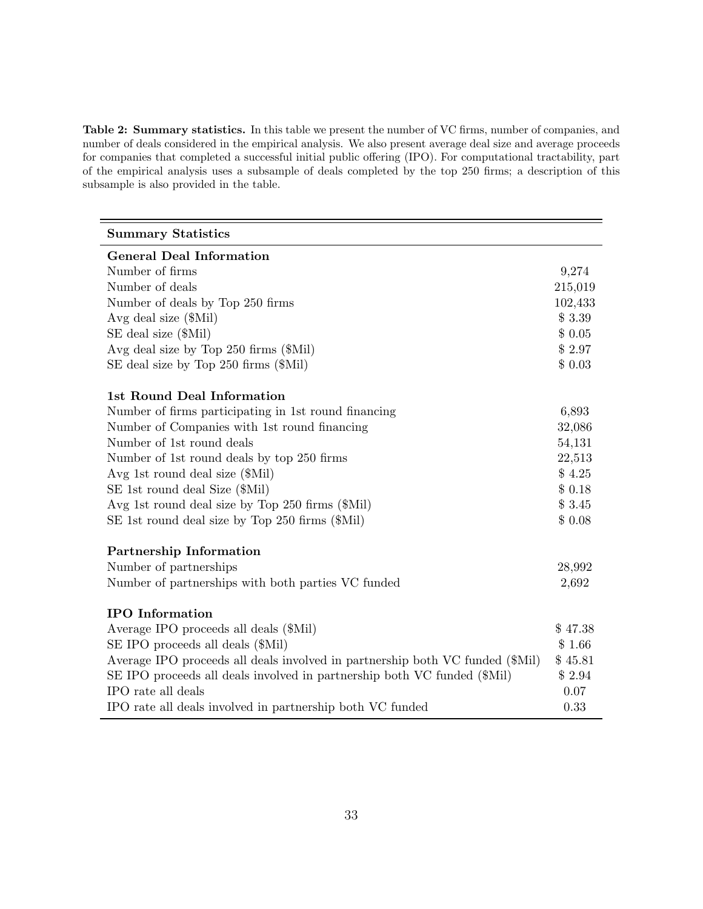**Table 2: Summary statistics.** In this table we present the number of VC firms, number of companies, and number of deals considered in the empirical analysis. We also present average deal size and average proceeds for companies that completed a successful initial public offering (IPO). For computational tractability, part of the empirical analysis uses a subsample of deals completed by the top 250 firms; a description of this subsample is also provided in the table.

| **Summary Statistics** | |
|---|---|
| **General Deal Information** | |
| Number of firms | 9,274 |
| Number of deals | 215,019 |
| Number of deals by Top 250 firms | 102,433 |
| Avg deal size ($Mil) | $ 3.39 |
| SE deal size ($Mil) | $ 0.05 |
| Avg deal size by Top 250 firms ($Mil) | $ 2.97 |
| SE deal size by Top 250 firms ($Mil) | $ 0.03 |
| **1st Round Deal Information** | |
| Number of firms participating in 1st round financing | 6,893 |
| Number of Companies with 1st round financing | 32,086 |
| Number of 1st round deals | 54,131 |
| Number of 1st round deals by top 250 firms | 22,513 |
| Avg 1st round deal size ($Mil) | $ 4.25 |
| SE 1st round deal Size ($Mil) | $ 0.18 |
| Avg 1st round deal size by Top 250 firms ($Mil) | $ 3.45 |
| SE 1st round deal size by Top 250 firms ($Mil) | $ 0.08 |
| **Partnership Information** | |
| Number of partnerships | 28,992 |
| Number of partnerships with both parties VC funded | 2,692 |
| **IPO Information** | |
| Average IPO proceeds all deals ($Mil) | $ 47.38 |
| SE IPO proceeds all deals ($Mil) | $ 1.66 |
| Average IPO proceeds all deals involved in partnership both VC funded ($Mil) | $ 45.81 |
| SE IPO proceeds all deals involved in partnership both VC funded ($Mil) | $ 2.94 |
| IPO rate all deals | 0.07 |
| IPO rate all deals involved in partnership both VC funded | 0.33 |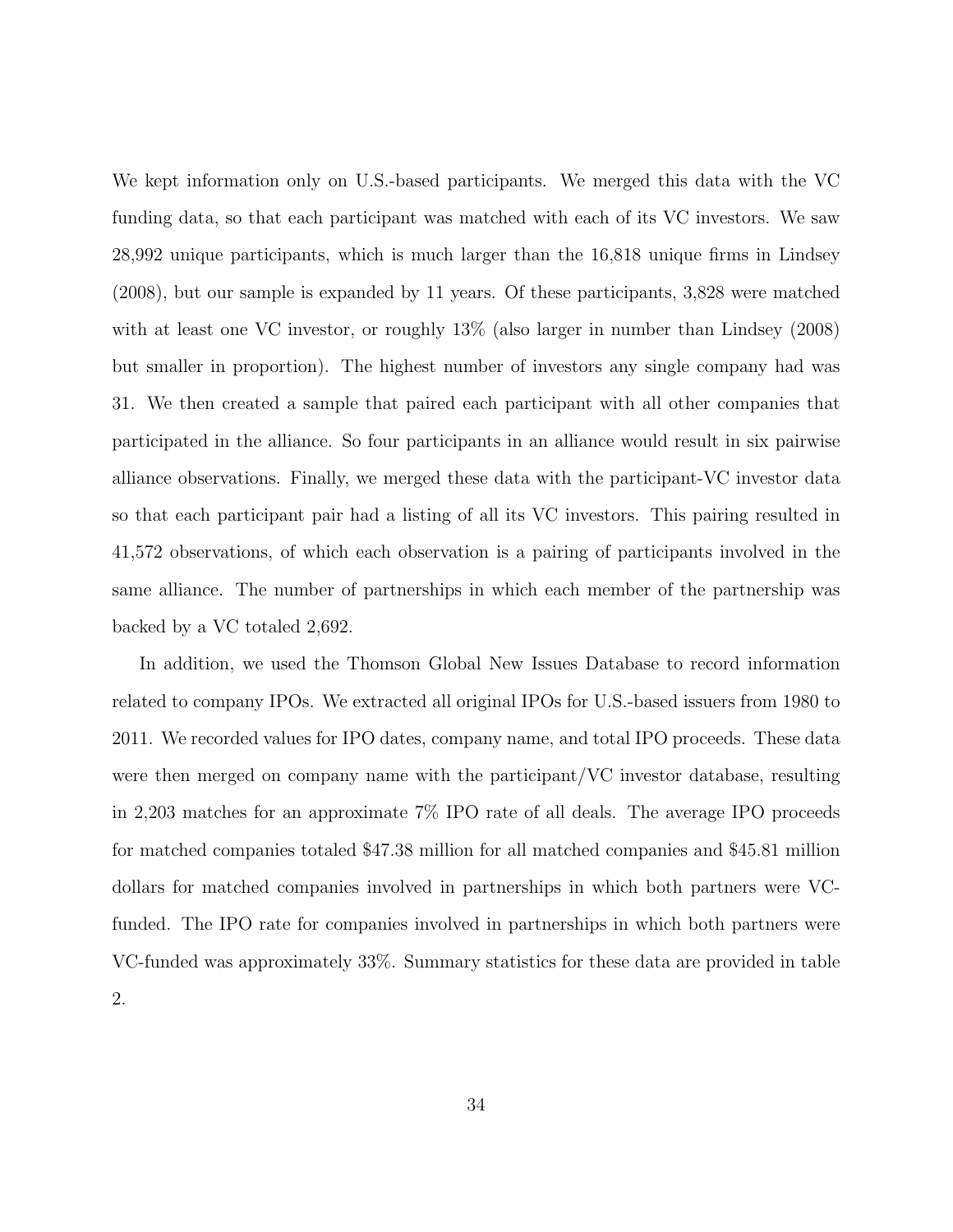We kept information only on U.S.-based participants. We merged this data with the VC funding data, so that each participant was matched with each of its VC investors. We saw 28,992 unique participants, which is much larger than the 16,818 unique firms in Lindsey (2008), but our sample is expanded by 11 years. Of these participants, 3,828 were matched with at least one VC investor, or roughly 13% (also larger in number than Lindsey (2008) but smaller in proportion). The highest number of investors any single company had was 31. We then created a sample that paired each participant with all other companies that participated in the alliance. So four participants in an alliance would result in six pairwise alliance observations. Finally, we merged these data with the participant-VC investor data so that each participant pair had a listing of all its VC investors. This pairing resulted in 41,572 observations, of which each observation is a pairing of participants involved in the same alliance. The number of partnerships in which each member of the partnership was backed by a VC totaled 2,692.

In addition, we used the Thomson Global New Issues Database to record information related to company IPOs. We extracted all original IPOs for U.S.-based issuers from 1980 to 2011. We recorded values for IPO dates, company name, and total IPO proceeds. These data were then merged on company name with the participant/VC investor database, resulting in 2,203 matches for an approximate 7% IPO rate of all deals. The average IPO proceeds for matched companies totaled $47.38 million for all matched companies and $45.81 million dollars for matched companies involved in partnerships in which both partners were VC-funded. The IPO rate for companies involved in partnerships in which both partners were VC-funded was approximately 33%. Summary statistics for these data are provided in table 2.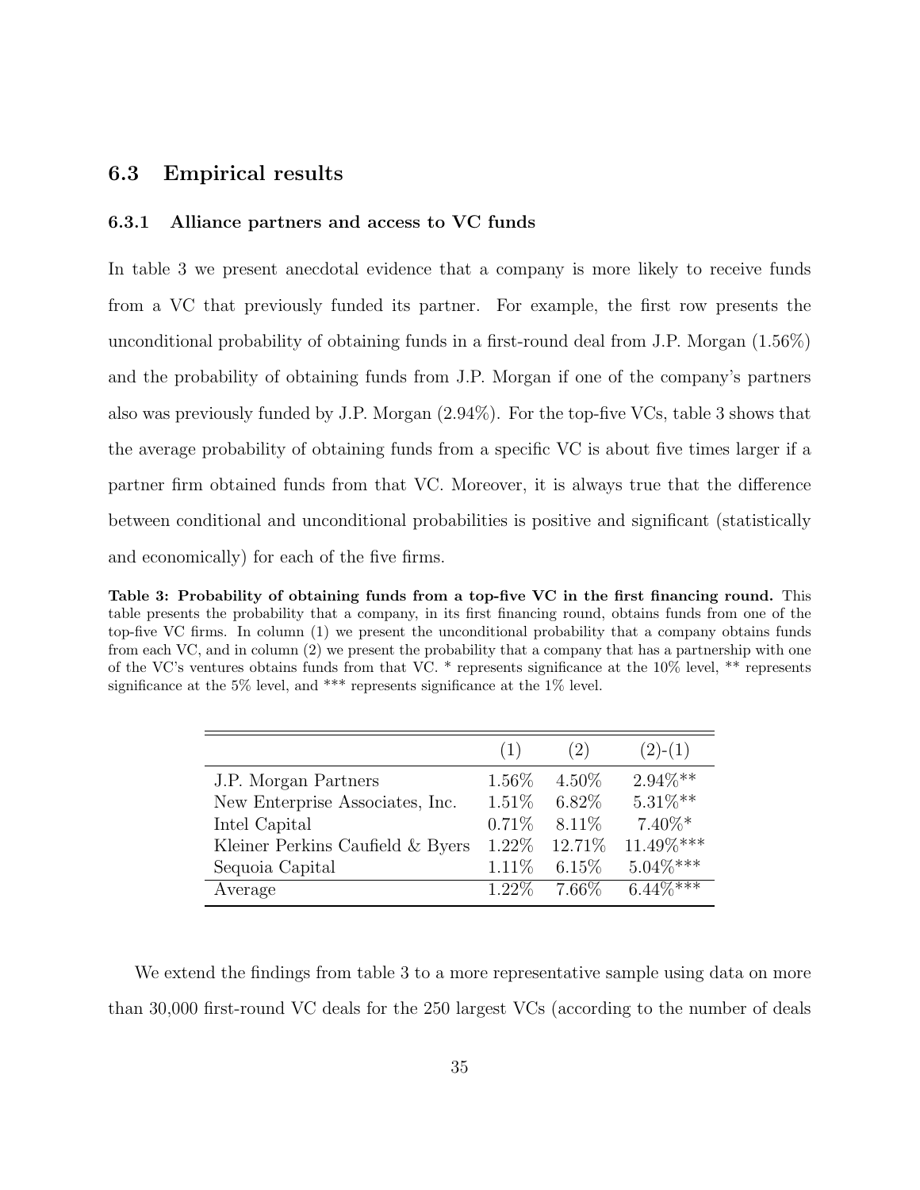### 6.3 Empirical results

#### 6.3.1 Alliance partners and access to VC funds

In table 3 we present anecdotal evidence that a company is more likely to receive funds from a VC that previously funded its partner. For example, the first row presents the unconditional probability of obtaining funds in a first-round deal from J.P. Morgan (1.56%) and the probability of obtaining funds from J.P. Morgan if one of the company's partners also was previously funded by J.P. Morgan (2.94%). For the top-five VCs, table 3 shows that the average probability of obtaining funds from a specific VC is about five times larger if a partner firm obtained funds from that VC. Moreover, it is always true that the difference between conditional and unconditional probabilities is positive and significant (statistically and economically) for each of the five firms.

**Table 3: Probability of obtaining funds from a top-five VC in the first financing round.** This table presents the probability that a company, in its first financing round, obtains funds from one of the top-five VC firms. In column (1) we present the unconditional probability that a company obtains funds from each VC, and in column (2) we present the probability that a company that has a partnership with one of the VC's ventures obtains funds from that VC. * represents significance at the 10% level, ** represents significance at the 5% level, and *** represents significance at the 1% level.

| | (1) | (2) | (2)-(1) |
|---|---|---|---|
| J.P. Morgan Partners | 1.56% | 4.50% | 2.94%** |
| New Enterprise Associates, Inc. | 1.51% | 6.82% | 5.31%** |
| Intel Capital | 0.71% | 8.11% | 7.40%* |
| Kleiner Perkins Caufield & Byers | 1.22% | 12.71% | 11.49%*** |
| Sequoia Capital | 1.11% | 6.15% | 5.04%*** |
| Average | 1.22% | 7.66% | 6.44%*** |

We extend the findings from table 3 to a more representative sample using data on more than 30,000 first-round VC deals for the 250 largest VCs (according to the number of deals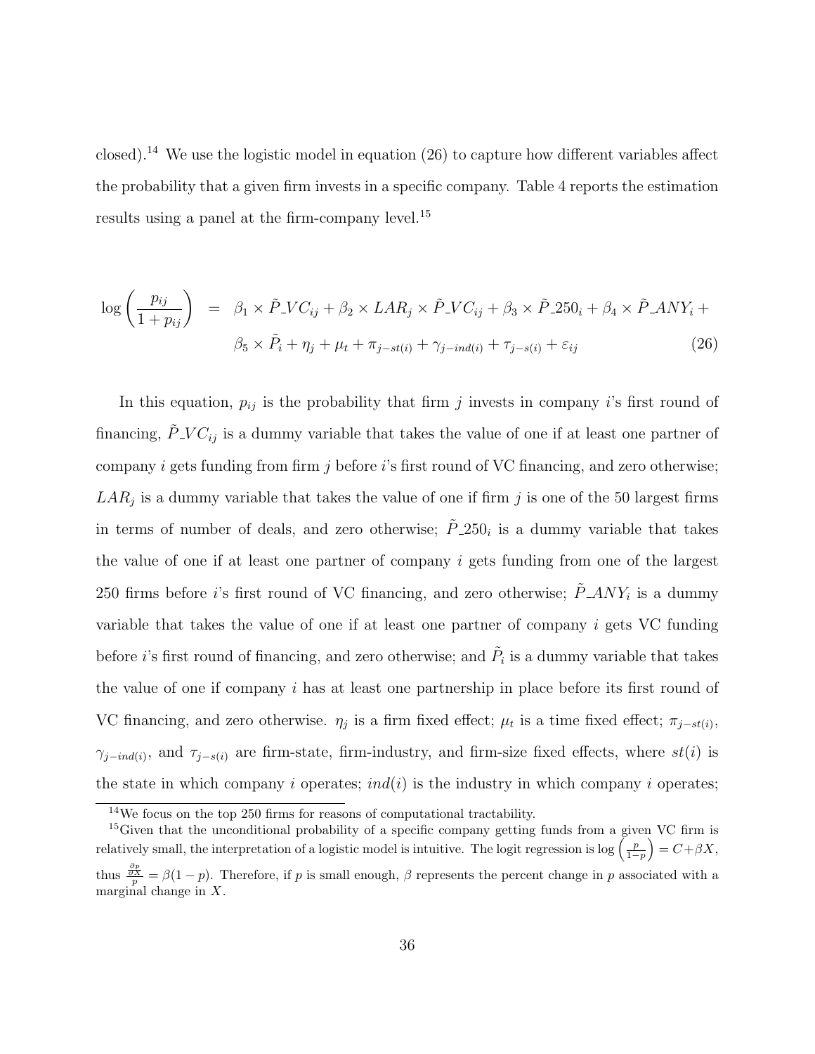closed).[14] We use the logistic model in equation (26) to capture how different variables affect the probability that a given firm invests in a specific company. Table 4 reports the estimation results using a panel at the firm-company level.[15]

$$
\begin{aligned}
\log\left(\frac{p_{ij}}{1+p_{ij}}\right) \quad = \quad & \beta_1 \times \tilde{P}\_VC_{ij} + \beta_2 \times LAR_j \times \tilde{P}\_VC_{ij} + \beta_3 \times \tilde{P}\_250_i + \beta_4 \times \tilde{P}\_ANY_i + \\
& \beta_5 \times \tilde{P}_i + \eta_j + \mu_t + \pi_{j-st(i)} + \gamma_{j-ind(i)} + \tau_{j-s(i)} + \varepsilon_{ij} \qquad (26)
\end{aligned}
$$

In this equation, $p_{ij}$ is the probability that firm $j$ invests in company $i$'s first round of financing, $\tilde{P}\_VC_{ij}$ is a dummy variable that takes the value of one if at least one partner of company $i$ gets funding from firm $j$ before $i$'s first round of VC financing, and zero otherwise; $LAR_j$ is a dummy variable that takes the value of one if firm $j$ is one of the 50 largest firms in terms of number of deals, and zero otherwise; $\tilde{P}\_250_i$ is a dummy variable that takes the value of one if at least one partner of company $i$ gets funding from one of the largest 250 firms before $i$'s first round of VC financing, and zero otherwise; $\tilde{P}\_ANY_i$ is a dummy variable that takes the value of one if at least one partner of company $i$ gets VC funding before $i$'s first round of financing, and zero otherwise; and $\tilde{P}_i$ is a dummy variable that takes the value of one if company $i$ has at least one partnership in place before its first round of VC financing, and zero otherwise. $\eta_j$ is a firm fixed effect; $\mu_t$ is a time fixed effect; $\pi_{j-st(i)}$, $\gamma_{j-ind(i)}$, and $\tau_{j-s(i)}$ are firm-state, firm-industry, and firm-size fixed effects, where $st(i)$ is the state in which company $i$ operates; $ind(i)$ is the industry in which company $i$ operates;

[14] We focus on the top 250 firms for reasons of computational tractability.

[15] Given that the unconditional probability of a specific company getting funds from a given VC firm is relatively small, the interpretation of a logistic model is intuitive. The logit regression is $\log\left(\frac{p}{1-p}\right) = C + \beta X$, thus $\frac{\frac{\partial p}{\partial X}}{p} = \beta(1-p)$. Therefore, if $p$ is small enough, $\beta$ represents the percent change in $p$ associated with a marginal change in $X$.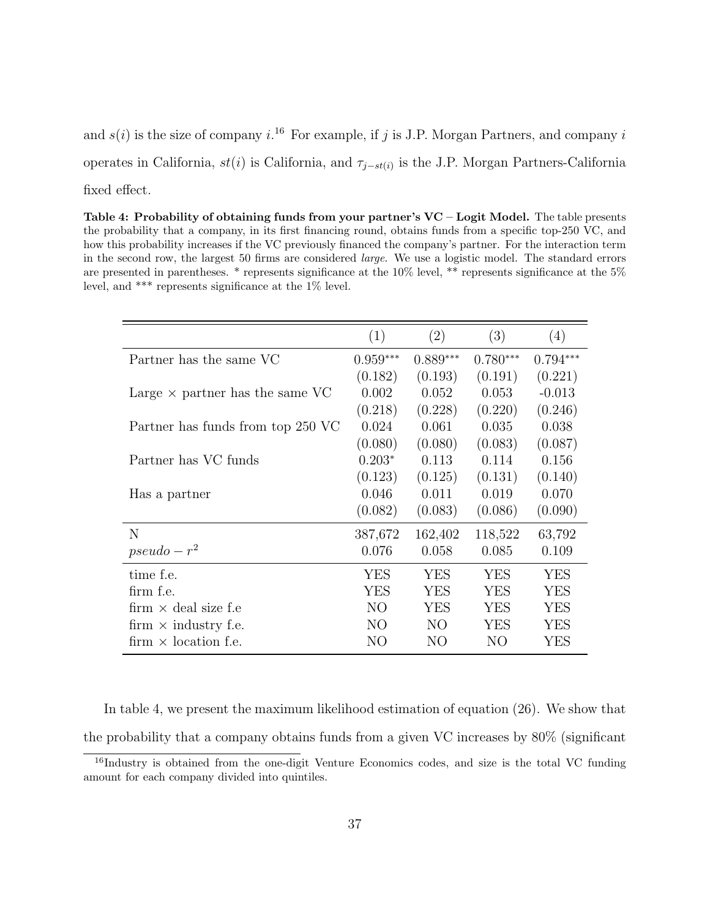and $s(i)$ is the size of company $i$.[16] For example, if $j$ is J.P. Morgan Partners, and company $i$ operates in California, $st(i)$ is California, and $\tau_{j-st(i)}$ is the J.P. Morgan Partners-California fixed effect.

**Table 4: Probability of obtaining funds from your partner's VC – Logit Model.** The table presents the probability that a company, in its first financing round, obtains funds from a specific top-250 VC, and how this probability increases if the VC previously financed the company's partner. For the interaction term in the second row, the largest 50 firms are considered *large*. We use a logistic model. The standard errors are presented in parentheses. * represents significance at the 10% level, ** represents significance at the 5% level, and *** represents significance at the 1% level.

| | (1) | (2) | (3) | (4) |
|---|---|---|---|---|
| Partner has the same VC | $0.959^{***}$ | $0.889^{***}$ | $0.780^{***}$ | $0.794^{***}$ |
| | (0.182) | (0.193) | (0.191) | (0.221) |
| Large × partner has the same VC | 0.002 | 0.052 | 0.053 | -0.013 |
| | (0.218) | (0.228) | (0.220) | (0.246) |
| Partner has funds from top 250 VC | 0.024 | 0.061 | 0.035 | 0.038 |
| | (0.080) | (0.080) | (0.083) | (0.087) |
| Partner has VC funds | $0.203^{*}$ | 0.113 | 0.114 | 0.156 |
| | (0.123) | (0.125) | (0.131) | (0.140) |
| Has a partner | 0.046 | 0.011 | 0.019 | 0.070 |
| | (0.082) | (0.083) | (0.086) | (0.090) |
| N | 387,672 | 162,402 | 118,522 | 63,792 |
| $pseudo-r^2$ | 0.076 | 0.058 | 0.085 | 0.109 |
| time f.e. | YES | YES | YES | YES |
| firm f.e. | YES | YES | YES | YES |
| firm × deal size f.e | NO | YES | YES | YES |
| firm × industry f.e. | NO | NO | YES | YES |
| firm × location f.e. | NO | NO | NO | YES |

In table 4, we present the maximum likelihood estimation of equation (26). We show that the probability that a company obtains funds from a given VC increases by 80% (significant

[16] Industry is obtained from the one-digit Venture Economics codes, and size is the total VC funding amount for each company divided into quintiles.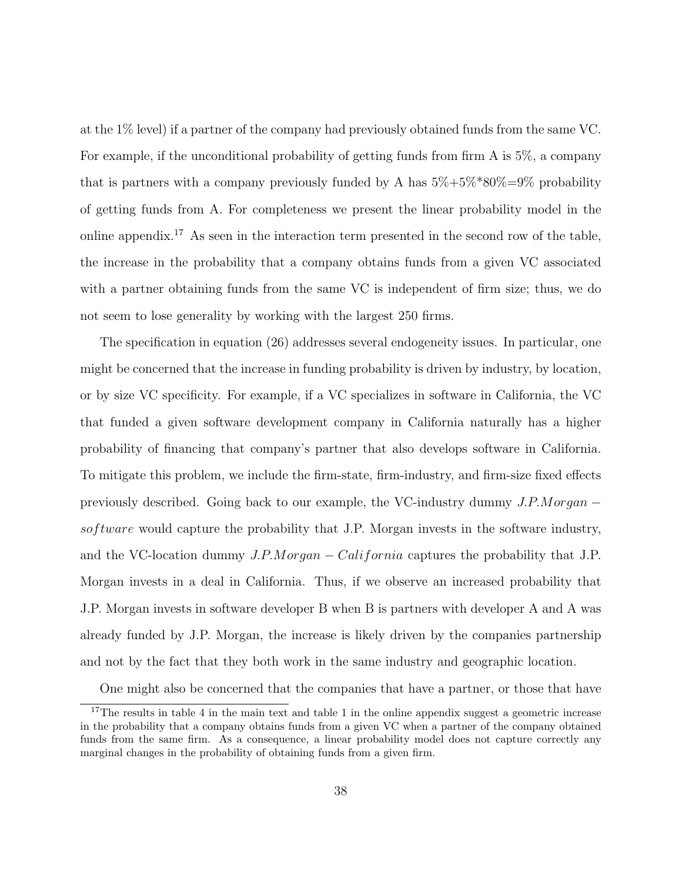at the 1% level) if a partner of the company had previously obtained funds from the same VC. For example, if the unconditional probability of getting funds from firm A is 5%, a company that is partners with a company previously funded by A has 5%+5%*80%=9% probability of getting funds from A. For completeness we present the linear probability model in the online appendix.[17] As seen in the interaction term presented in the second row of the table, the increase in the probability that a company obtains funds from a given VC associated with a partner obtaining funds from the same VC is independent of firm size; thus, we do not seem to lose generality by working with the largest 250 firms.

The specification in equation (26) addresses several endogeneity issues. In particular, one might be concerned that the increase in funding probability is driven by industry, by location, or by size VC specificity. For example, if a VC specializes in software in California, the VC that funded a given software development company in California naturally has a higher probability of financing that company's partner that also develops software in California. To mitigate this problem, we include the firm-state, firm-industry, and firm-size fixed effects previously described. Going back to our example, the VC-industry dummy $J.P.Morgan - software$ would capture the probability that J.P. Morgan invests in the software industry, and the VC-location dummy $J.P.Morgan - California$ captures the probability that J.P. Morgan invests in a deal in California. Thus, if we observe an increased probability that J.P. Morgan invests in software developer B when B is partners with developer A and A was already funded by J.P. Morgan, the increase is likely driven by the companies partnership and not by the fact that they both work in the same industry and geographic location.

One might also be concerned that the companies that have a partner, or those that have

[17]The results in table 4 in the main text and table 1 in the online appendix suggest a geometric increase in the probability that a company obtains funds from a given VC when a partner of the company obtained funds from the same firm. As a consequence, a linear probability model does not capture correctly any marginal changes in the probability of obtaining funds from a given firm.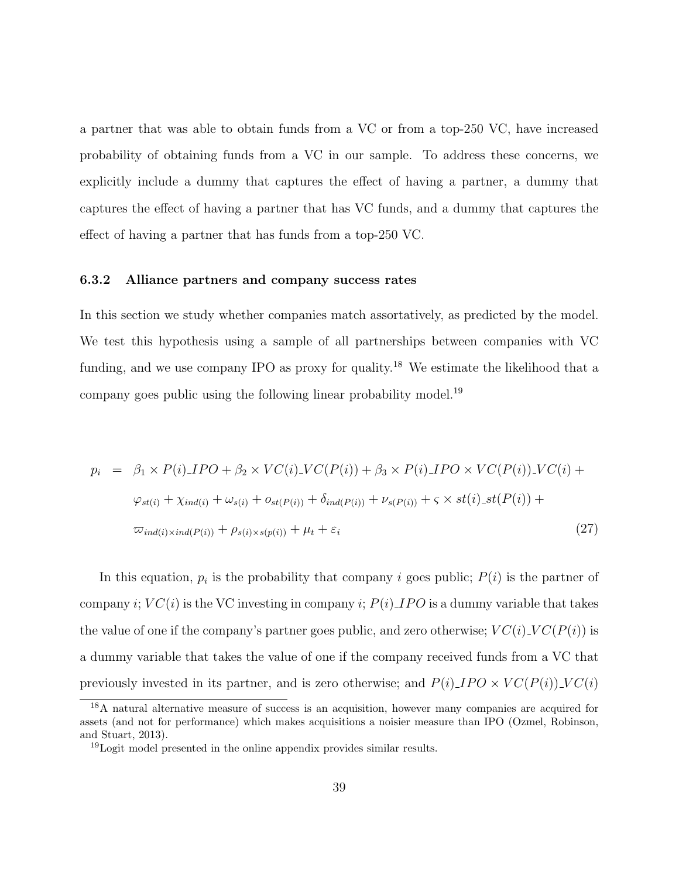a partner that was able to obtain funds from a VC or from a top-250 VC, have increased probability of obtaining funds from a VC in our sample. To address these concerns, we explicitly include a dummy that captures the effect of having a partner, a dummy that captures the effect of having a partner that has VC funds, and a dummy that captures the effect of having a partner that has funds from a top-250 VC.

### 6.3.2 Alliance partners and company success rates

In this section we study whether companies match assortatively, as predicted by the model. We test this hypothesis using a sample of all partnerships between companies with VC funding, and we use company IPO as proxy for quality.[18] We estimate the likelihood that a company goes public using the following linear probability model.[19]

$$
\begin{aligned}
p_i \;=\;& \beta_1 \times P(i)\_IPO + \beta_2 \times VC(i)\_VC(P(i)) + \beta_3 \times P(i)\_IPO \times VC(P(i))\_VC(i) + \\
& \varphi_{st(i)} + \chi_{ind(i)} + \omega_{s(i)} + o_{st(P(i))} + \delta_{ind(P(i))} + \nu_{s(P(i))} + \varsigma \times st(i)\_st(P(i)) + \\
& \varpi_{ind(i) \times ind(P(i))} + \rho_{s(i) \times s(p(i))} + \mu_t + \varepsilon_i \qquad (27)
\end{aligned}
$$

In this equation, $p_i$ is the probability that company $i$ goes public; $P(i)$ is the partner of company $i$; $VC(i)$ is the VC investing in company $i$; $P(i)\_IPO$ is a dummy variable that takes the value of one if the company's partner goes public, and zero otherwise; $VC(i)\_VC(P(i))$ is a dummy variable that takes the value of one if the company received funds from a VC that previously invested in its partner, and is zero otherwise; and $P(i)\_IPO \times VC(P(i))\_VC(i)$

[18] A natural alternative measure of success is an acquisition, however many companies are acquired for assets (and not for performance) which makes acquisitions a noisier measure than IPO (Ozmel, Robinson, and Stuart, 2013).

[19] Logit model presented in the online appendix provides similar results.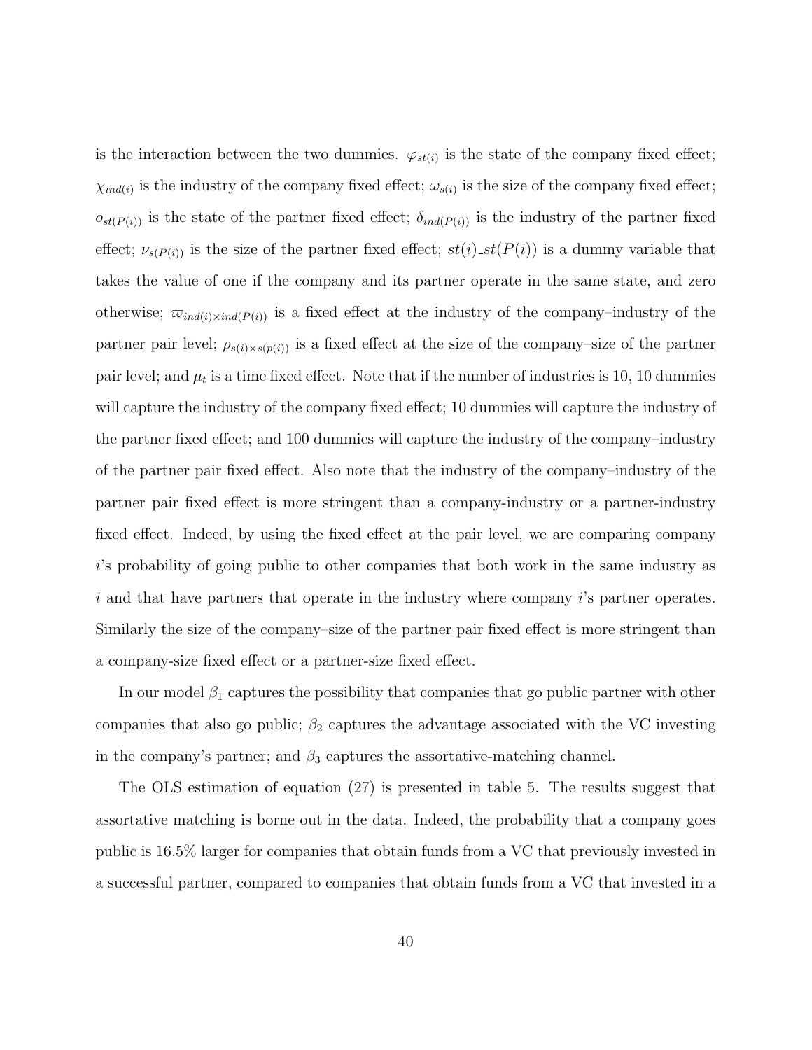is the interaction between the two dummies. $\varphi_{st(i)}$ is the state of the company fixed effect; $\chi_{ind(i)}$ is the industry of the company fixed effect; $\omega_{s(i)}$ is the size of the company fixed effect; $o_{st(P(i))}$ is the state of the partner fixed effect; $\delta_{ind(P(i))}$ is the industry of the partner fixed effect; $\nu_{s(P(i))}$ is the size of the partner fixed effect; $st(i)\_st(P(i))$ is a dummy variable that takes the value of one if the company and its partner operate in the same state, and zero otherwise; $\varpi_{ind(i)\times ind(P(i))}$ is a fixed effect at the industry of the company–industry of the partner pair level; $\rho_{s(i)\times s(p(i))}$ is a fixed effect at the size of the company–size of the partner pair level; and $\mu_t$ is a time fixed effect. Note that if the number of industries is 10, 10 dummies will capture the industry of the company fixed effect; 10 dummies will capture the industry of the partner fixed effect; and 100 dummies will capture the industry of the company–industry of the partner pair fixed effect. Also note that the industry of the company–industry of the partner pair fixed effect is more stringent than a company-industry or a partner-industry fixed effect. Indeed, by using the fixed effect at the pair level, we are comparing company $i$'s probability of going public to other companies that both work in the same industry as $i$ and that have partners that operate in the industry where company $i$'s partner operates. Similarly the size of the company–size of the partner pair fixed effect is more stringent than a company-size fixed effect or a partner-size fixed effect.

In our model $\beta_1$ captures the possibility that companies that go public partner with other companies that also go public; $\beta_2$ captures the advantage associated with the VC investing in the company's partner; and $\beta_3$ captures the assortative-matching channel.

The OLS estimation of equation (27) is presented in table 5. The results suggest that assortative matching is borne out in the data. Indeed, the probability that a company goes public is 16.5% larger for companies that obtain funds from a VC that previously invested in a successful partner, compared to companies that obtain funds from a VC that invested in a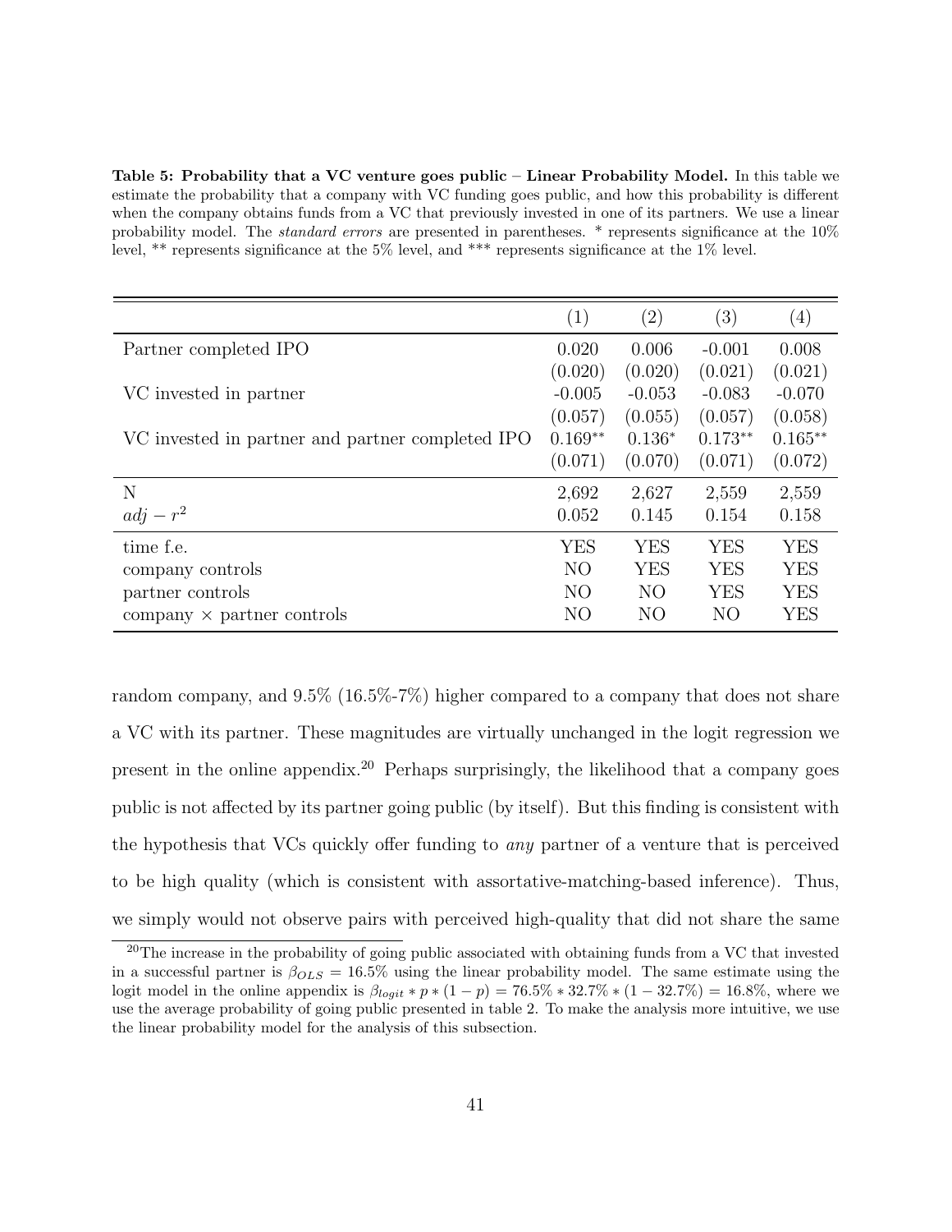**Table 5: Probability that a VC venture goes public – Linear Probability Model.** In this table we estimate the probability that a company with VC funding goes public, and how this probability is different when the company obtains funds from a VC that previously invested in one of its partners. We use a linear probability model. The *standard errors* are presented in parentheses. * represents significance at the 10% level, ** represents significance at the 5% level, and *** represents significance at the 1% level.

| | (1) | (2) | (3) | (4) |
|---|---|---|---|---|
| Partner completed IPO | 0.020 | 0.006 | -0.001 | 0.008 |
| | (0.020) | (0.020) | (0.021) | (0.021) |
| VC invested in partner | -0.005 | -0.053 | -0.083 | -0.070 |
| | (0.057) | (0.055) | (0.057) | (0.058) |
| VC invested in partner and partner completed IPO | 0.169** | 0.136* | 0.173** | 0.165** |
| | (0.071) | (0.070) | (0.071) | (0.072) |
| N | 2,692 | 2,627 | 2,559 | 2,559 |
| $adj - r^2$ | 0.052 | 0.145 | 0.154 | 0.158 |
| time f.e. | YES | YES | YES | YES |
| company controls | NO | YES | YES | YES |
| partner controls | NO | NO | YES | YES |
| company × partner controls | NO | NO | NO | YES |

random company, and 9.5% (16.5%-7%) higher compared to a company that does not share a VC with its partner. These magnitudes are virtually unchanged in the logit regression we present in the online appendix.[20] Perhaps surprisingly, the likelihood that a company goes public is not affected by its partner going public (by itself). But this finding is consistent with the hypothesis that VCs quickly offer funding to *any* partner of a venture that is perceived to be high quality (which is consistent with assortative-matching-based inference). Thus, we simply would not observe pairs with perceived high-quality that did not share the same

[20] The increase in the probability of going public associated with obtaining funds from a VC that invested in a successful partner is $\beta_{OLS} = 16.5\%$ using the linear probability model. The same estimate using the logit model in the online appendix is $\beta_{logit} * p * (1 - p) = 76.5\% * 32.7\% * (1 - 32.7\%) = 16.8\%$, where we use the average probability of going public presented in table 2. To make the analysis more intuitive, we use the linear probability model for the analysis of this subsection.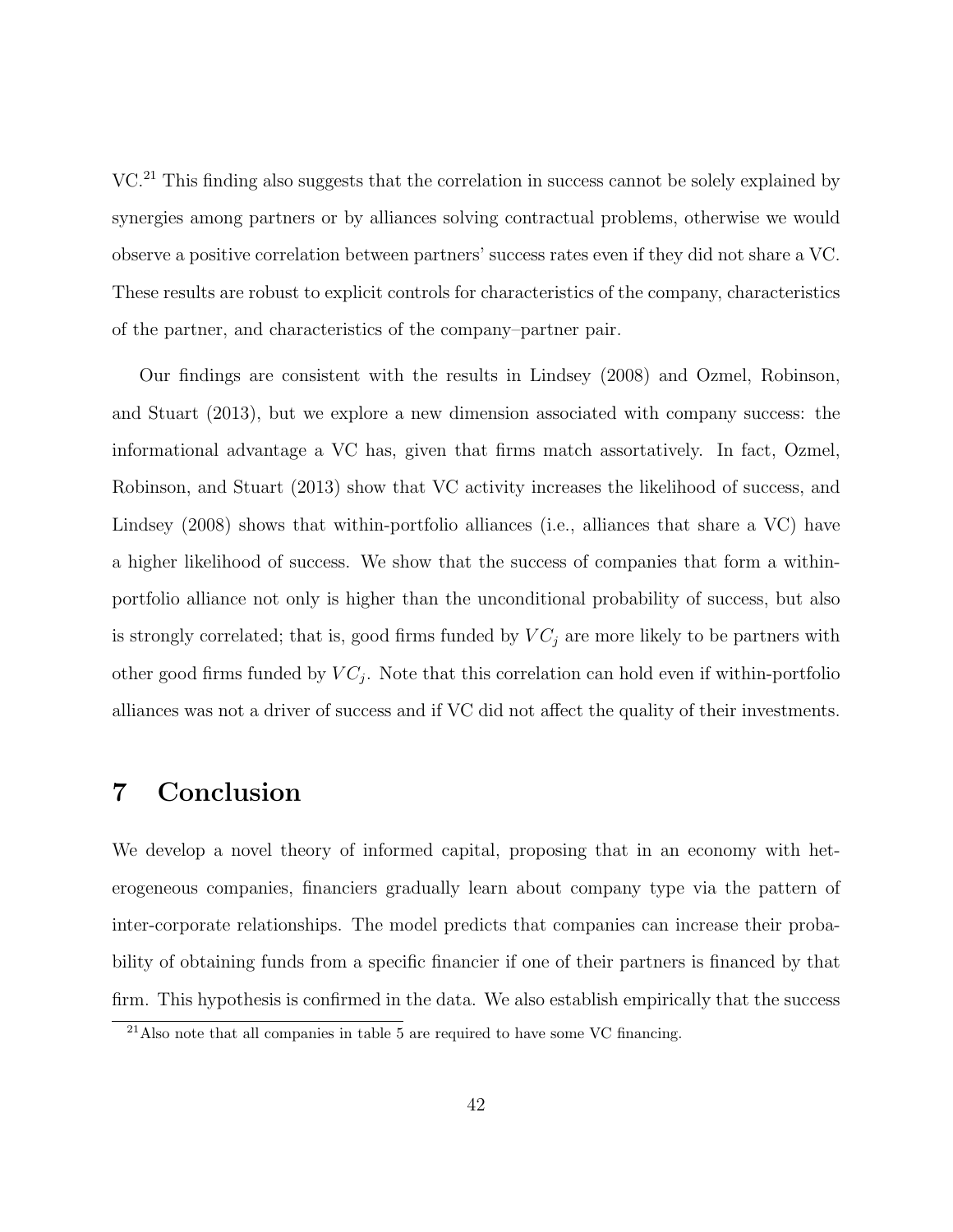VC.[21] This finding also suggests that the correlation in success cannot be solely explained by synergies among partners or by alliances solving contractual problems, otherwise we would observe a positive correlation between partners' success rates even if they did not share a VC. These results are robust to explicit controls for characteristics of the company, characteristics of the partner, and characteristics of the company–partner pair.

Our findings are consistent with the results in Lindsey (2008) and Ozmel, Robinson, and Stuart (2013), but we explore a new dimension associated with company success: the informational advantage a VC has, given that firms match assortatively. In fact, Ozmel, Robinson, and Stuart (2013) show that VC activity increases the likelihood of success, and Lindsey (2008) shows that within-portfolio alliances (i.e., alliances that share a VC) have a higher likelihood of success. We show that the success of companies that form a within-portfolio alliance not only is higher than the unconditional probability of success, but also is strongly correlated; that is, good firms funded by $VC_j$ are more likely to be partners with other good firms funded by $VC_j$. Note that this correlation can hold even if within-portfolio alliances was not a driver of success and if VC did not affect the quality of their investments.

# 7 Conclusion

We develop a novel theory of informed capital, proposing that in an economy with heterogeneous companies, financiers gradually learn about company type via the pattern of inter-corporate relationships. The model predicts that companies can increase their probability of obtaining funds from a specific financier if one of their partners is financed by that firm. This hypothesis is confirmed in the data. We also establish empirically that the success

[21] Also note that all companies in table 5 are required to have some VC financing.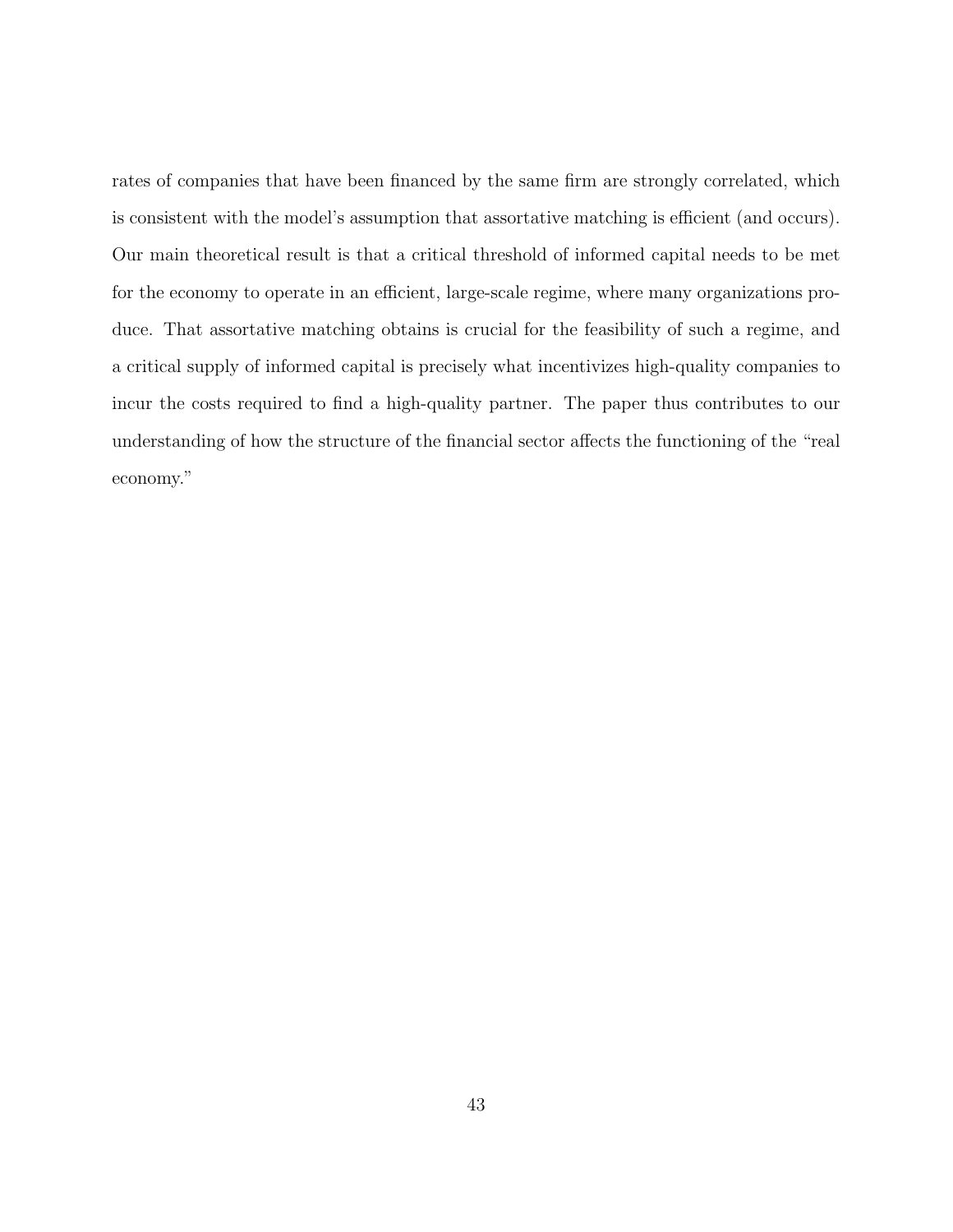rates of companies that have been financed by the same firm are strongly correlated, which is consistent with the model's assumption that assortative matching is efficient (and occurs). Our main theoretical result is that a critical threshold of informed capital needs to be met for the economy to operate in an efficient, large-scale regime, where many organizations produce. That assortative matching obtains is crucial for the feasibility of such a regime, and a critical supply of informed capital is precisely what incentivizes high-quality companies to incur the costs required to find a high-quality partner. The paper thus contributes to our understanding of how the structure of the financial sector affects the functioning of the "real economy."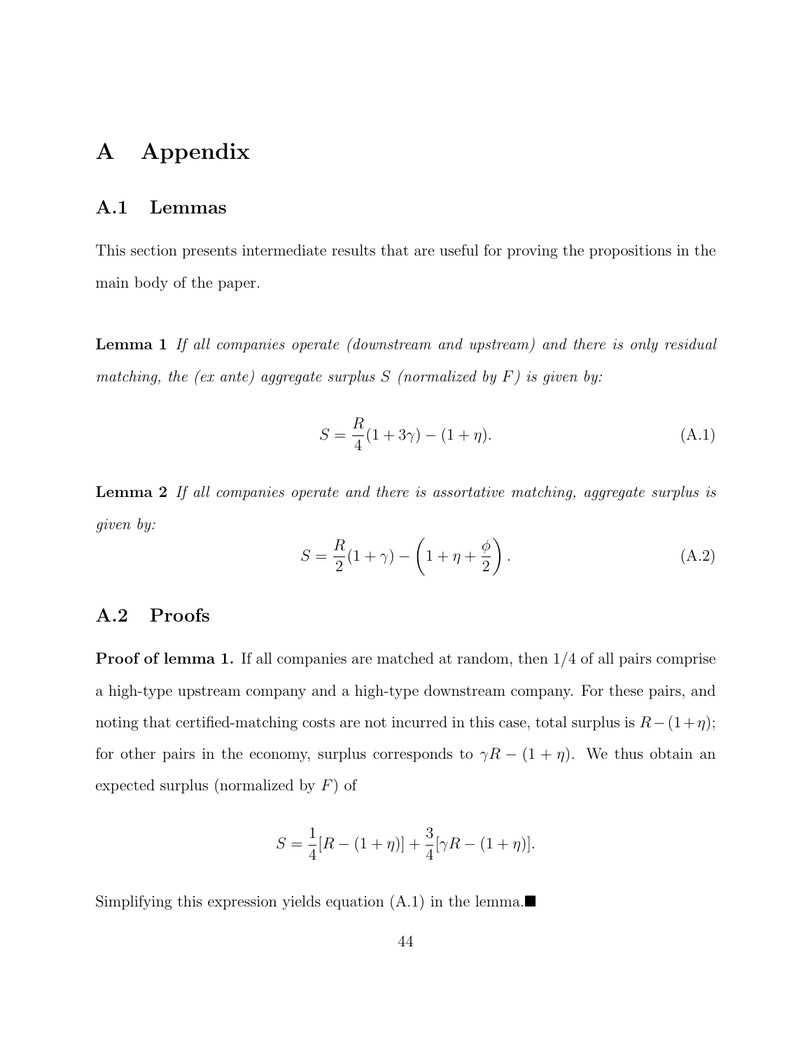# A Appendix

## A.1 Lemmas

This section presents intermediate results that are useful for proving the propositions in the main body of the paper.

**Lemma 1** *If all companies operate (downstream and upstream) and there is only residual matching, the (ex ante) aggregate surplus S (normalized by F) is given by:*

$$S = \frac{R}{4}(1 + 3\gamma) - (1 + \eta). \tag{A.1}$$

**Lemma 2** *If all companies operate and there is assortative matching, aggregate surplus is given by:*

$$S = \frac{R}{2}(1 + \gamma) - \left(1 + \eta + \frac{\phi}{2}\right). \tag{A.2}$$

## A.2 Proofs

**Proof of lemma 1.** If all companies are matched at random, then 1/4 of all pairs comprise a high-type upstream company and a high-type downstream company. For these pairs, and noting that certified-matching costs are not incurred in this case, total surplus is $R - (1 + \eta)$; for other pairs in the economy, surplus corresponds to $\gamma R - (1 + \eta)$. We thus obtain an expected surplus (normalized by $F$) of

$$S = \frac{1}{4}[R - (1 + \eta)] + \frac{3}{4}[\gamma R - (1 + \eta)].$$

Simplifying this expression yields equation (A.1) in the lemma.■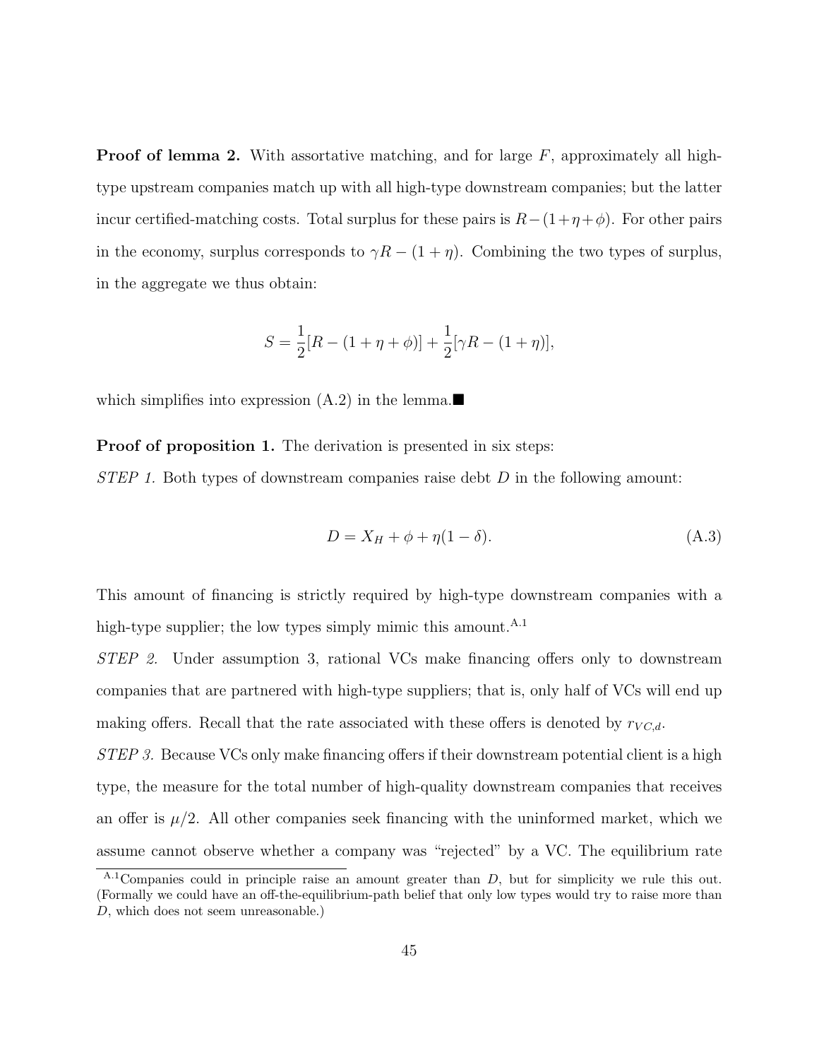**Proof of lemma 2.** With assortative matching, and for large $F$, approximately all high-type upstream companies match up with all high-type downstream companies; but the latter incur certified-matching costs. Total surplus for these pairs is $R-(1+\eta+\phi)$. For other pairs in the economy, surplus corresponds to $\gamma R-(1+\eta)$. Combining the two types of surplus, in the aggregate we thus obtain:

$$S = \frac{1}{2}[R-(1+\eta+\phi)] + \frac{1}{2}[\gamma R-(1+\eta)],$$

which simplifies into expression (A.2) in the lemma.■

**Proof of proposition 1.** The derivation is presented in six steps:

*STEP 1.* Both types of downstream companies raise debt $D$ in the following amount:

$$D = X_H + \phi + \eta(1-\delta). \tag{A.3}$$

This amount of financing is strictly required by high-type downstream companies with a high-type supplier; the low types simply mimic this amount.[A.1]

*STEP 2.* Under assumption 3, rational VCs make financing offers only to downstream companies that are partnered with high-type suppliers; that is, only half of VCs will end up making offers. Recall that the rate associated with these offers is denoted by $r_{VC,d}$.

*STEP 3.* Because VCs only make financing offers if their downstream potential client is a high type, the measure for the total number of high-quality downstream companies that receives an offer is $\mu/2$. All other companies seek financing with the uninformed market, which we assume cannot observe whether a company was "rejected" by a VC. The equilibrium rate

[A.1] Companies could in principle raise an amount greater than $D$, but for simplicity we rule this out. (Formally we could have an off-the-equilibrium-path belief that only low types would try to raise more than $D$, which does not seem unreasonable.)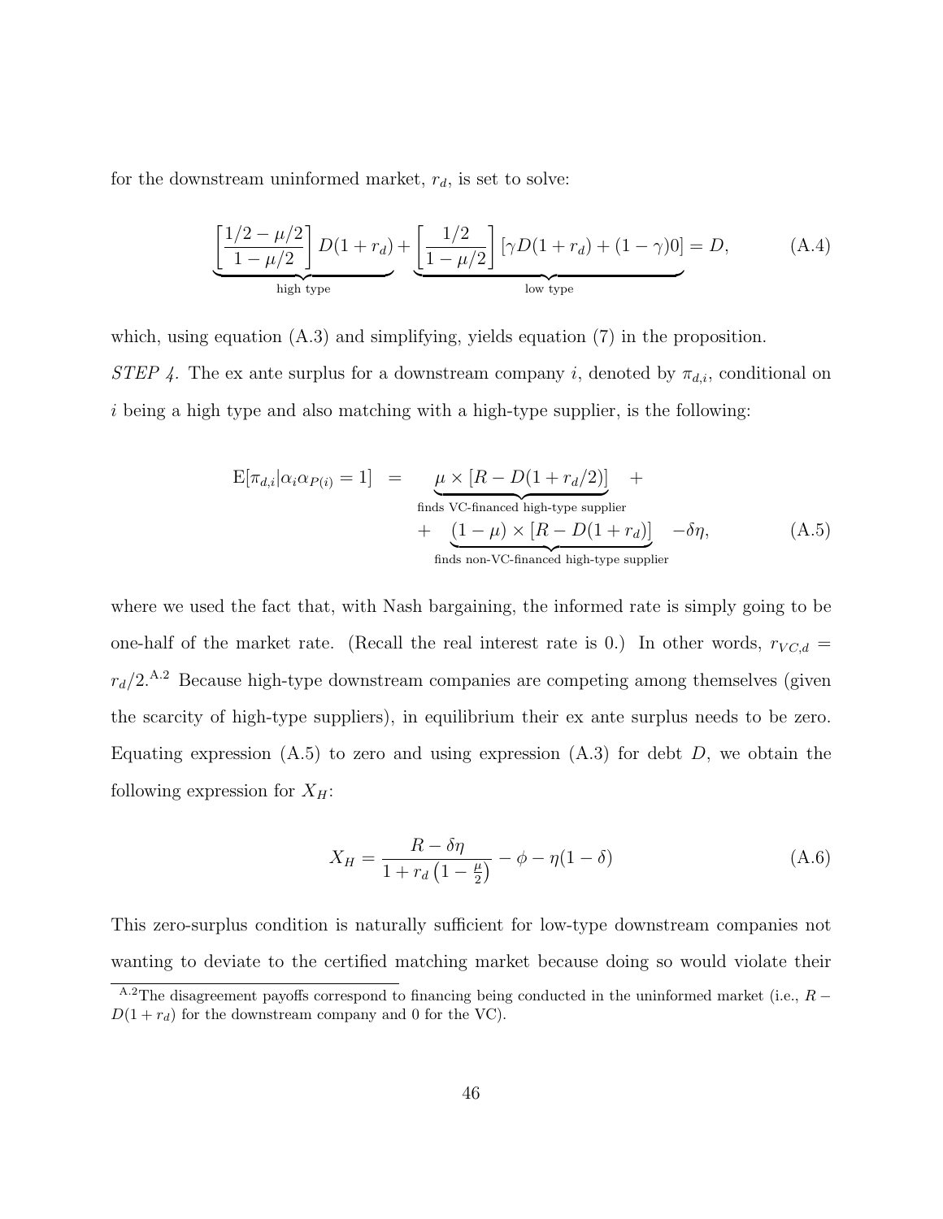for the downstream uninformed market, $r_d$, is set to solve:

$$\underbrace{\left[\frac{1/2 - \mu/2}{1 - \mu/2}\right] D(1 + r_d)}_{\text{high type}} + \underbrace{\left[\frac{1/2}{1 - \mu/2}\right] [\gamma D(1 + r_d) + (1 - \gamma)0]}_{\text{low type}} = D, \tag{A.4}$$

which, using equation (A.3) and simplifying, yields equation (7) in the proposition.

*STEP 4.* The ex ante surplus for a downstream company $i$, denoted by $\pi_{d,i}$, conditional on $i$ being a high type and also matching with a high-type supplier, is the following:

$$\begin{aligned} \mathrm{E}[\pi_{d,i} | \alpha_i \alpha_{P(i)} = 1] \ &= \ \underbrace{\mu \times [R - D(1 + r_d/2)]}_{\text{finds VC-financed high-type supplier}} \ + \\ &+ \ \underbrace{(1 - \mu) \times [R - D(1 + r_d)]}_{\text{finds non-VC-financed high-type supplier}} \ -\delta\eta, \end{aligned} \tag{A.5}$$

where we used the fact that, with Nash bargaining, the informed rate is simply going to be one-half of the market rate. (Recall the real interest rate is 0.) In other words, $r_{VC,d} = r_d/2$.[A.2] Because high-type downstream companies are competing among themselves (given the scarcity of high-type suppliers), in equilibrium their ex ante surplus needs to be zero. Equating expression (A.5) to zero and using expression (A.3) for debt $D$, we obtain the following expression for $X_H$:

$$X_H = \frac{R - \delta\eta}{1 + r_d \left(1 - \frac{\mu}{2}\right)} - \phi - \eta(1 - \delta) \tag{A.6}$$

This zero-surplus condition is naturally sufficient for low-type downstream companies not wanting to deviate to the certified matching market because doing so would violate their

[A.2] The disagreement payoffs correspond to financing being conducted in the uninformed market (i.e., $R - D(1 + r_d)$ for the downstream company and 0 for the VC).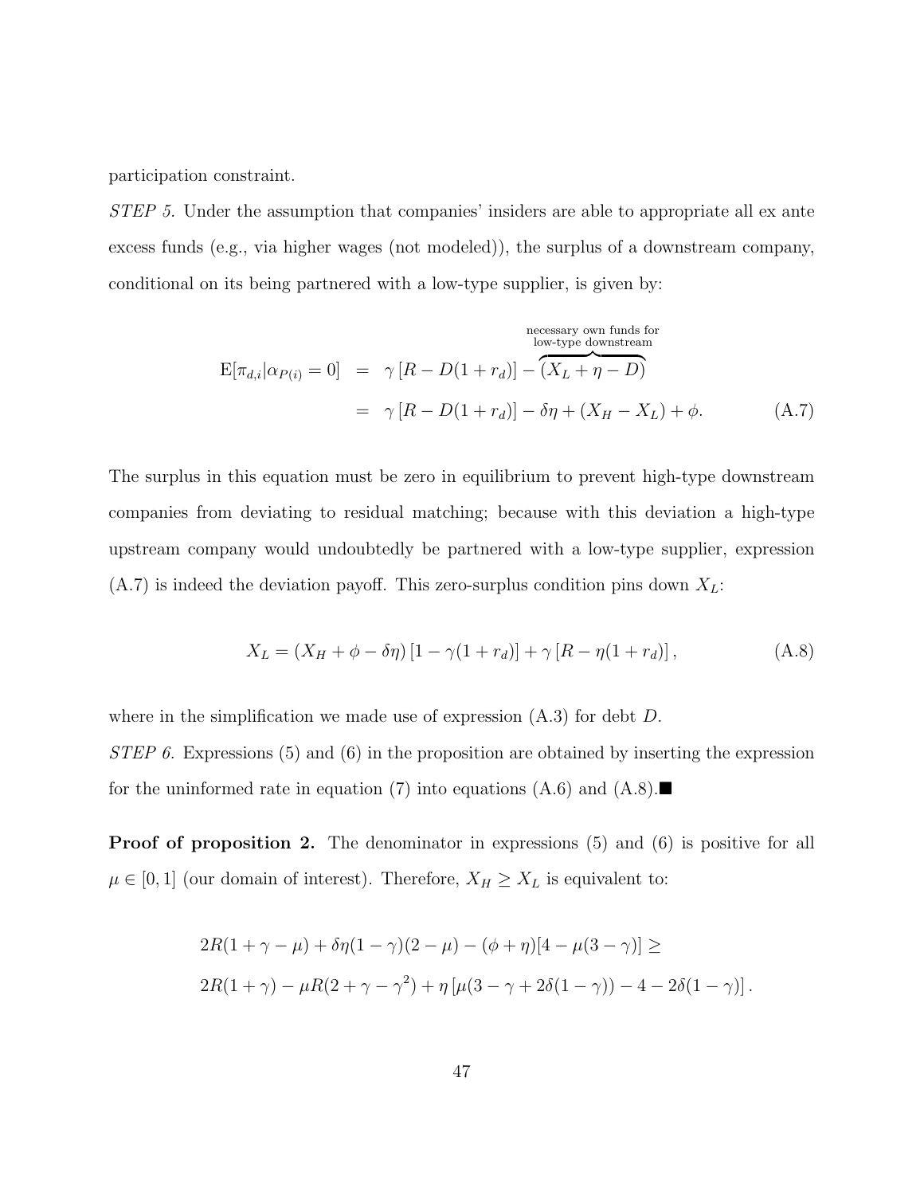participation constraint.

*STEP 5.* Under the assumption that companies' insiders are able to appropriate all ex ante excess funds (e.g., via higher wages (not modeled)), the surplus of a downstream company, conditional on its being partnered with a low-type supplier, is given by:

$$
\begin{aligned}
\mathrm{E}[\pi_{d,i}|\alpha_{P(i)} = 0] &= \gamma\left[R - D(1 + r_d)\right] - \overbrace{(X_L + \eta - D)}^{\substack{\text{necessary own funds for} \\ \text{low-type downstream}}} \\
&= \gamma\left[R - D(1 + r_d)\right] - \delta\eta + (X_H - X_L) + \phi. \qquad \text{(A.7)}
\end{aligned}
$$

The surplus in this equation must be zero in equilibrium to prevent high-type downstream companies from deviating to residual matching; because with this deviation a high-type upstream company would undoubtedly be partnered with a low-type supplier, expression (A.7) is indeed the deviation payoff. This zero-surplus condition pins down $X_L$:

$$
X_L = (X_H + \phi - \delta\eta)\left[1 - \gamma(1 + r_d)\right] + \gamma\left[R - \eta(1 + r_d)\right], \qquad \text{(A.8)}
$$

where in the simplification we made use of expression (A.3) for debt $D$.

*STEP 6.* Expressions (5) and (6) in the proposition are obtained by inserting the expression for the uninformed rate in equation (7) into equations (A.6) and (A.8).■

**Proof of proposition 2.** The denominator in expressions (5) and (6) is positive for all $\mu \in [0, 1]$ (our domain of interest). Therefore, $X_H \geq X_L$ is equivalent to:

$$
\begin{aligned}
&2R(1 + \gamma - \mu) + \delta\eta(1 - \gamma)(2 - \mu) - (\phi + \eta)[4 - \mu(3 - \gamma)] \geq \\
&2R(1 + \gamma) - \mu R(2 + \gamma - \gamma^2) + \eta\left[\mu(3 - \gamma + 2\delta(1 - \gamma)) - 4 - 2\delta(1 - \gamma)\right].
\end{aligned}
$$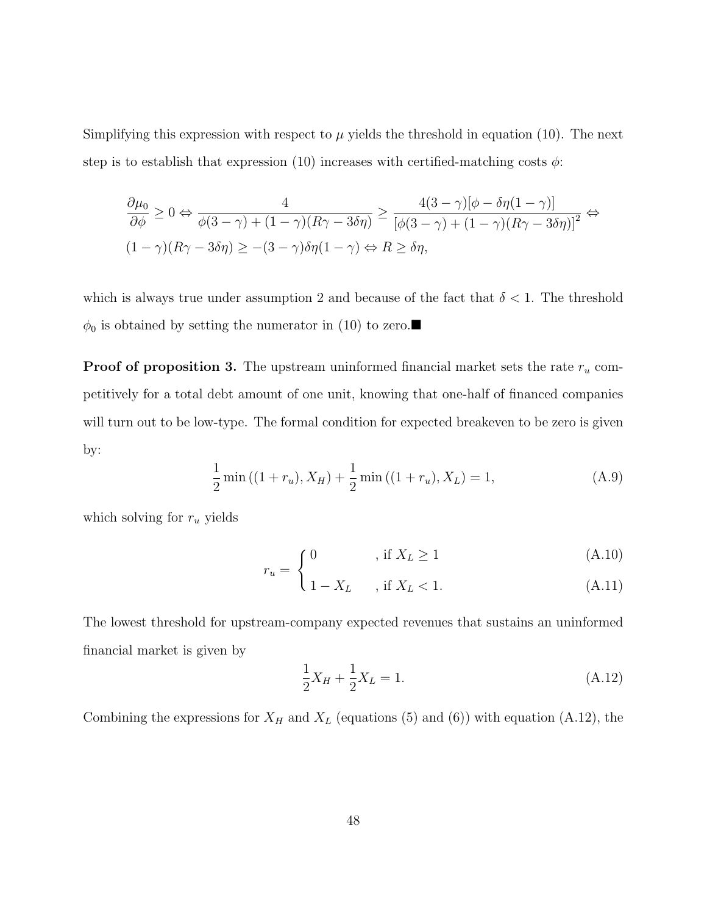Simplifying this expression with respect to $\mu$ yields the threshold in equation (10). The next step is to establish that expression (10) increases with certified-matching costs $\phi$:

$$\frac{\partial \mu_0}{\partial \phi} \geq 0 \Leftrightarrow \frac{4}{\phi(3-\gamma)+(1-\gamma)(R\gamma-3\delta\eta)} \geq \frac{4(3-\gamma)[\phi-\delta\eta(1-\gamma)]}{[\phi(3-\gamma)+(1-\gamma)(R\gamma-3\delta\eta)]^2} \Leftrightarrow$$
$$(1-\gamma)(R\gamma-3\delta\eta) \geq -(3-\gamma)\delta\eta(1-\gamma) \Leftrightarrow R \geq \delta\eta,$$

which is always true under assumption 2 and because of the fact that $\delta < 1$. The threshold $\phi_0$ is obtained by setting the numerator in (10) to zero.■

**Proof of proposition 3.** The upstream uninformed financial market sets the rate $r_u$ competitively for a total debt amount of one unit, knowing that one-half of financed companies will turn out to be low-type. The formal condition for expected breakeven to be zero is given by:

$$\frac{1}{2}\min\left((1+r_u), X_H\right) + \frac{1}{2}\min\left((1+r_u), X_L\right) = 1, \tag{A.9}$$

which solving for $r_u$ yields

$$r_u = \begin{cases} 0 & \text{, if } X_L \geq 1 \quad \text{(A.10)} \\ 1 - X_L & \text{, if } X_L < 1. \quad \text{(A.11)} \end{cases}$$

The lowest threshold for upstream-company expected revenues that sustains an uninformed financial market is given by

$$\frac{1}{2}X_H + \frac{1}{2}X_L = 1. \tag{A.12}$$

Combining the expressions for $X_H$ and $X_L$ (equations (5) and (6)) with equation (A.12), the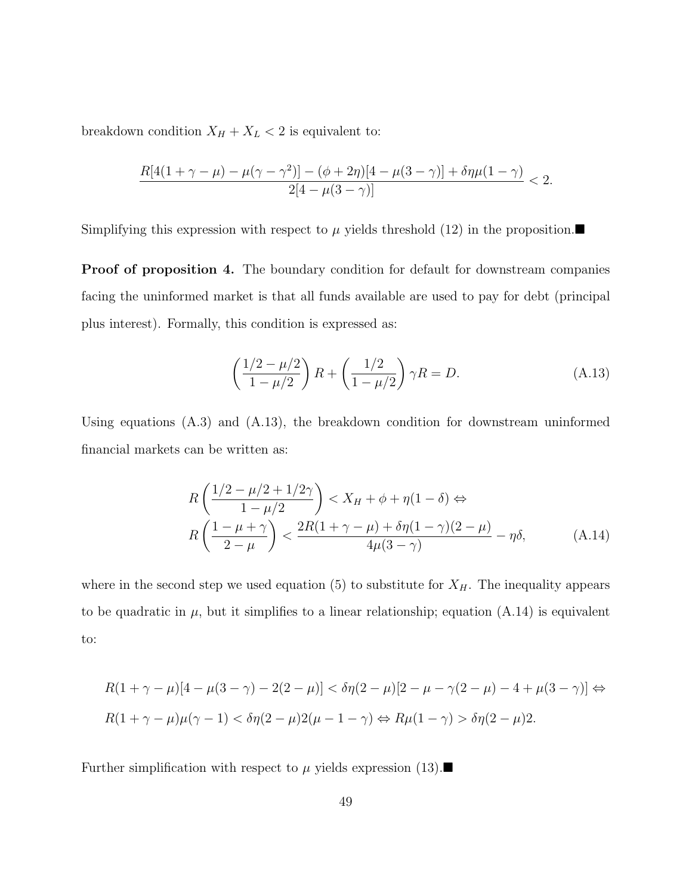breakdown condition $X_H + X_L < 2$ is equivalent to:

$$\frac{R[4(1+\gamma-\mu) - \mu(\gamma-\gamma^2)] - (\phi+2\eta)[4-\mu(3-\gamma)] + \delta\eta\mu(1-\gamma)}{2[4-\mu(3-\gamma)]} < 2.$$

Simplifying this expression with respect to $\mu$ yields threshold (12) in the proposition.■

**Proof of proposition 4.** The boundary condition for default for downstream companies facing the uninformed market is that all funds available are used to pay for debt (principal plus interest). Formally, this condition is expressed as:

$$\left(\frac{1/2-\mu/2}{1-\mu/2}\right) R + \left(\frac{1/2}{1-\mu/2}\right)\gamma R = D. \tag{A.13}$$

Using equations (A.3) and (A.13), the breakdown condition for downstream uninformed financial markets can be written as:

$$\begin{aligned} R\left(\frac{1/2-\mu/2+1/2\gamma}{1-\mu/2}\right) &< X_H + \phi + \eta(1-\delta) \Leftrightarrow \\ R\left(\frac{1-\mu+\gamma}{2-\mu}\right) &< \frac{2R(1+\gamma-\mu) + \delta\eta(1-\gamma)(2-\mu)}{4\mu(3-\gamma)} - \eta\delta, \end{aligned} \tag{A.14}$$

where in the second step we used equation (5) to substitute for $X_H$. The inequality appears to be quadratic in $\mu$, but it simplifies to a linear relationship; equation (A.14) is equivalent to:

$$R(1+\gamma-\mu)[4-\mu(3-\gamma)-2(2-\mu)] < \delta\eta(2-\mu)[2-\mu-\gamma(2-\mu)-4+\mu(3-\gamma)] \Leftrightarrow$$

$$R(1+\gamma-\mu)\mu(\gamma-1) < \delta\eta(2-\mu)2(\mu-1-\gamma) \Leftrightarrow R\mu(1-\gamma) > \delta\eta(2-\mu)2.$$

Further simplification with respect to $\mu$ yields expression (13).■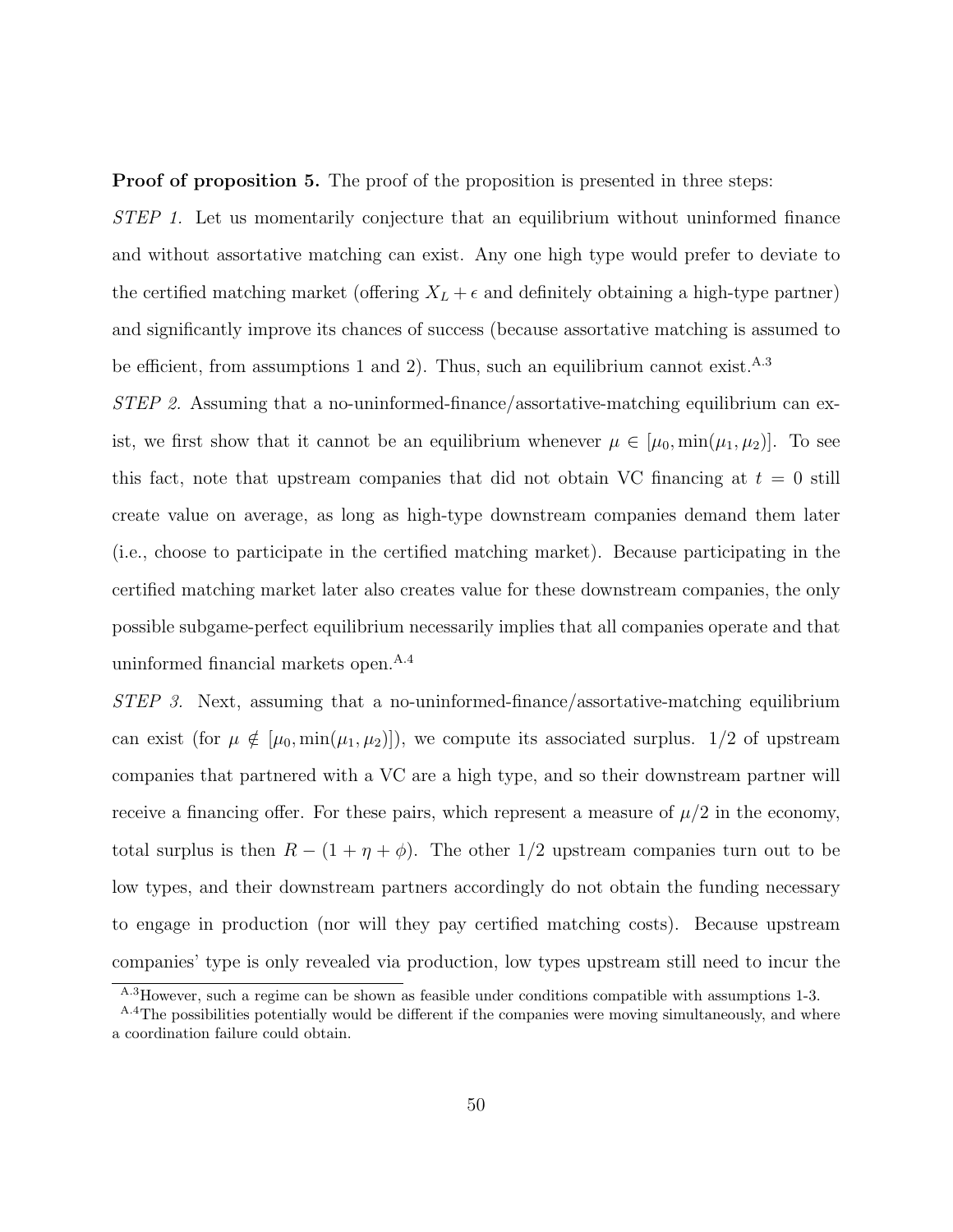**Proof of proposition 5.** The proof of the proposition is presented in three steps:

*STEP 1.* Let us momentarily conjecture that an equilibrium without uninformed finance and without assortative matching can exist. Any one high type would prefer to deviate to the certified matching market (offering $X_L + \epsilon$ and definitely obtaining a high-type partner) and significantly improve its chances of success (because assortative matching is assumed to be efficient, from assumptions 1 and 2). Thus, such an equilibrium cannot exist.[A.3]

*STEP 2.* Assuming that a no-uninformed-finance/assortative-matching equilibrium can exist, we first show that it cannot be an equilibrium whenever $\mu \in [\mu_0, \min(\mu_1, \mu_2)]$. To see this fact, note that upstream companies that did not obtain VC financing at $t = 0$ still create value on average, as long as high-type downstream companies demand them later (i.e., choose to participate in the certified matching market). Because participating in the certified matching market later also creates value for these downstream companies, the only possible subgame-perfect equilibrium necessarily implies that all companies operate and that uninformed financial markets open.[A.4]

*STEP 3.* Next, assuming that a no-uninformed-finance/assortative-matching equilibrium can exist (for $\mu \notin [\mu_0, \min(\mu_1, \mu_2)]$), we compute its associated surplus. 1/2 of upstream companies that partnered with a VC are a high type, and so their downstream partner will receive a financing offer. For these pairs, which represent a measure of $\mu/2$ in the economy, total surplus is then $R - (1 + \eta + \phi)$. The other 1/2 upstream companies turn out to be low types, and their downstream partners accordingly do not obtain the funding necessary to engage in production (nor will they pay certified matching costs). Because upstream companies' type is only revealed via production, low types upstream still need to incur the

[A.3]However, such a regime can be shown as feasible under conditions compatible with assumptions 1-3.

[A.4]The possibilities potentially would be different if the companies were moving simultaneously, and where a coordination failure could obtain.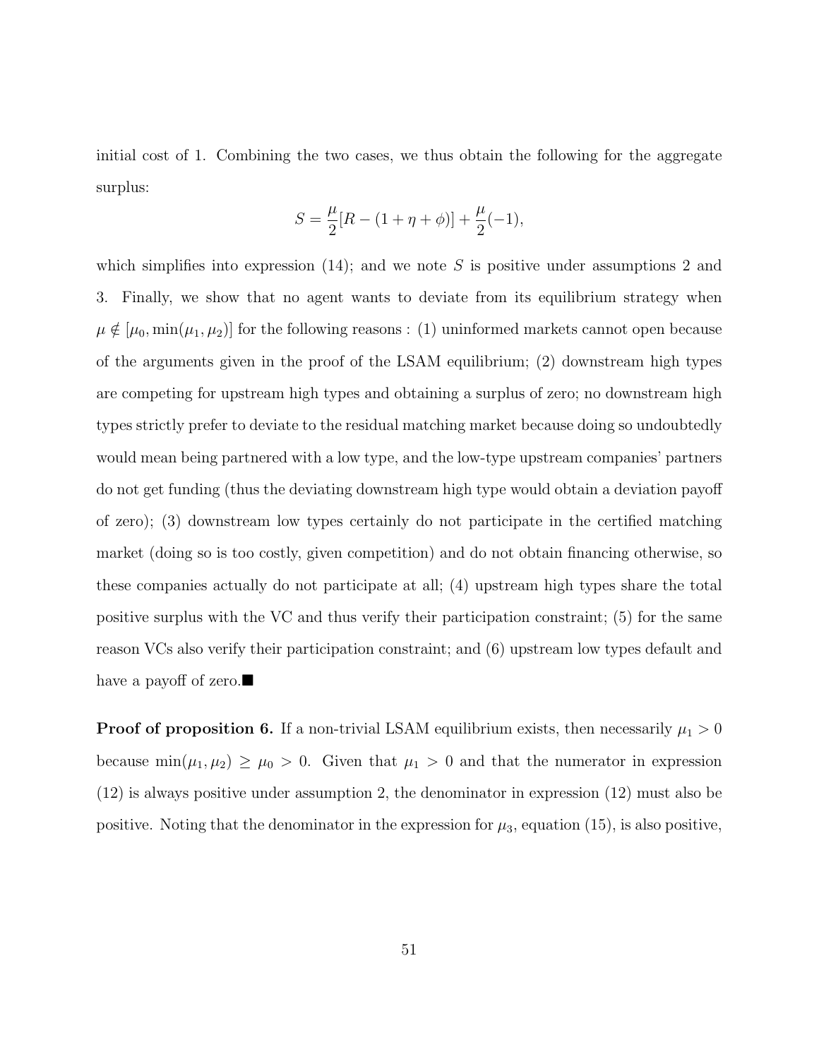initial cost of 1. Combining the two cases, we thus obtain the following for the aggregate surplus:

$$S = \frac{\mu}{2}[R - (1 + \eta + \phi)] + \frac{\mu}{2}(-1),$$

which simplifies into expression (14); and we note $S$ is positive under assumptions 2 and 3. Finally, we show that no agent wants to deviate from its equilibrium strategy when $\mu \notin [\mu_0, \min(\mu_1, \mu_2)]$ for the following reasons : (1) uninformed markets cannot open because of the arguments given in the proof of the LSAM equilibrium; (2) downstream high types are competing for upstream high types and obtaining a surplus of zero; no downstream high types strictly prefer to deviate to the residual matching market because doing so undoubtedly would mean being partnered with a low type, and the low-type upstream companies' partners do not get funding (thus the deviating downstream high type would obtain a deviation payoff of zero); (3) downstream low types certainly do not participate in the certified matching market (doing so is too costly, given competition) and do not obtain financing otherwise, so these companies actually do not participate at all; (4) upstream high types share the total positive surplus with the VC and thus verify their participation constraint; (5) for the same reason VCs also verify their participation constraint; and (6) upstream low types default and have a payoff of zero.■

**Proof of proposition 6.** If a non-trivial LSAM equilibrium exists, then necessarily $\mu_1 > 0$ because $\min(\mu_1, \mu_2) \geq \mu_0 > 0$. Given that $\mu_1 > 0$ and that the numerator in expression (12) is always positive under assumption 2, the denominator in expression (12) must also be positive. Noting that the denominator in the expression for $\mu_3$, equation (15), is also positive,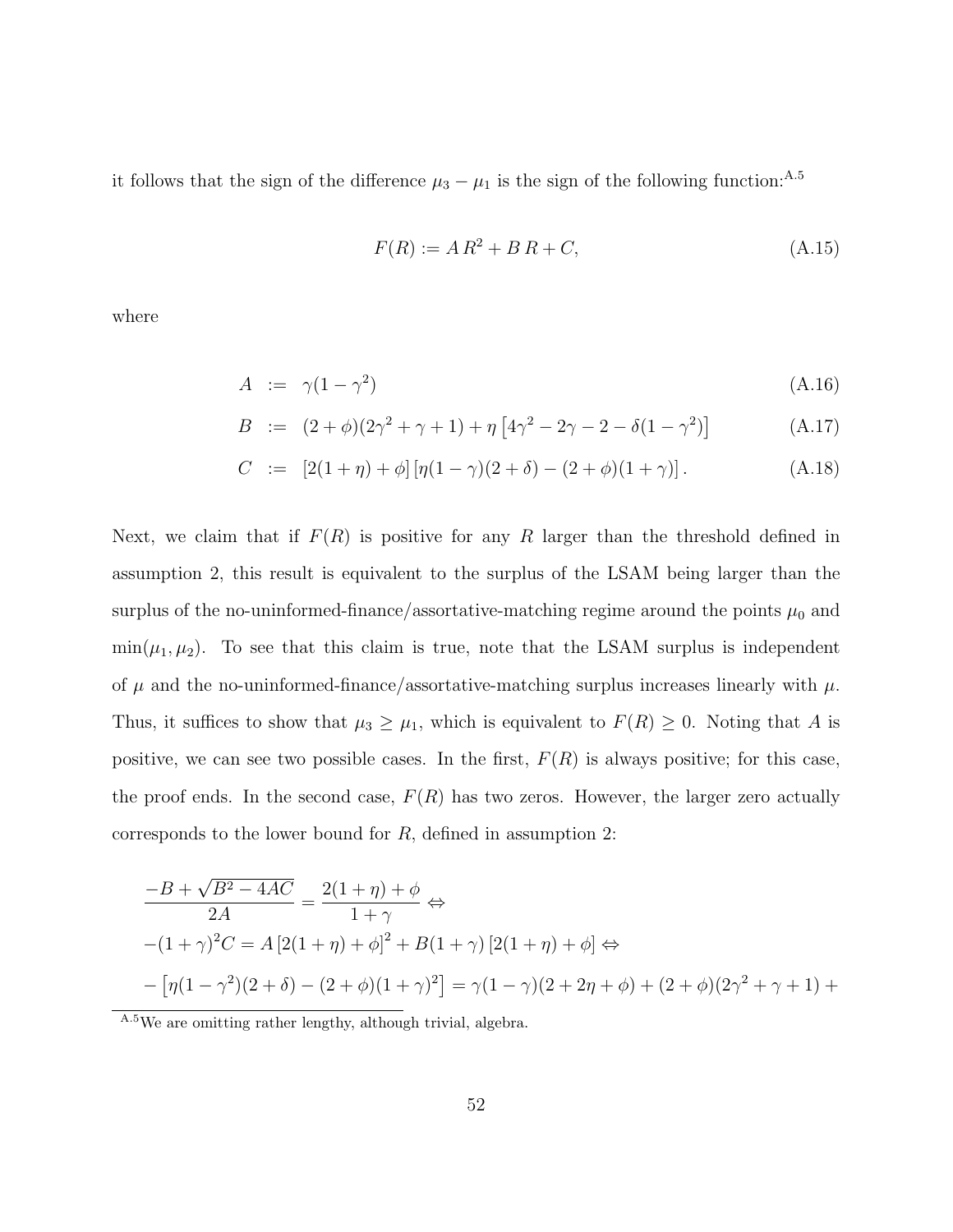it follows that the sign of the difference $\mu_3 - \mu_1$ is the sign of the following function:[A.5]

$$F(R) := A\,R^2 + B\,R + C, \tag{A.15}$$

where

$$A \;:=\; \gamma(1-\gamma^2) \tag{A.16}$$

$$B \;:=\; (2+\phi)(2\gamma^2+\gamma+1) + \eta\left[4\gamma^2 - 2\gamma - 2 - \delta(1-\gamma^2)\right] \tag{A.17}$$

$$C \;:=\; \left[2(1+\eta)+\phi\right]\left[\eta(1-\gamma)(2+\delta) - (2+\phi)(1+\gamma)\right]. \tag{A.18}$$

Next, we claim that if $F(R)$ is positive for any $R$ larger than the threshold defined in assumption 2, this result is equivalent to the surplus of the LSAM being larger than the surplus of the no-uninformed-finance/assortative-matching regime around the points $\mu_0$ and $\min(\mu_1, \mu_2)$. To see that this claim is true, note that the LSAM surplus is independent of $\mu$ and the no-uninformed-finance/assortative-matching surplus increases linearly with $\mu$. Thus, it suffices to show that $\mu_3 \geq \mu_1$, which is equivalent to $F(R) \geq 0$. Noting that $A$ is positive, we can see two possible cases. In the first, $F(R)$ is always positive; for this case, the proof ends. In the second case, $F(R)$ has two zeros. However, the larger zero actually corresponds to the lower bound for $R$, defined in assumption 2:

$$\frac{-B+\sqrt{B^2-4AC}}{2A} = \frac{2(1+\eta)+\phi}{1+\gamma} \Leftrightarrow$$

$$-(1+\gamma)^2 C = A\left[2(1+\eta)+\phi\right]^2 + B(1+\gamma)\left[2(1+\eta)+\phi\right] \Leftrightarrow$$

$$-\left[\eta(1-\gamma^2)(2+\delta) - (2+\phi)(1+\gamma)^2\right] = \gamma(1-\gamma)(2+2\eta+\phi) + (2+\phi)(2\gamma^2+\gamma+1) +$$

[A.5] We are omitting rather lengthy, although trivial, algebra.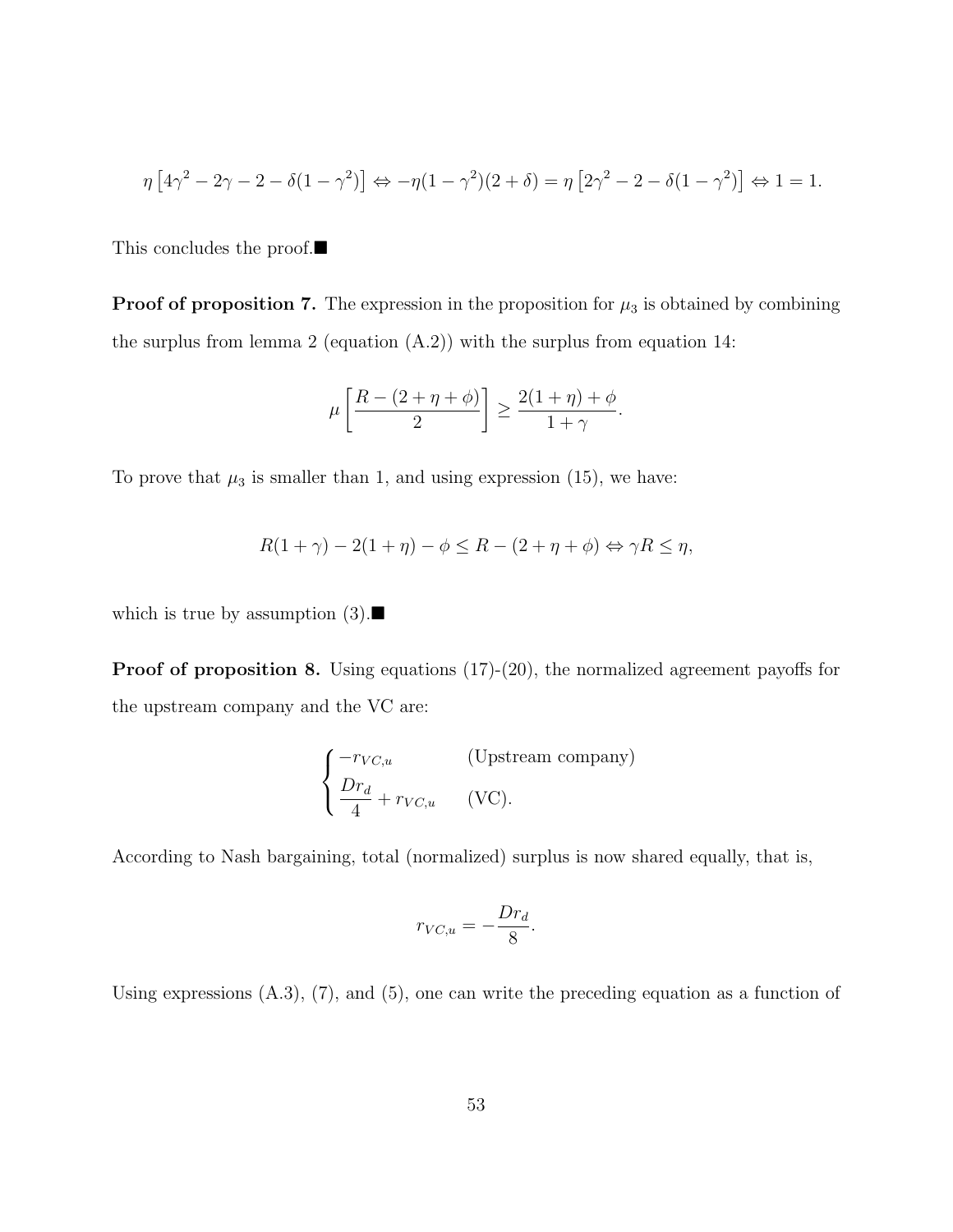$$\eta\left[4\gamma^2 - 2\gamma - 2 - \delta(1-\gamma^2)\right] \Leftrightarrow -\eta(1-\gamma^2)(2+\delta) = \eta\left[2\gamma^2 - 2 - \delta(1-\gamma^2)\right] \Leftrightarrow 1 = 1.$$

This concludes the proof.■

**Proof of proposition 7.** The expression in the proposition for $\mu_3$ is obtained by combining the surplus from lemma 2 (equation (A.2)) with the surplus from equation 14:

$$\mu\left[\frac{R-(2+\eta+\phi)}{2}\right] \geq \frac{2(1+\eta)+\phi}{1+\gamma}.$$

To prove that $\mu_3$ is smaller than 1, and using expression (15), we have:

$$R(1+\gamma) - 2(1+\eta) - \phi \leq R - (2+\eta+\phi) \Leftrightarrow \gamma R \leq \eta,$$

which is true by assumption (3).■

**Proof of proposition 8.** Using equations (17)-(20), the normalized agreement payoffs for the upstream company and the VC are:

$$\begin{cases} -r_{VC,u} & \text{(Upstream company)} \\ \dfrac{Dr_d}{4} + r_{VC,u} & \text{(VC).} \end{cases}$$

According to Nash bargaining, total (normalized) surplus is now shared equally, that is,

$$r_{VC,u} = -\frac{Dr_d}{8}.$$

Using expressions (A.3), (7), and (5), one can write the preceding equation as a function of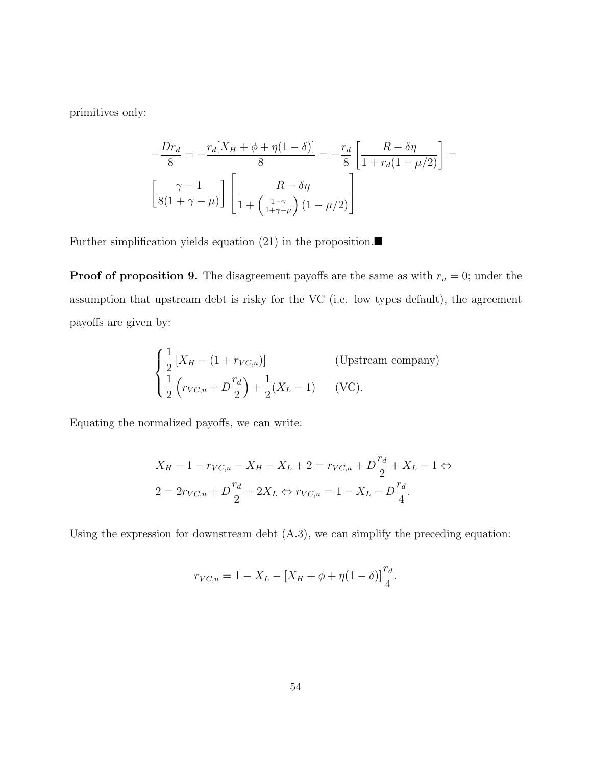primitives only:

$$
-\frac{Dr_d}{8} = -\frac{r_d[X_H + \phi + \eta(1-\delta)]}{8} = -\frac{r_d}{8}\left[\frac{R - \delta\eta}{1 + r_d(1-\mu/2)}\right] =
$$

$$
\left[\frac{\gamma - 1}{8(1+\gamma-\mu)}\right]\left[\frac{R - \delta\eta}{1 + \left(\frac{1-\gamma}{1+\gamma-\mu}\right)(1-\mu/2)}\right]
$$

Further simplification yields equation (21) in the proposition.■

**Proof of proposition 9.** The disagreement payoffs are the same as with $r_u = 0$; under the assumption that upstream debt is risky for the VC (i.e. low types default), the agreement payoffs are given by:

$$
\begin{cases}
\frac{1}{2}\left[X_H - (1 + r_{VC,u})\right] & \text{(Upstream company)} \\
\frac{1}{2}\left(r_{VC,u} + D\frac{r_d}{2}\right) + \frac{1}{2}(X_L - 1) & \text{(VC).}
\end{cases}
$$

Equating the normalized payoffs, we can write:

$$
\begin{aligned}
&X_H - 1 - r_{VC,u} - X_H - X_L + 2 = r_{VC,u} + D\frac{r_d}{2} + X_L - 1 \Leftrightarrow \\
&2 = 2r_{VC,u} + D\frac{r_d}{2} + 2X_L \Leftrightarrow r_{VC,u} = 1 - X_L - D\frac{r_d}{4}.
\end{aligned}
$$

Using the expression for downstream debt (A.3), we can simplify the preceding equation:

$$
r_{VC,u} = 1 - X_L - [X_H + \phi + \eta(1-\delta)]\frac{r_d}{4}.
$$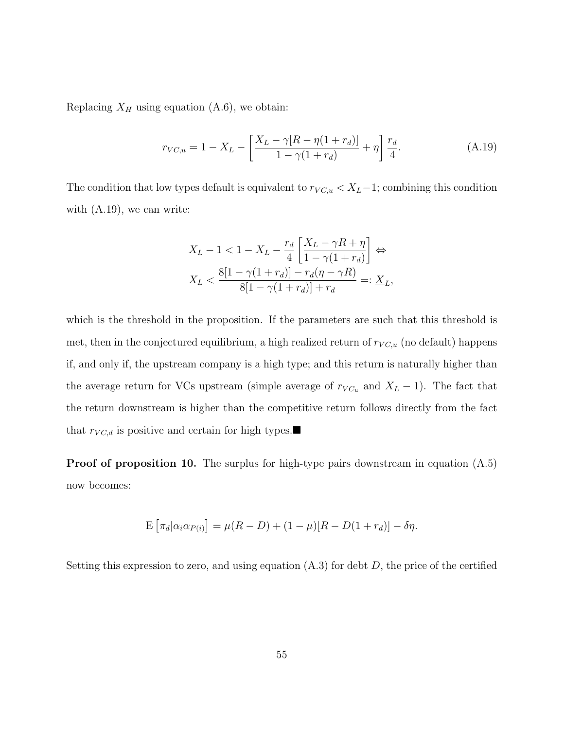Replacing $X_H$ using equation (A.6), we obtain:

$$r_{VC,u} = 1 - X_L - \left[\frac{X_L - \gamma[R - \eta(1+r_d)]}{1 - \gamma(1+r_d)} + \eta\right]\frac{r_d}{4}. \tag{A.19}$$

The condition that low types default is equivalent to $r_{VC,u} < X_L - 1$; combining this condition with (A.19), we can write:

$$X_L - 1 < 1 - X_L - \frac{r_d}{4}\left[\frac{X_L - \gamma R + \eta}{1 - \gamma(1+r_d)}\right] \Leftrightarrow$$
$$X_L < \frac{8[1-\gamma(1+r_d)] - r_d(\eta - \gamma R)}{8[1-\gamma(1+r_d)] + r_d} =: \underline{X}_L,$$

which is the threshold in the proposition. If the parameters are such that this threshold is met, then in the conjectured equilibrium, a high realized return of $r_{VC,u}$ (no default) happens if, and only if, the upstream company is a high type; and this return is naturally higher than the average return for VCs upstream (simple average of $r_{VC_u}$ and $X_L - 1$). The fact that the return downstream is higher than the competitive return follows directly from the fact that $r_{VC,d}$ is positive and certain for high types.■

**Proof of proposition 10.** The surplus for high-type pairs downstream in equation (A.5) now becomes:

$$\mathrm{E}\left[\pi_d | \alpha_i \alpha_{P(i)}\right] = \mu(R - D) + (1-\mu)[R - D(1+r_d)] - \delta\eta.$$

Setting this expression to zero, and using equation (A.3) for debt $D$, the price of the certified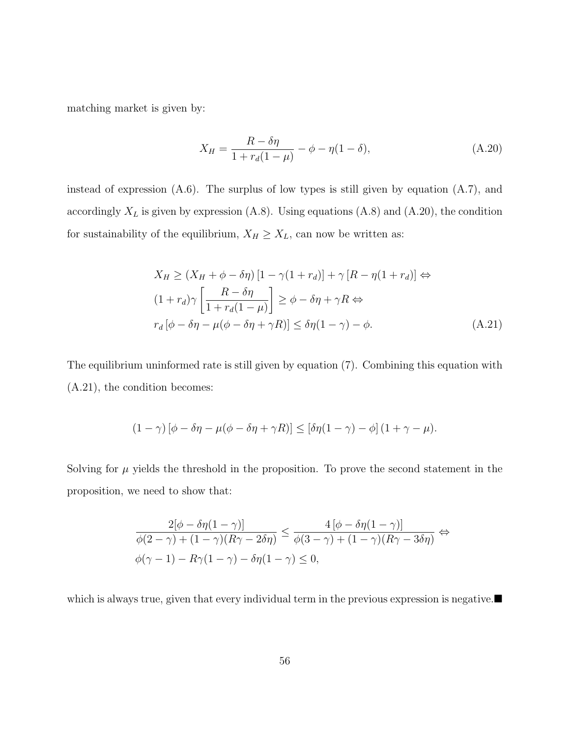matching market is given by:

$$X_H = \frac{R - \delta\eta}{1 + r_d(1-\mu)} - \phi - \eta(1-\delta), \tag{A.20}$$

instead of expression (A.6). The surplus of low types is still given by equation (A.7), and accordingly $X_L$ is given by expression (A.8). Using equations (A.8) and (A.20), the condition for sustainability of the equilibrium, $X_H \geq X_L$, can now be written as:

$$\begin{aligned}
&X_H \geq (X_H + \phi - \delta\eta)\left[1 - \gamma(1 + r_d)\right] + \gamma\left[R - \eta(1 + r_d)\right] \Leftrightarrow \\
&(1 + r_d)\gamma\left[\frac{R - \delta\eta}{1 + r_d(1-\mu)}\right] \geq \phi - \delta\eta + \gamma R \Leftrightarrow \\
&r_d\left[\phi - \delta\eta - \mu(\phi - \delta\eta + \gamma R)\right] \leq \delta\eta(1-\gamma) - \phi.
\end{aligned} \tag{A.21}$$

The equilibrium uninformed rate is still given by equation (7). Combining this equation with (A.21), the condition becomes:

$$(1-\gamma)\left[\phi - \delta\eta - \mu(\phi - \delta\eta + \gamma R)\right] \leq \left[\delta\eta(1-\gamma) - \phi\right](1 + \gamma - \mu).$$

Solving for $\mu$ yields the threshold in the proposition. To prove the second statement in the proposition, we need to show that:

$$\begin{aligned}
&\frac{2[\phi - \delta\eta(1-\gamma)]}{\phi(2-\gamma) + (1-\gamma)(R\gamma - 2\delta\eta)} \leq \frac{4\left[\phi - \delta\eta(1-\gamma)\right]}{\phi(3-\gamma) + (1-\gamma)(R\gamma - 3\delta\eta)} \Leftrightarrow \\
&\phi(\gamma - 1) - R\gamma(1-\gamma) - \delta\eta(1-\gamma) \leq 0,
\end{aligned}$$

which is always true, given that every individual term in the previous expression is negative.■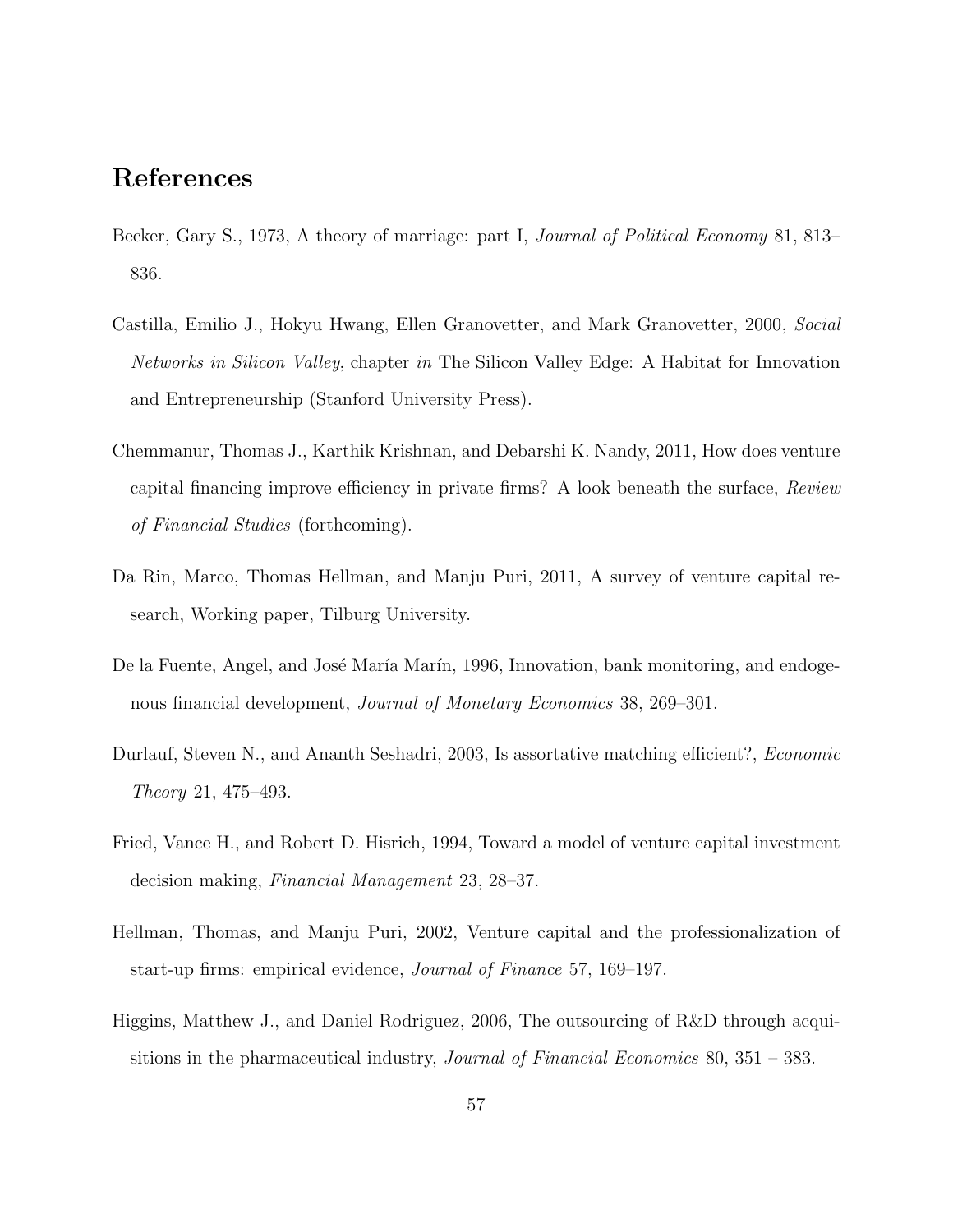# References

Becker, Gary S., 1973, A theory of marriage: part I, *Journal of Political Economy* 81, 813–836.

Castilla, Emilio J., Hokyu Hwang, Ellen Granovetter, and Mark Granovetter, 2000, *Social Networks in Silicon Valley*, chapter *in* The Silicon Valley Edge: A Habitat for Innovation and Entrepreneurship (Stanford University Press).

Chemmanur, Thomas J., Karthik Krishnan, and Debarshi K. Nandy, 2011, How does venture capital financing improve efficiency in private firms? A look beneath the surface, *Review of Financial Studies* (forthcoming).

Da Rin, Marco, Thomas Hellman, and Manju Puri, 2011, A survey of venture capital research, Working paper, Tilburg University.

De la Fuente, Angel, and José María Marín, 1996, Innovation, bank monitoring, and endogenous financial development, *Journal of Monetary Economics* 38, 269–301.

Durlauf, Steven N., and Ananth Seshadri, 2003, Is assortative matching efficient?, *Economic Theory* 21, 475–493.

Fried, Vance H., and Robert D. Hisrich, 1994, Toward a model of venture capital investment decision making, *Financial Management* 23, 28–37.

Hellman, Thomas, and Manju Puri, 2002, Venture capital and the professionalization of start-up firms: empirical evidence, *Journal of Finance* 57, 169–197.

Higgins, Matthew J., and Daniel Rodriguez, 2006, The outsourcing of R&D through acquisitions in the pharmaceutical industry, *Journal of Financial Economics* 80, 351 – 383.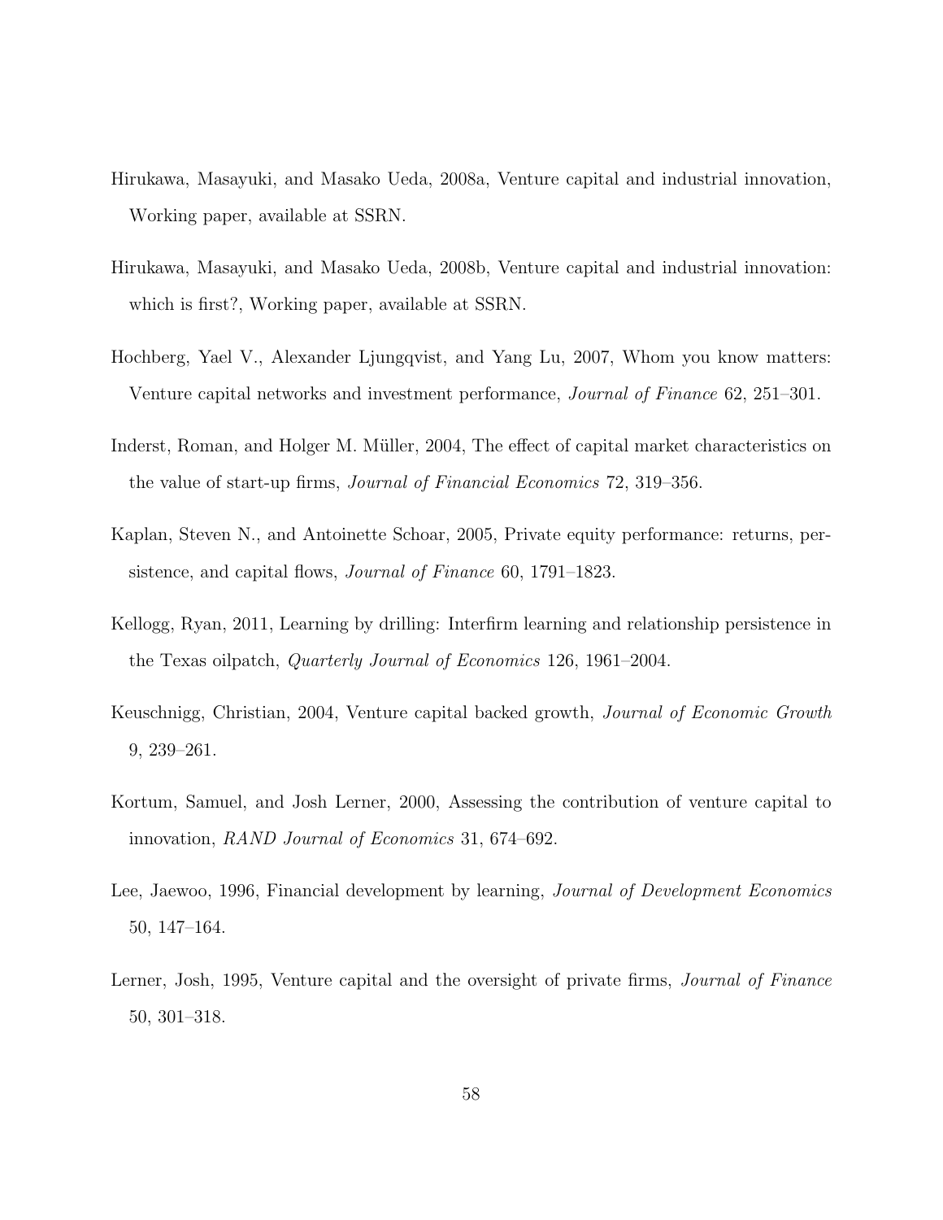Hirukawa, Masayuki, and Masako Ueda, 2008a, Venture capital and industrial innovation, Working paper, available at SSRN.

Hirukawa, Masayuki, and Masako Ueda, 2008b, Venture capital and industrial innovation: which is first?, Working paper, available at SSRN.

Hochberg, Yael V., Alexander Ljungqvist, and Yang Lu, 2007, Whom you know matters: Venture capital networks and investment performance, *Journal of Finance* 62, 251–301.

Inderst, Roman, and Holger M. Müller, 2004, The effect of capital market characteristics on the value of start-up firms, *Journal of Financial Economics* 72, 319–356.

Kaplan, Steven N., and Antoinette Schoar, 2005, Private equity performance: returns, persistence, and capital flows, *Journal of Finance* 60, 1791–1823.

Kellogg, Ryan, 2011, Learning by drilling: Interfirm learning and relationship persistence in the Texas oilpatch, *Quarterly Journal of Economics* 126, 1961–2004.

Keuschnigg, Christian, 2004, Venture capital backed growth, *Journal of Economic Growth* 9, 239–261.

Kortum, Samuel, and Josh Lerner, 2000, Assessing the contribution of venture capital to innovation, *RAND Journal of Economics* 31, 674–692.

Lee, Jaewoo, 1996, Financial development by learning, *Journal of Development Economics* 50, 147–164.

Lerner, Josh, 1995, Venture capital and the oversight of private firms, *Journal of Finance* 50, 301–318.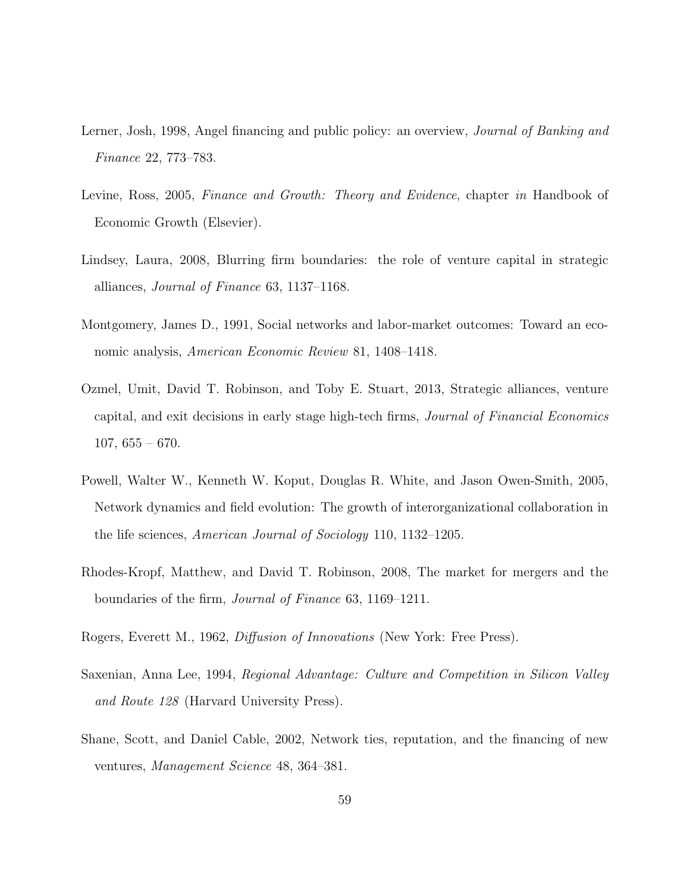Lerner, Josh, 1998, Angel financing and public policy: an overview, *Journal of Banking and Finance* 22, 773–783.

Levine, Ross, 2005, *Finance and Growth: Theory and Evidence*, chapter *in* Handbook of Economic Growth (Elsevier).

Lindsey, Laura, 2008, Blurring firm boundaries: the role of venture capital in strategic alliances, *Journal of Finance* 63, 1137–1168.

Montgomery, James D., 1991, Social networks and labor-market outcomes: Toward an economic analysis, *American Economic Review* 81, 1408–1418.

Ozmel, Umit, David T. Robinson, and Toby E. Stuart, 2013, Strategic alliances, venture capital, and exit decisions in early stage high-tech firms, *Journal of Financial Economics* 107, 655 – 670.

Powell, Walter W., Kenneth W. Koput, Douglas R. White, and Jason Owen-Smith, 2005, Network dynamics and field evolution: The growth of interorganizational collaboration in the life sciences, *American Journal of Sociology* 110, 1132–1205.

Rhodes-Kropf, Matthew, and David T. Robinson, 2008, The market for mergers and the boundaries of the firm, *Journal of Finance* 63, 1169–1211.

Rogers, Everett M., 1962, *Diffusion of Innovations* (New York: Free Press).

Saxenian, Anna Lee, 1994, *Regional Advantage: Culture and Competition in Silicon Valley and Route 128* (Harvard University Press).

Shane, Scott, and Daniel Cable, 2002, Network ties, reputation, and the financing of new ventures, *Management Science* 48, 364–381.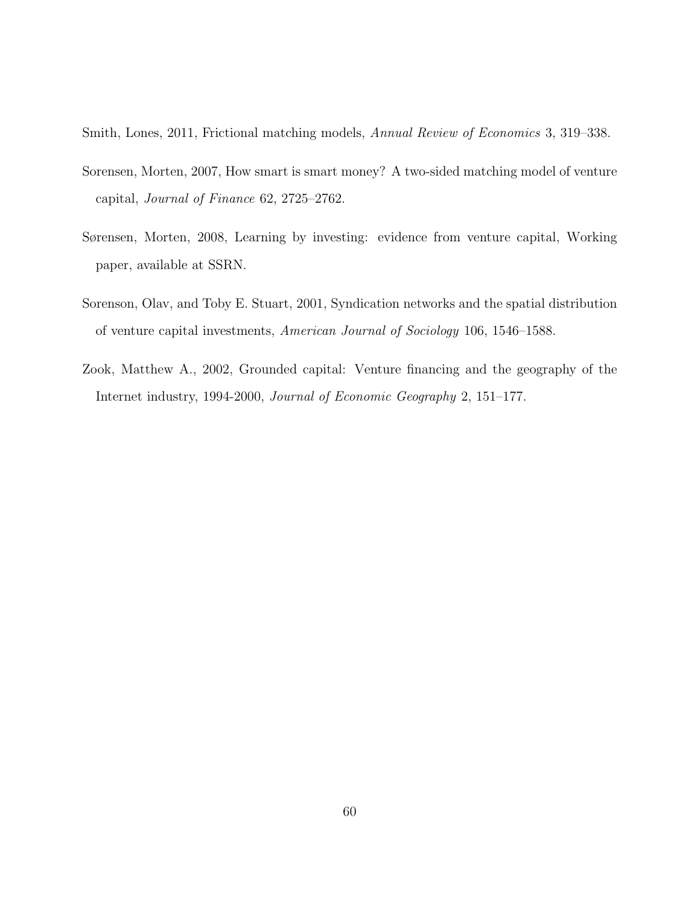Smith, Lones, 2011, Frictional matching models, *Annual Review of Economics* 3, 319–338.

Sorensen, Morten, 2007, How smart is smart money? A two-sided matching model of venture capital, *Journal of Finance* 62, 2725–2762.

Sørensen, Morten, 2008, Learning by investing: evidence from venture capital, Working paper, available at SSRN.

Sorenson, Olav, and Toby E. Stuart, 2001, Syndication networks and the spatial distribution of venture capital investments, *American Journal of Sociology* 106, 1546–1588.

Zook, Matthew A., 2002, Grounded capital: Venture financing and the geography of the Internet industry, 1994-2000, *Journal of Economic Geography* 2, 151–177.